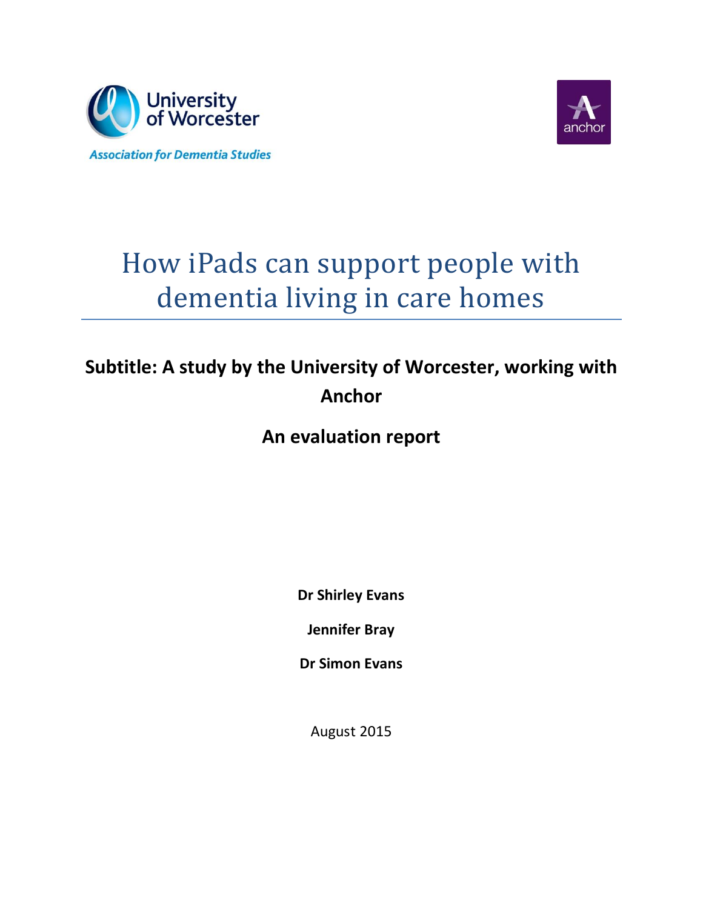University of Worcester

*Association for Dementia Studies*

anchor

# How iPads can support people with dementia living in care homes

**Subtitle: A study by the University of Worcester, working with Anchor**

**An evaluation report**

**Dr Shirley Evans**

**Jennifer Bray**

**Dr Simon Evans**

August 2015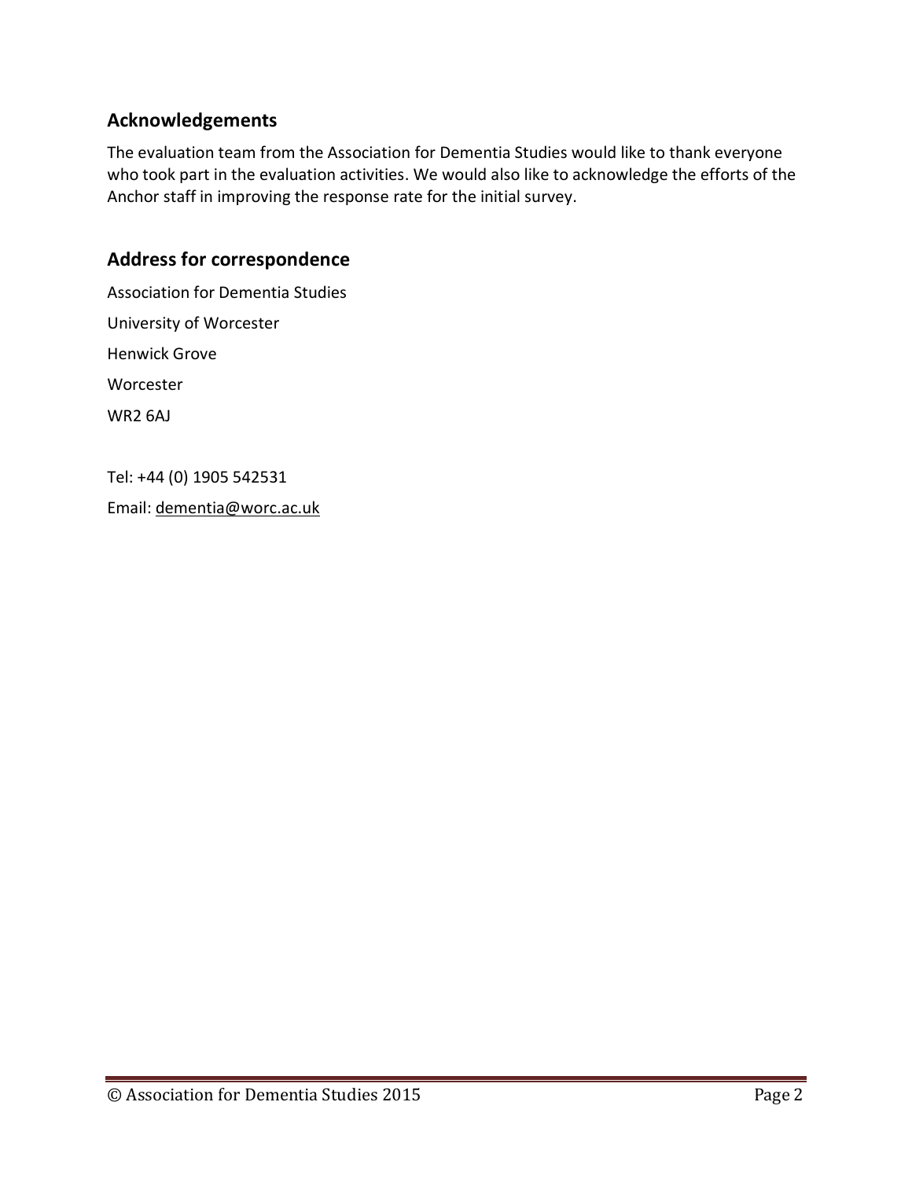## Acknowledgements

The evaluation team from the Association for Dementia Studies would like to thank everyone who took part in the evaluation activities. We would also like to acknowledge the efforts of the Anchor staff in improving the response rate for the initial survey.

## Address for correspondence

Association for Dementia Studies

University of Worcester

Henwick Grove

Worcester

WR2 6AJ

Tel: +44 (0) 1905 542531

Email: dementia@worc.ac.uk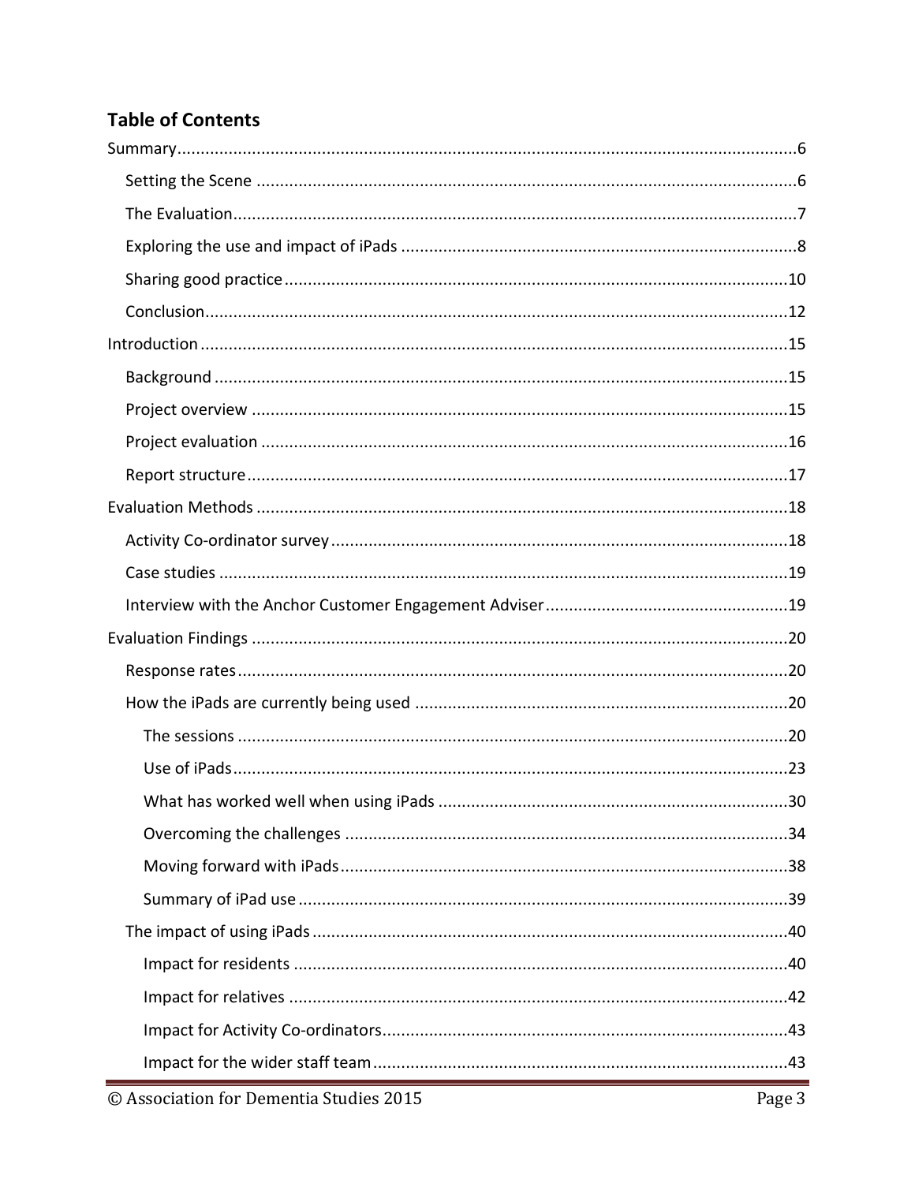## Table of Contents

- Summary ... 6
  - Setting the Scene ... 6
  - The Evaluation ... 7
  - Exploring the use and impact of iPads ... 8
  - Sharing good practice ... 10
  - Conclusion ... 12
- Introduction ... 15
  - Background ... 15
  - Project overview ... 15
  - Project evaluation ... 16
  - Report structure ... 17
- Evaluation Methods ... 18
  - Activity Co-ordinator survey ... 18
  - Case studies ... 19
  - Interview with the Anchor Customer Engagement Adviser ... 19
- Evaluation Findings ... 20
  - Response rates ... 20
  - How the iPads are currently being used ... 20
    - The sessions ... 20
    - Use of iPads ... 23
    - What has worked well when using iPads ... 30
    - Overcoming the challenges ... 34
    - Moving forward with iPads ... 38
    - Summary of iPad use ... 39
  - The impact of using iPads ... 40
    - Impact for residents ... 40
    - Impact for relatives ... 42
    - Impact for Activity Co-ordinators ... 43
    - Impact for the wider staff team ... 43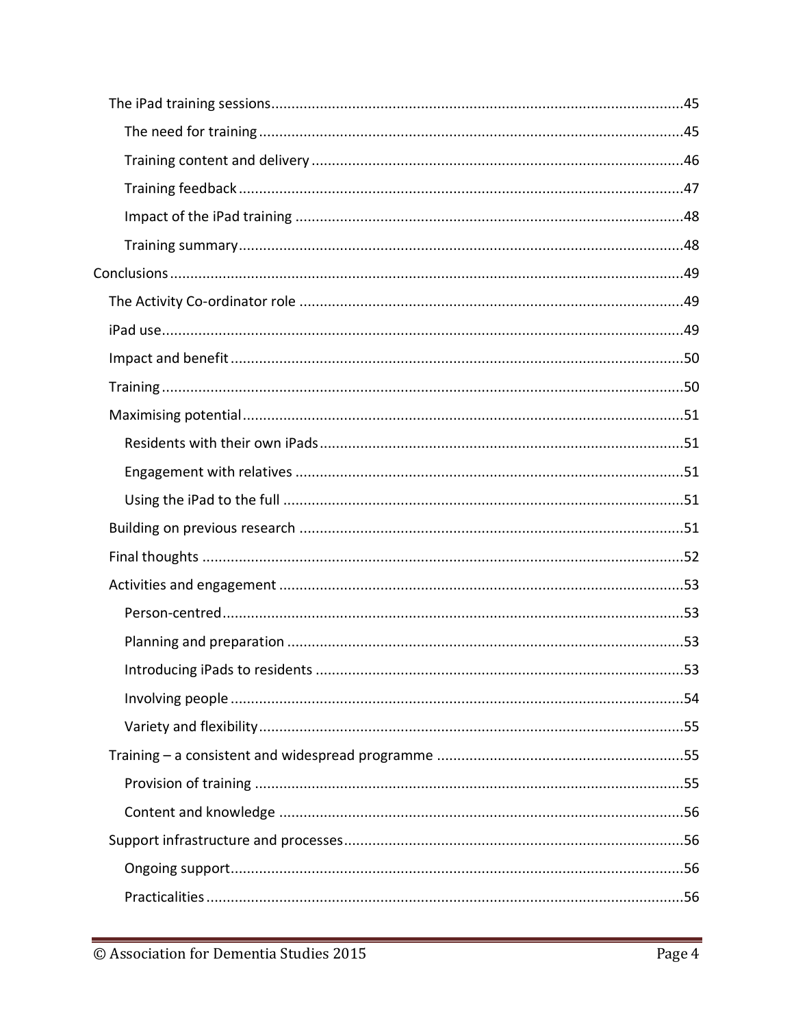- The iPad training sessions ............................................................ 45
    - The need for training ............................................................ 45
    - Training content and delivery ............................................................ 46
    - Training feedback ............................................................ 47
    - Impact of the iPad training ............................................................ 48
    - Training summary ............................................................ 48
- Conclusions ............................................................ 49
    - The Activity Co-ordinator role ............................................................ 49
    - iPad use ............................................................ 49
    - Impact and benefit ............................................................ 50
    - Training ............................................................ 50
    - Maximising potential ............................................................ 51
        - Residents with their own iPads ............................................................ 51
        - Engagement with relatives ............................................................ 51
        - Using the iPad to the full ............................................................ 51
    - Building on previous research ............................................................ 51
    - Final thoughts ............................................................ 52
    - Activities and engagement ............................................................ 53
        - Person-centred ............................................................ 53
        - Planning and preparation ............................................................ 53
        - Introducing iPads to residents ............................................................ 53
        - Involving people ............................................................ 54
        - Variety and flexibility ............................................................ 55
    - Training – a consistent and widespread programme ............................................................ 55
        - Provision of training ............................................................ 55
        - Content and knowledge ............................................................ 56
    - Support infrastructure and processes ............................................................ 56
        - Ongoing support ............................................................ 56
        - Practicalities ............................................................ 56

© Association for Dementia Studies 2015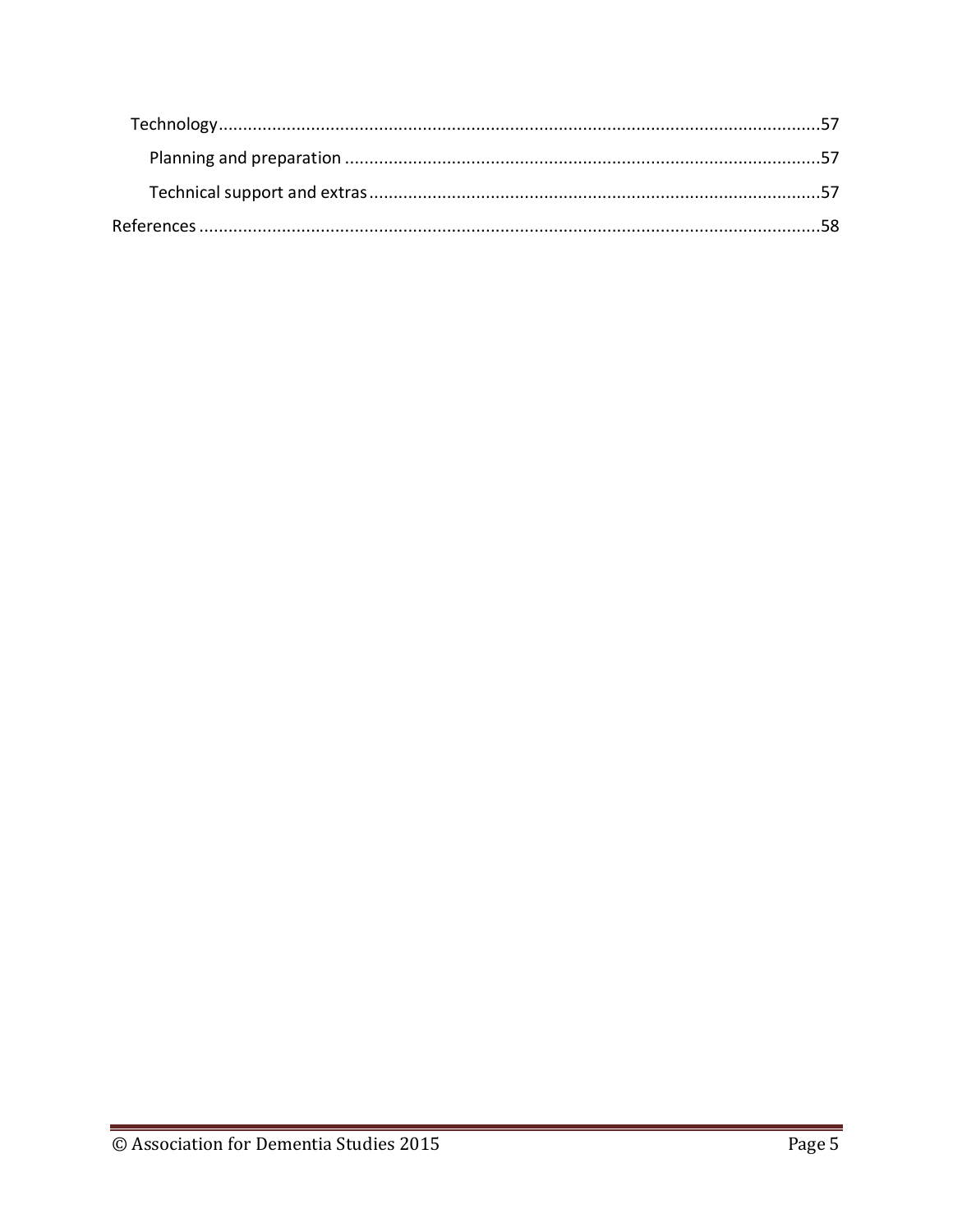- Technology ..........57
  - Planning and preparation ..........57
  - Technical support and extras ..........57
- References ..........58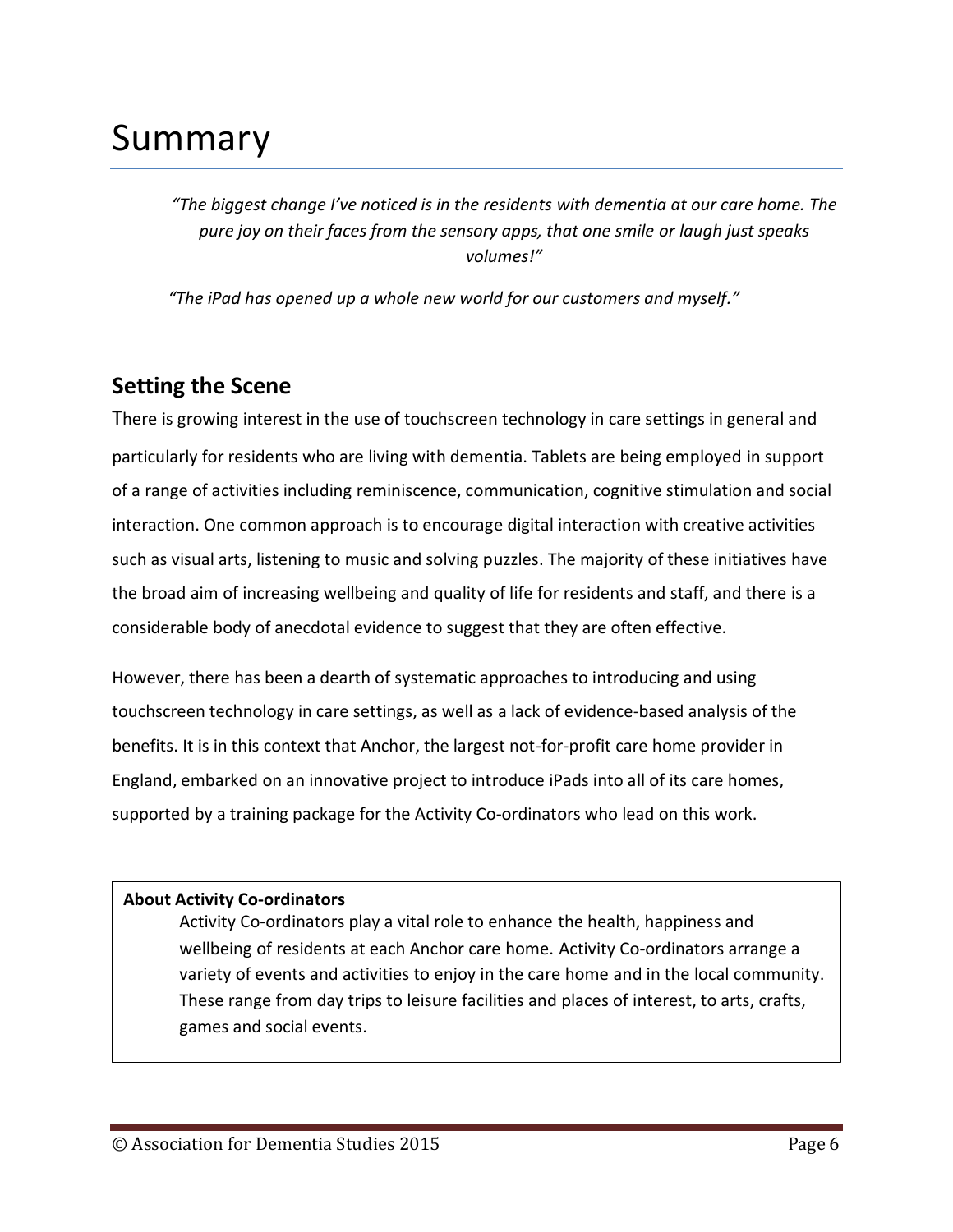# Summary

*"The biggest change I've noticed is in the residents with dementia at our care home. The pure joy on their faces from the sensory apps, that one smile or laugh just speaks volumes!"*

*"The iPad has opened up a whole new world for our customers and myself."*

## Setting the Scene

There is growing interest in the use of touchscreen technology in care settings in general and particularly for residents who are living with dementia. Tablets are being employed in support of a range of activities including reminiscence, communication, cognitive stimulation and social interaction. One common approach is to encourage digital interaction with creative activities such as visual arts, listening to music and solving puzzles. The majority of these initiatives have the broad aim of increasing wellbeing and quality of life for residents and staff, and there is a considerable body of anecdotal evidence to suggest that they are often effective.

However, there has been a dearth of systematic approaches to introducing and using touchscreen technology in care settings, as well as a lack of evidence-based analysis of the benefits. It is in this context that Anchor, the largest not-for-profit care home provider in England, embarked on an innovative project to introduce iPads into all of its care homes, supported by a training package for the Activity Co-ordinators who lead on this work.

**About Activity Co-ordinators**

Activity Co-ordinators play a vital role to enhance the health, happiness and wellbeing of residents at each Anchor care home. Activity Co-ordinators arrange a variety of events and activities to enjoy in the care home and in the local community. These range from day trips to leisure facilities and places of interest, to arts, crafts, games and social events.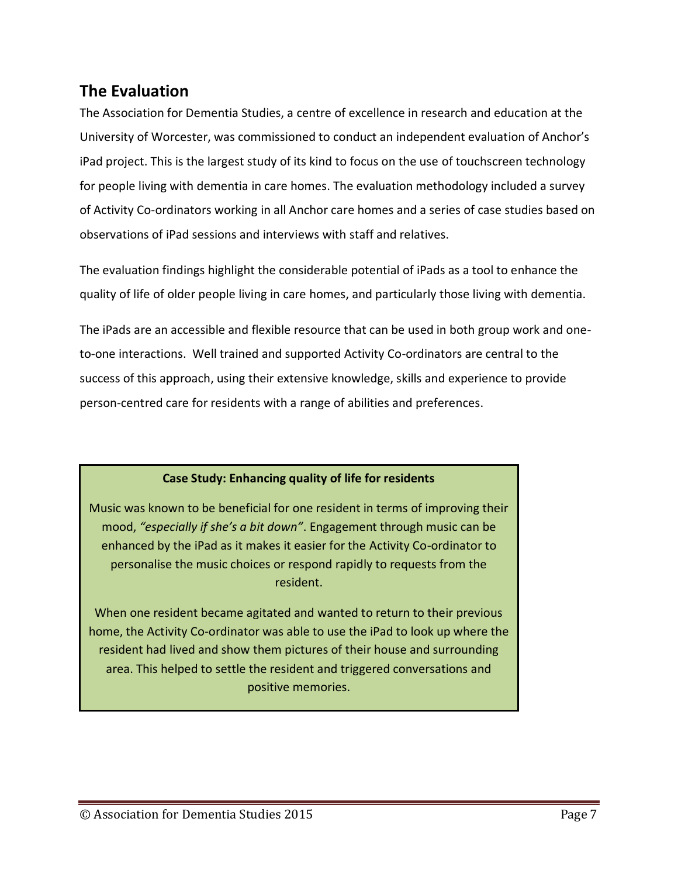## The Evaluation

The Association for Dementia Studies, a centre of excellence in research and education at the University of Worcester, was commissioned to conduct an independent evaluation of Anchor's iPad project. This is the largest study of its kind to focus on the use of touchscreen technology for people living with dementia in care homes. The evaluation methodology included a survey of Activity Co-ordinators working in all Anchor care homes and a series of case studies based on observations of iPad sessions and interviews with staff and relatives.

The evaluation findings highlight the considerable potential of iPads as a tool to enhance the quality of life of older people living in care homes, and particularly those living with dementia.

The iPads are an accessible and flexible resource that can be used in both group work and one-to-one interactions. Well trained and supported Activity Co-ordinators are central to the success of this approach, using their extensive knowledge, skills and experience to provide person-centred care for residents with a range of abilities and preferences.

**Case Study: Enhancing quality of life for residents**

Music was known to be beneficial for one resident in terms of improving their mood, *"especially if she's a bit down"*. Engagement through music can be enhanced by the iPad as it makes it easier for the Activity Co-ordinator to personalise the music choices or respond rapidly to requests from the resident.

When one resident became agitated and wanted to return to their previous home, the Activity Co-ordinator was able to use the iPad to look up where the resident had lived and show them pictures of their house and surrounding area. This helped to settle the resident and triggered conversations and positive memories.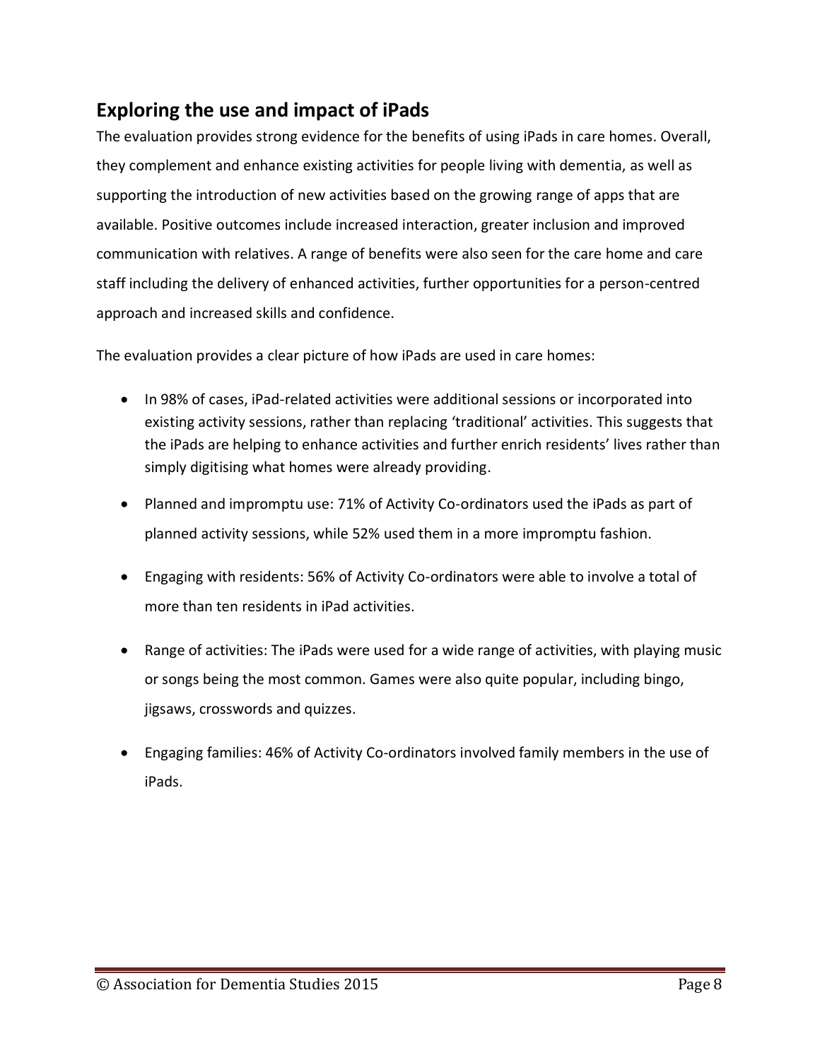## Exploring the use and impact of iPads

The evaluation provides strong evidence for the benefits of using iPads in care homes. Overall, they complement and enhance existing activities for people living with dementia, as well as supporting the introduction of new activities based on the growing range of apps that are available. Positive outcomes include increased interaction, greater inclusion and improved communication with relatives. A range of benefits were also seen for the care home and care staff including the delivery of enhanced activities, further opportunities for a person-centred approach and increased skills and confidence.

The evaluation provides a clear picture of how iPads are used in care homes:

- In 98% of cases, iPad-related activities were additional sessions or incorporated into existing activity sessions, rather than replacing 'traditional' activities. This suggests that the iPads are helping to enhance activities and further enrich residents' lives rather than simply digitising what homes were already providing.
- Planned and impromptu use: 71% of Activity Co-ordinators used the iPads as part of planned activity sessions, while 52% used them in a more impromptu fashion.
- Engaging with residents: 56% of Activity Co-ordinators were able to involve a total of more than ten residents in iPad activities.
- Range of activities: The iPads were used for a wide range of activities, with playing music or songs being the most common. Games were also quite popular, including bingo, jigsaws, crosswords and quizzes.
- Engaging families: 46% of Activity Co-ordinators involved family members in the use of iPads.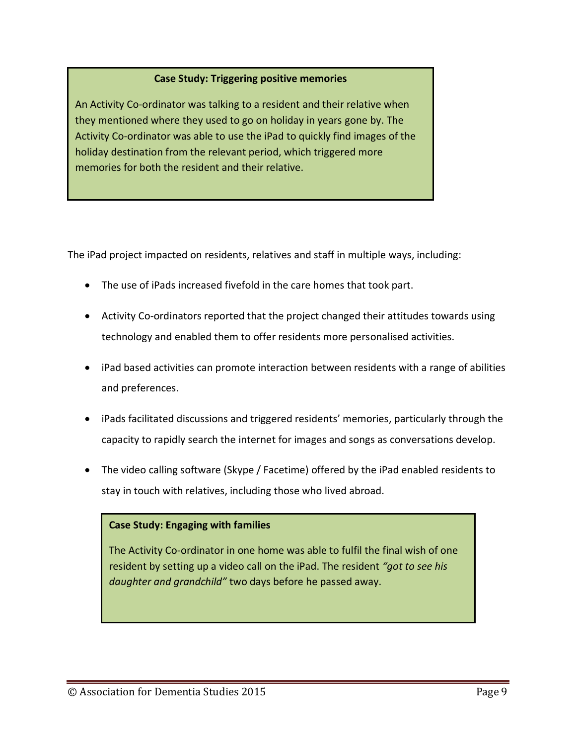**Case Study: Triggering positive memories**

An Activity Co-ordinator was talking to a resident and their relative when they mentioned where they used to go on holiday in years gone by. The Activity Co-ordinator was able to use the iPad to quickly find images of the holiday destination from the relevant period, which triggered more memories for both the resident and their relative.

The iPad project impacted on residents, relatives and staff in multiple ways, including:

- The use of iPads increased fivefold in the care homes that took part.
- Activity Co-ordinators reported that the project changed their attitudes towards using technology and enabled them to offer residents more personalised activities.
- iPad based activities can promote interaction between residents with a range of abilities and preferences.
- iPads facilitated discussions and triggered residents' memories, particularly through the capacity to rapidly search the internet for images and songs as conversations develop.
- The video calling software (Skype / Facetime) offered by the iPad enabled residents to stay in touch with relatives, including those who lived abroad.

**Case Study: Engaging with families**

The Activity Co-ordinator in one home was able to fulfil the final wish of one resident by setting up a video call on the iPad. The resident *"got to see his daughter and grandchild"* two days before he passed away.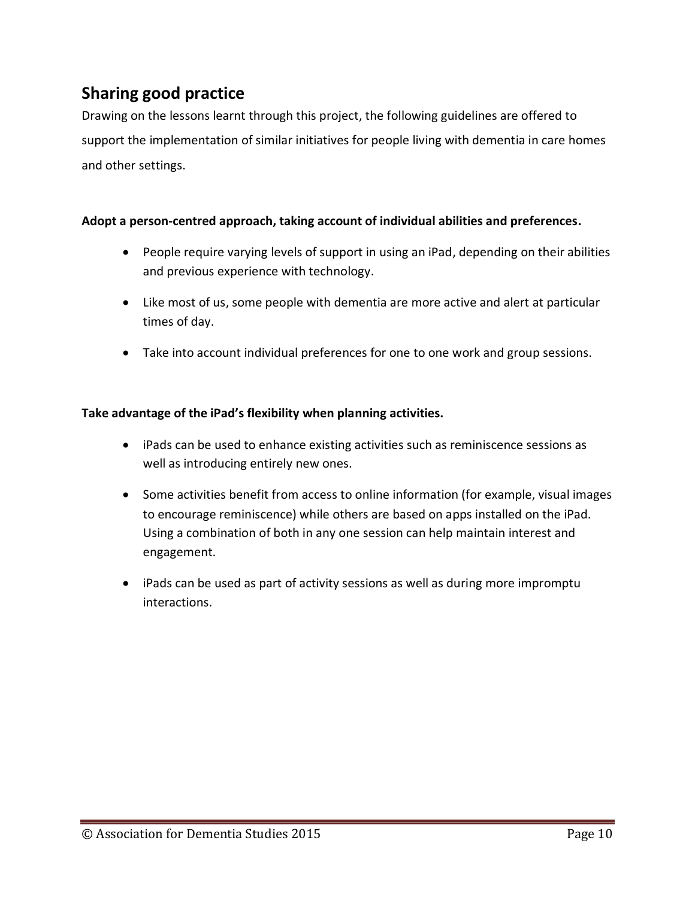## Sharing good practice

Drawing on the lessons learnt through this project, the following guidelines are offered to support the implementation of similar initiatives for people living with dementia in care homes and other settings.

**Adopt a person-centred approach, taking account of individual abilities and preferences.**

- People require varying levels of support in using an iPad, depending on their abilities and previous experience with technology.
- Like most of us, some people with dementia are more active and alert at particular times of day.
- Take into account individual preferences for one to one work and group sessions.

**Take advantage of the iPad's flexibility when planning activities.**

- iPads can be used to enhance existing activities such as reminiscence sessions as well as introducing entirely new ones.
- Some activities benefit from access to online information (for example, visual images to encourage reminiscence) while others are based on apps installed on the iPad. Using a combination of both in any one session can help maintain interest and engagement.
- iPads can be used as part of activity sessions as well as during more impromptu interactions.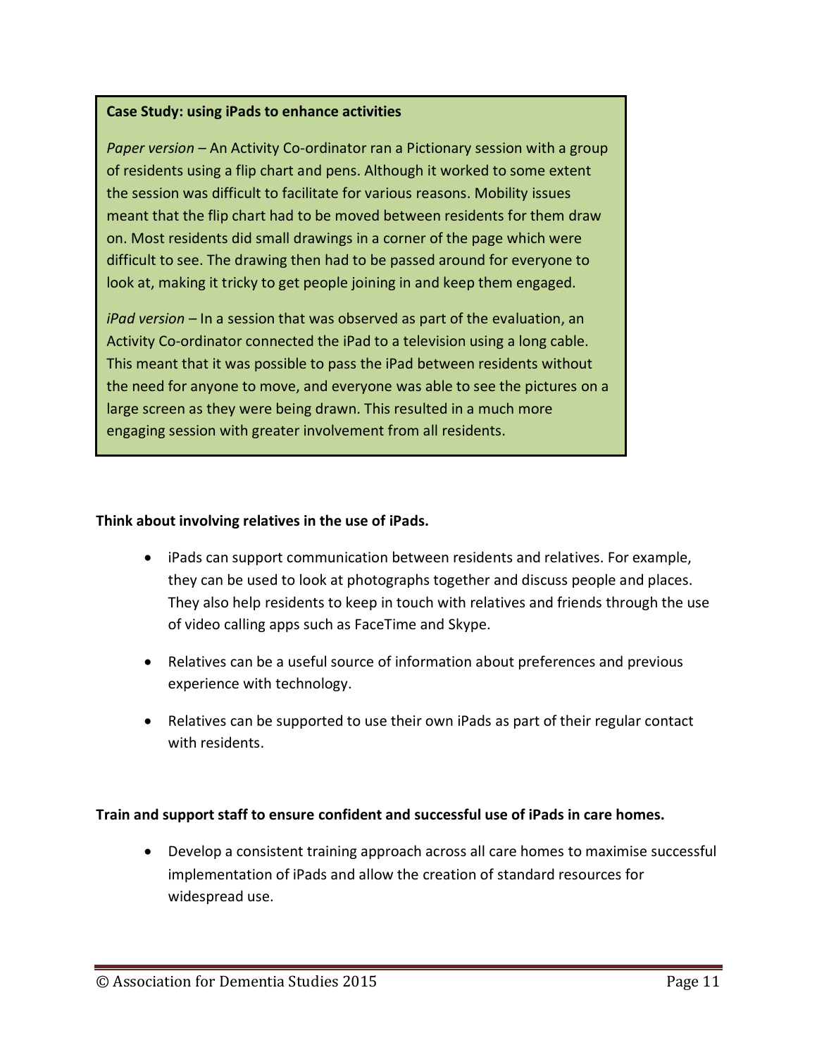**Case Study: using iPads to enhance activities**

*Paper version* – An Activity Co-ordinator ran a Pictionary session with a group of residents using a flip chart and pens. Although it worked to some extent the session was difficult to facilitate for various reasons. Mobility issues meant that the flip chart had to be moved between residents for them draw on. Most residents did small drawings in a corner of the page which were difficult to see. The drawing then had to be passed around for everyone to look at, making it tricky to get people joining in and keep them engaged.

*iPad version* – In a session that was observed as part of the evaluation, an Activity Co-ordinator connected the iPad to a television using a long cable. This meant that it was possible to pass the iPad between residents without the need for anyone to move, and everyone was able to see the pictures on a large screen as they were being drawn. This resulted in a much more engaging session with greater involvement from all residents.

**Think about involving relatives in the use of iPads.**

- iPads can support communication between residents and relatives. For example, they can be used to look at photographs together and discuss people and places. They also help residents to keep in touch with relatives and friends through the use of video calling apps such as FaceTime and Skype.
- Relatives can be a useful source of information about preferences and previous experience with technology.
- Relatives can be supported to use their own iPads as part of their regular contact with residents.

**Train and support staff to ensure confident and successful use of iPads in care homes.**

- Develop a consistent training approach across all care homes to maximise successful implementation of iPads and allow the creation of standard resources for widespread use.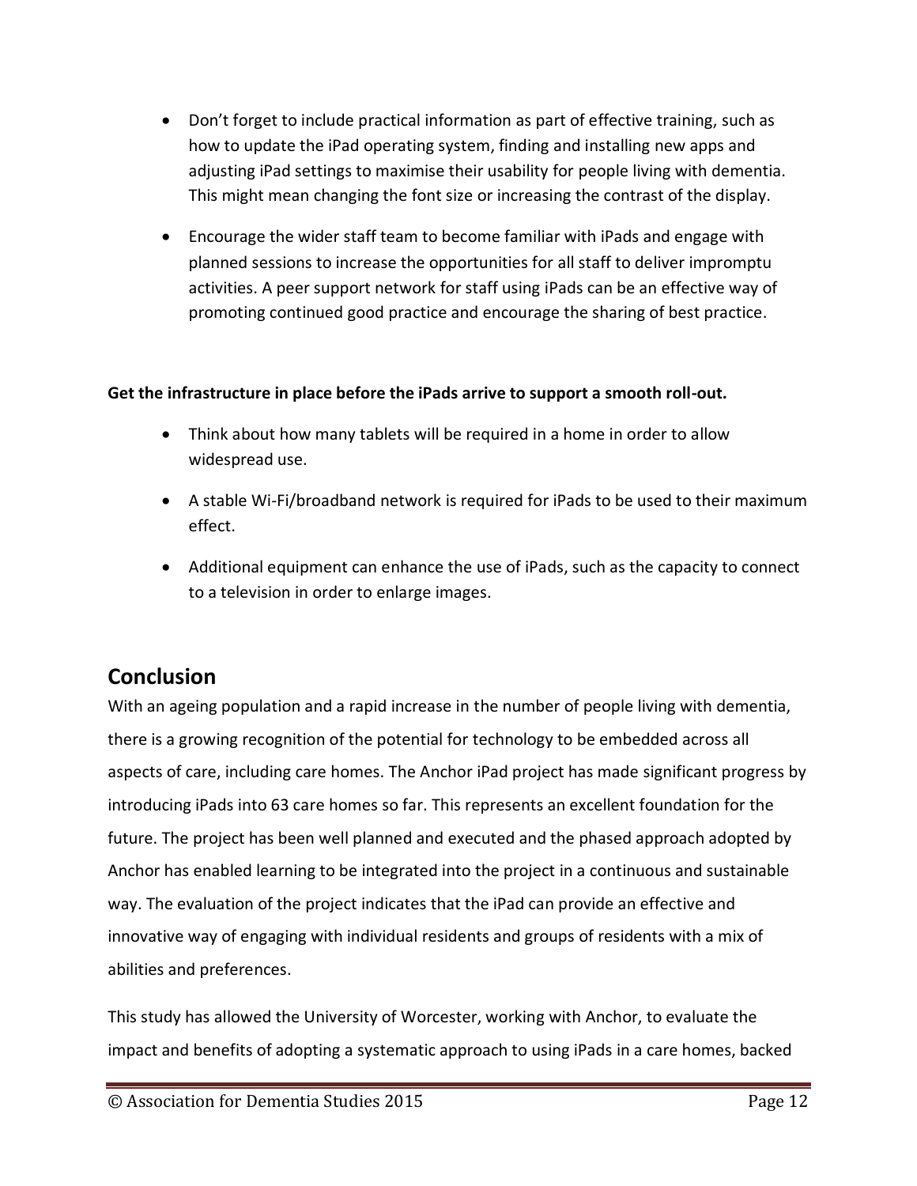- Don't forget to include practical information as part of effective training, such as how to update the iPad operating system, finding and installing new apps and adjusting iPad settings to maximise their usability for people living with dementia. This might mean changing the font size or increasing the contrast of the display.

- Encourage the wider staff team to become familiar with iPads and engage with planned sessions to increase the opportunities for all staff to deliver impromptu activities. A peer support network for staff using iPads can be an effective way of promoting continued good practice and encourage the sharing of best practice.

**Get the infrastructure in place before the iPads arrive to support a smooth roll-out.**

- Think about how many tablets will be required in a home in order to allow widespread use.

- A stable Wi-Fi/broadband network is required for iPads to be used to their maximum effect.

- Additional equipment can enhance the use of iPads, such as the capacity to connect to a television in order to enlarge images.

## Conclusion

With an ageing population and a rapid increase in the number of people living with dementia, there is a growing recognition of the potential for technology to be embedded across all aspects of care, including care homes. The Anchor iPad project has made significant progress by introducing iPads into 63 care homes so far. This represents an excellent foundation for the future. The project has been well planned and executed and the phased approach adopted by Anchor has enabled learning to be integrated into the project in a continuous and sustainable way. The evaluation of the project indicates that the iPad can provide an effective and innovative way of engaging with individual residents and groups of residents with a mix of abilities and preferences.

This study has allowed the University of Worcester, working with Anchor, to evaluate the impact and benefits of adopting a systematic approach to using iPads in a care homes, backed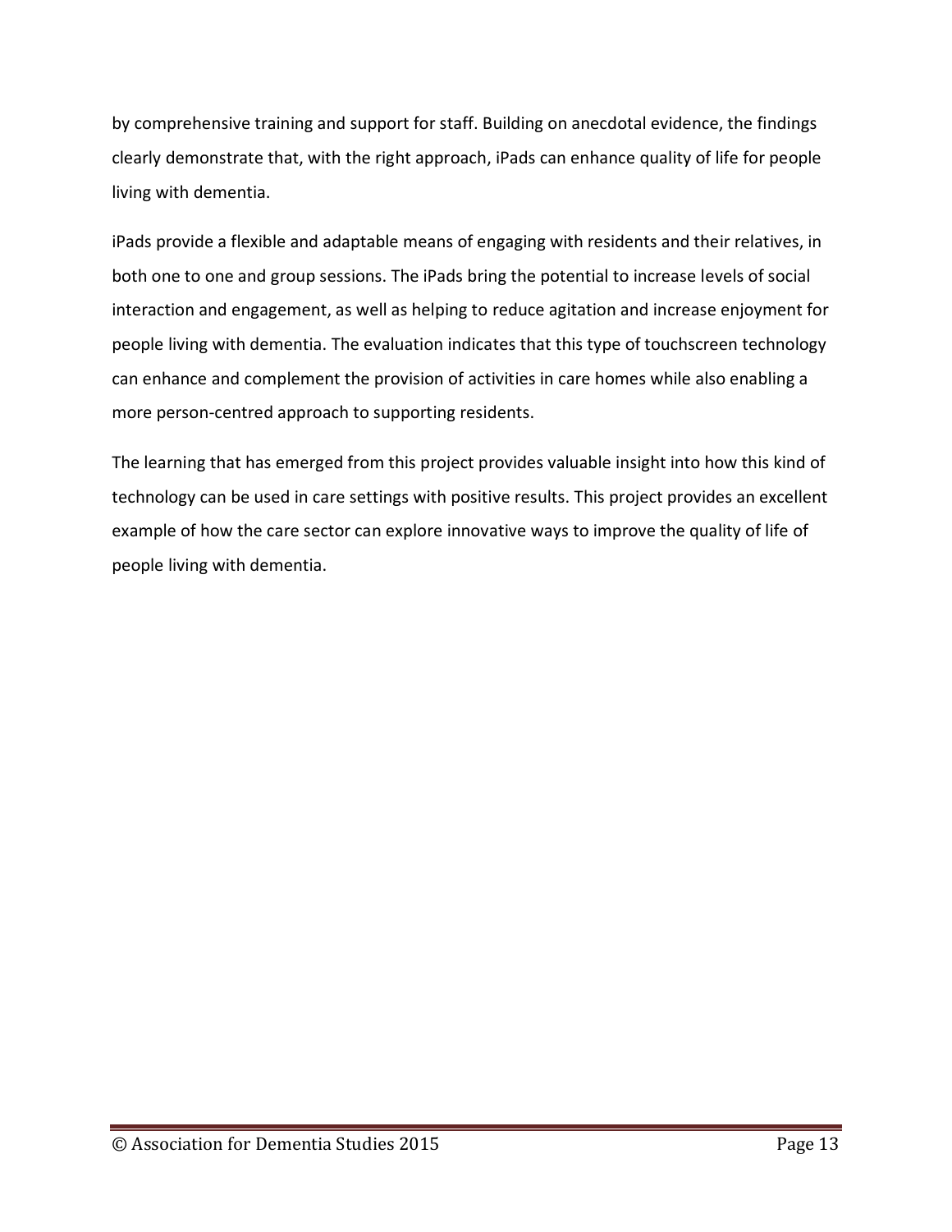by comprehensive training and support for staff. Building on anecdotal evidence, the findings clearly demonstrate that, with the right approach, iPads can enhance quality of life for people living with dementia.

iPads provide a flexible and adaptable means of engaging with residents and their relatives, in both one to one and group sessions. The iPads bring the potential to increase levels of social interaction and engagement, as well as helping to reduce agitation and increase enjoyment for people living with dementia. The evaluation indicates that this type of touchscreen technology can enhance and complement the provision of activities in care homes while also enabling a more person-centred approach to supporting residents.

The learning that has emerged from this project provides valuable insight into how this kind of technology can be used in care settings with positive results. This project provides an excellent example of how the care sector can explore innovative ways to improve the quality of life of people living with dementia.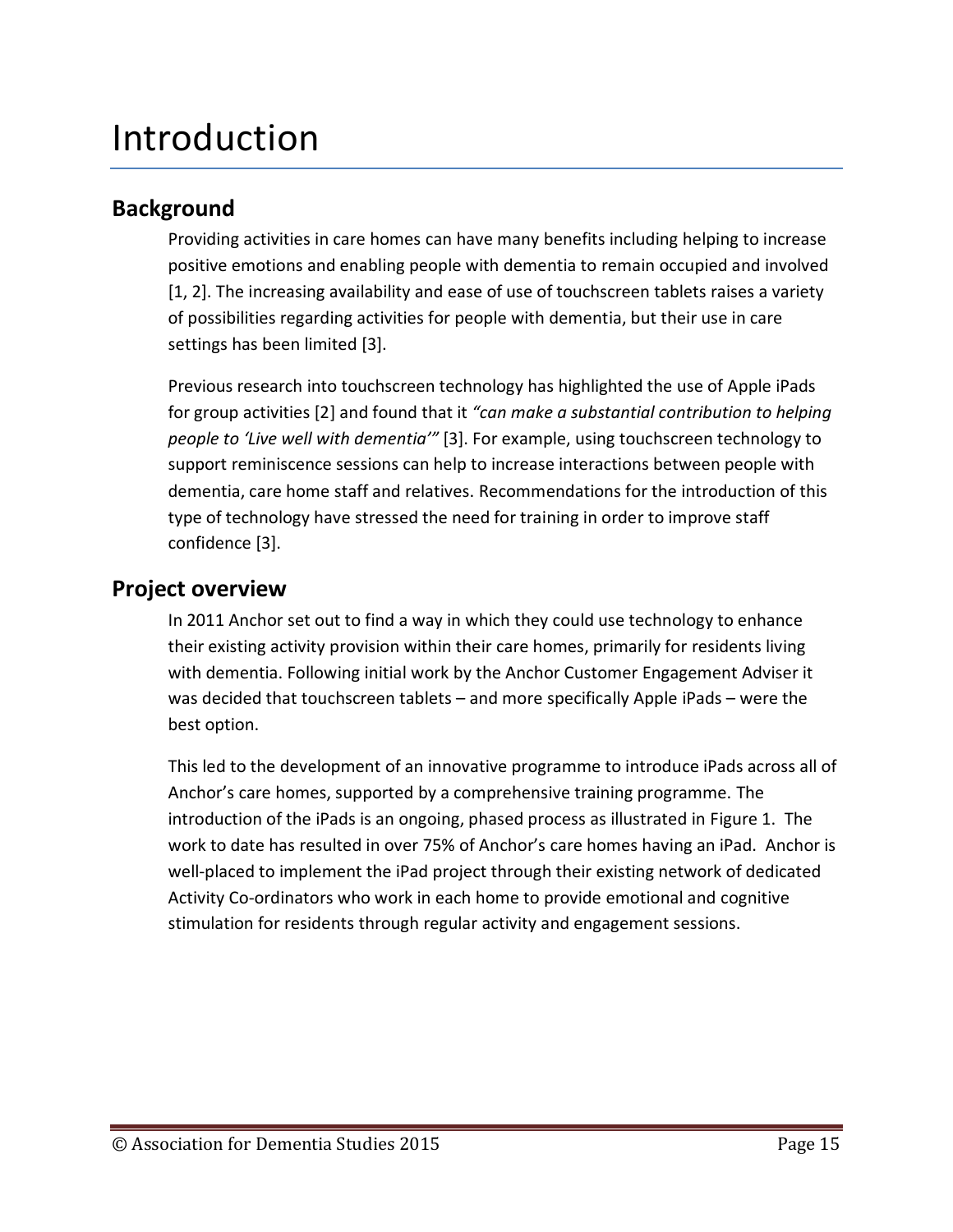# Introduction

## Background

Providing activities in care homes can have many benefits including helping to increase positive emotions and enabling people with dementia to remain occupied and involved [1, 2]. The increasing availability and ease of use of touchscreen tablets raises a variety of possibilities regarding activities for people with dementia, but their use in care settings has been limited [3].

Previous research into touchscreen technology has highlighted the use of Apple iPads for group activities [2] and found that it *"can make a substantial contribution to helping people to 'Live well with dementia'"* [3]. For example, using touchscreen technology to support reminiscence sessions can help to increase interactions between people with dementia, care home staff and relatives. Recommendations for the introduction of this type of technology have stressed the need for training in order to improve staff confidence [3].

## Project overview

In 2011 Anchor set out to find a way in which they could use technology to enhance their existing activity provision within their care homes, primarily for residents living with dementia. Following initial work by the Anchor Customer Engagement Adviser it was decided that touchscreen tablets – and more specifically Apple iPads – were the best option.

This led to the development of an innovative programme to introduce iPads across all of Anchor's care homes, supported by a comprehensive training programme. The introduction of the iPads is an ongoing, phased process as illustrated in Figure 1. The work to date has resulted in over 75% of Anchor's care homes having an iPad. Anchor is well-placed to implement the iPad project through their existing network of dedicated Activity Co-ordinators who work in each home to provide emotional and cognitive stimulation for residents through regular activity and engagement sessions.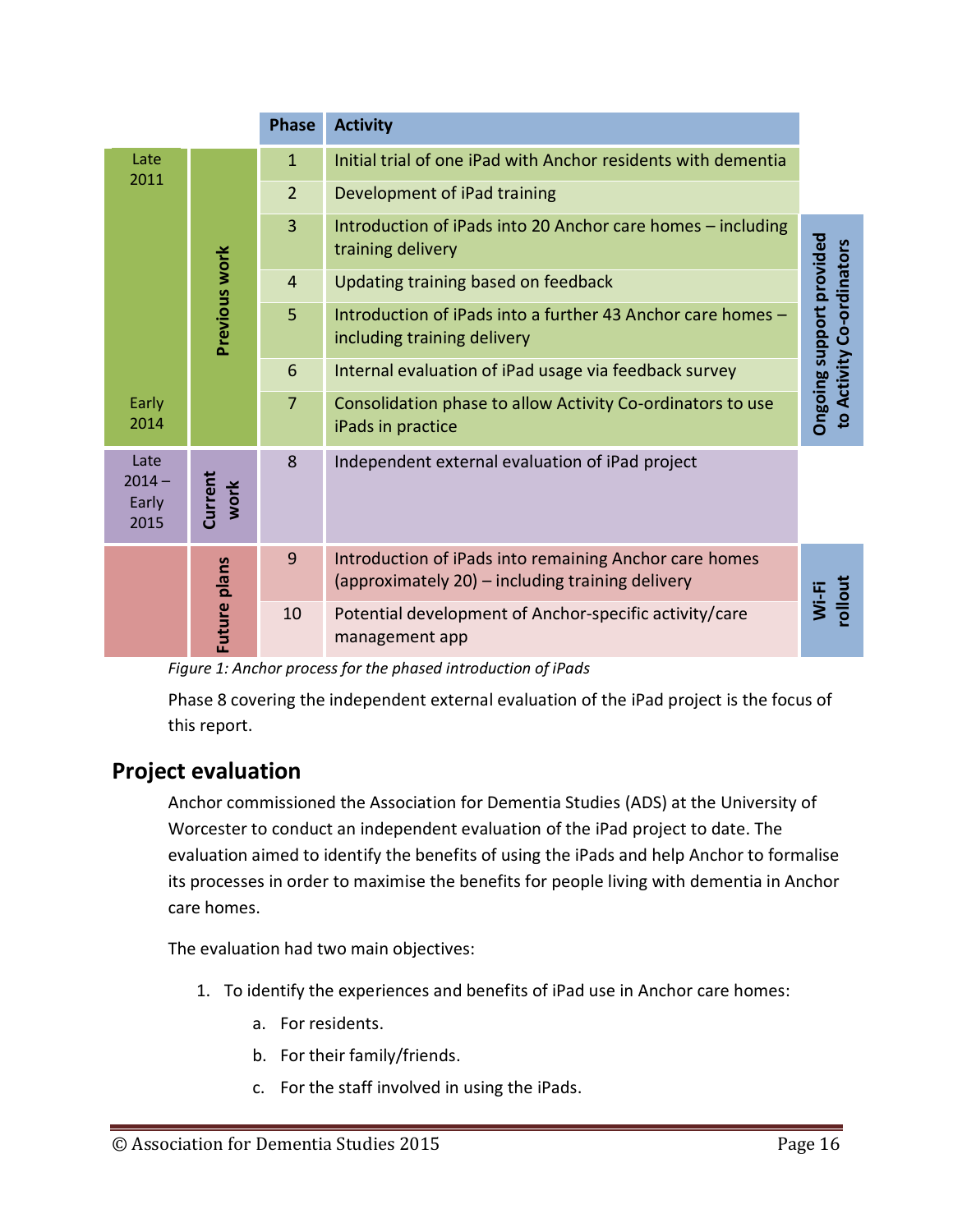| Period | Stage | Phase | Activity | Support |
|---|---|---|---|---|
| Late 2011 | Previous work | 1 | Initial trial of one iPad with Anchor residents with dementia | |
| | | 2 | Development of iPad training | |
| | | 3 | Introduction of iPads into 20 Anchor care homes – including training delivery | Ongoing support provided to Activity Co-ordinators |
| | | 4 | Updating training based on feedback | |
| | | 5 | Introduction of iPads into a further 43 Anchor care homes – including training delivery | |
| | | 6 | Internal evaluation of iPad usage via feedback survey | |
| Early 2014 | | 7 | Consolidation phase to allow Activity Co-ordinators to use iPads in practice | |
| Late 2014 – Early 2015 | Current work | 8 | Independent external evaluation of iPad project | |
| | Future plans | 9 | Introduction of iPads into remaining Anchor care homes (approximately 20) – including training delivery | Wi-Fi rollout |
| | | 10 | Potential development of Anchor-specific activity/care management app | |

*Figure 1: Anchor process for the phased introduction of iPads*

Phase 8 covering the independent external evaluation of the iPad project is the focus of this report.

## Project evaluation

Anchor commissioned the Association for Dementia Studies (ADS) at the University of Worcester to conduct an independent evaluation of the iPad project to date. The evaluation aimed to identify the benefits of using the iPads and help Anchor to formalise its processes in order to maximise the benefits for people living with dementia in Anchor care homes.

The evaluation had two main objectives:

1. To identify the experiences and benefits of iPad use in Anchor care homes:
    a. For residents.
    b. For their family/friends.
    c. For the staff involved in using the iPads.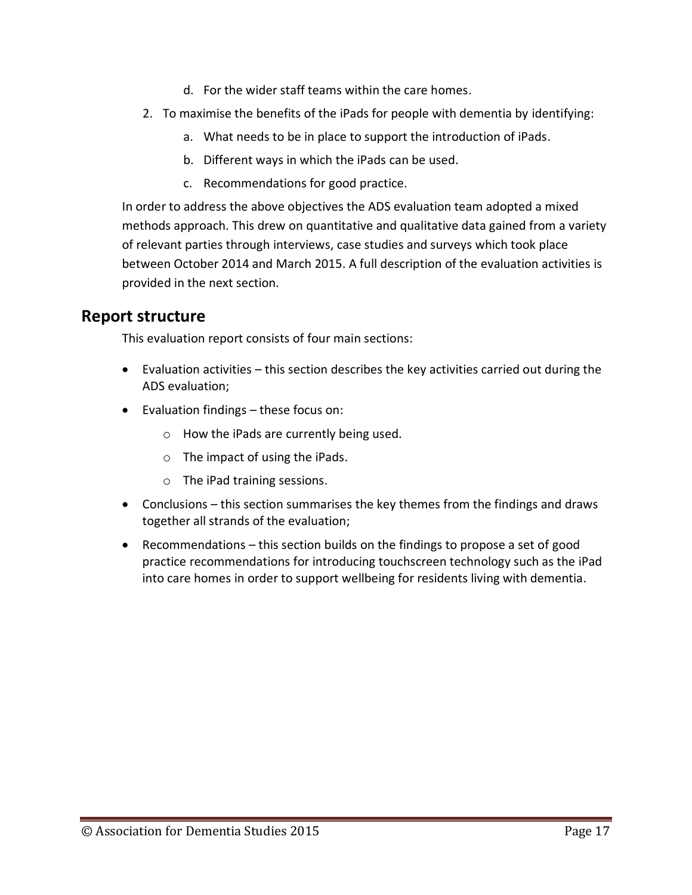d. For the wider staff teams within the care homes.

2. To maximise the benefits of the iPads for people with dementia by identifying:
    a. What needs to be in place to support the introduction of iPads.
    b. Different ways in which the iPads can be used.
    c. Recommendations for good practice.

In order to address the above objectives the ADS evaluation team adopted a mixed methods approach. This drew on quantitative and qualitative data gained from a variety of relevant parties through interviews, case studies and surveys which took place between October 2014 and March 2015. A full description of the evaluation activities is provided in the next section.

## Report structure

This evaluation report consists of four main sections:

- Evaluation activities – this section describes the key activities carried out during the ADS evaluation;
- Evaluation findings – these focus on:
    - How the iPads are currently being used.
    - The impact of using the iPads.
    - The iPad training sessions.
- Conclusions – this section summarises the key themes from the findings and draws together all strands of the evaluation;
- Recommendations – this section builds on the findings to propose a set of good practice recommendations for introducing touchscreen technology such as the iPad into care homes in order to support wellbeing for residents living with dementia.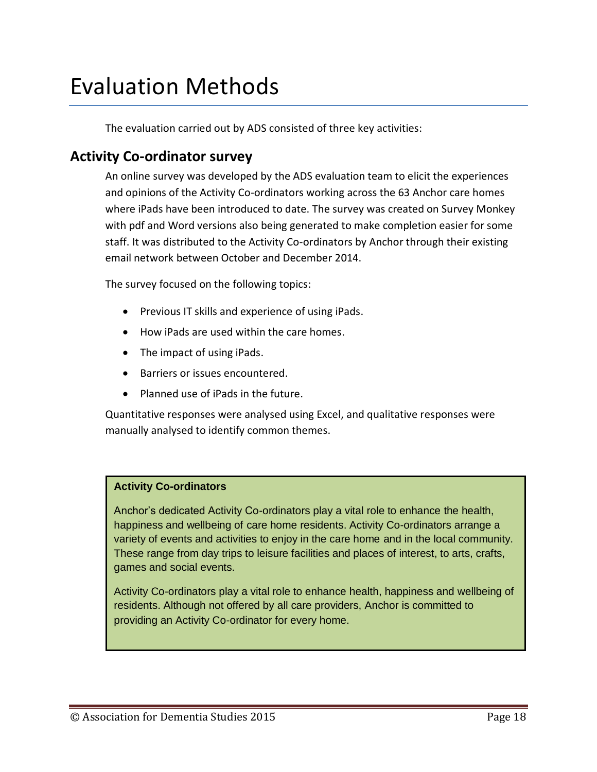# Evaluation Methods

The evaluation carried out by ADS consisted of three key activities:

## Activity Co-ordinator survey

An online survey was developed by the ADS evaluation team to elicit the experiences and opinions of the Activity Co-ordinators working across the 63 Anchor care homes where iPads have been introduced to date. The survey was created on Survey Monkey with pdf and Word versions also being generated to make completion easier for some staff. It was distributed to the Activity Co-ordinators by Anchor through their existing email network between October and December 2014.

The survey focused on the following topics:

- Previous IT skills and experience of using iPads.
- How iPads are used within the care homes.
- The impact of using iPads.
- Barriers or issues encountered.
- Planned use of iPads in the future.

Quantitative responses were analysed using Excel, and qualitative responses were manually analysed to identify common themes.

> **Activity Co-ordinators**
>
> Anchor's dedicated Activity Co-ordinators play a vital role to enhance the health, happiness and wellbeing of care home residents. Activity Co-ordinators arrange a variety of events and activities to enjoy in the care home and in the local community. These range from day trips to leisure facilities and places of interest, to arts, crafts, games and social events.
>
> Activity Co-ordinators play a vital role to enhance health, happiness and wellbeing of residents. Although not offered by all care providers, Anchor is committed to providing an Activity Co-ordinator for every home.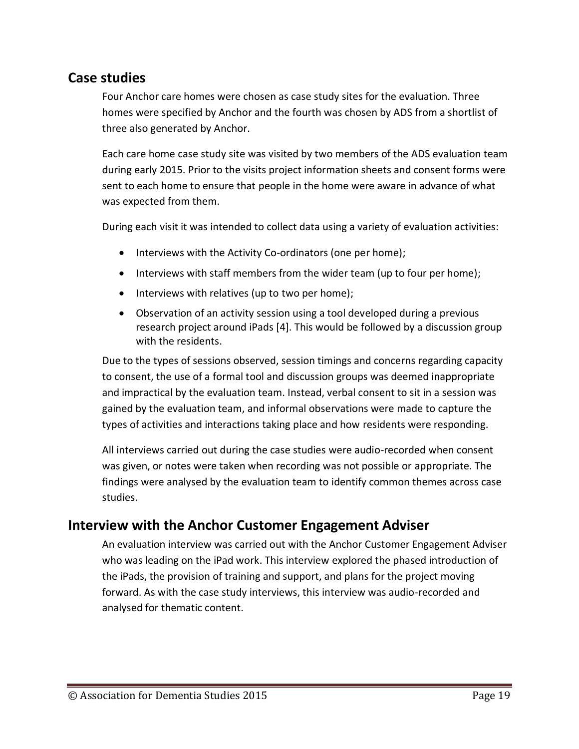## Case studies

Four Anchor care homes were chosen as case study sites for the evaluation. Three homes were specified by Anchor and the fourth was chosen by ADS from a shortlist of three also generated by Anchor.

Each care home case study site was visited by two members of the ADS evaluation team during early 2015. Prior to the visits project information sheets and consent forms were sent to each home to ensure that people in the home were aware in advance of what was expected from them.

During each visit it was intended to collect data using a variety of evaluation activities:

- Interviews with the Activity Co-ordinators (one per home);
- Interviews with staff members from the wider team (up to four per home);
- Interviews with relatives (up to two per home);
- Observation of an activity session using a tool developed during a previous research project around iPads [4]. This would be followed by a discussion group with the residents.

Due to the types of sessions observed, session timings and concerns regarding capacity to consent, the use of a formal tool and discussion groups was deemed inappropriate and impractical by the evaluation team. Instead, verbal consent to sit in a session was gained by the evaluation team, and informal observations were made to capture the types of activities and interactions taking place and how residents were responding.

All interviews carried out during the case studies were audio-recorded when consent was given, or notes were taken when recording was not possible or appropriate. The findings were analysed by the evaluation team to identify common themes across case studies.

## Interview with the Anchor Customer Engagement Adviser

An evaluation interview was carried out with the Anchor Customer Engagement Adviser who was leading on the iPad work. This interview explored the phased introduction of the iPads, the provision of training and support, and plans for the project moving forward. As with the case study interviews, this interview was audio-recorded and analysed for thematic content.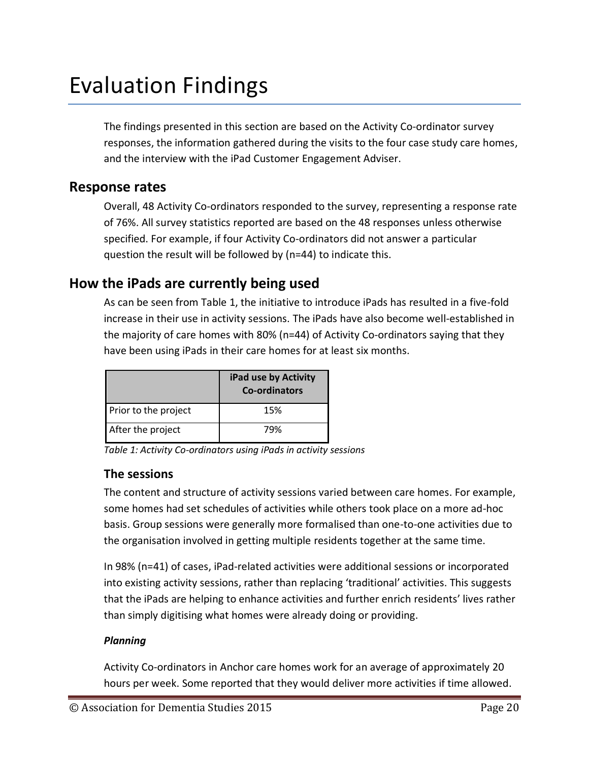# Evaluation Findings

The findings presented in this section are based on the Activity Co-ordinator survey responses, the information gathered during the visits to the four case study care homes, and the interview with the iPad Customer Engagement Adviser.

## Response rates

Overall, 48 Activity Co-ordinators responded to the survey, representing a response rate of 76%. All survey statistics reported are based on the 48 responses unless otherwise specified. For example, if four Activity Co-ordinators did not answer a particular question the result will be followed by (n=44) to indicate this.

## How the iPads are currently being used

As can be seen from Table 1, the initiative to introduce iPads has resulted in a five-fold increase in their use in activity sessions. The iPads have also become well-established in the majority of care homes with 80% (n=44) of Activity Co-ordinators saying that they have been using iPads in their care homes for at least six months.

| | iPad use by Activity Co-ordinators |
|---|---|
| Prior to the project | 15% |
| After the project | 79% |

*Table 1: Activity Co-ordinators using iPads in activity sessions*

### The sessions

The content and structure of activity sessions varied between care homes. For example, some homes had set schedules of activities while others took place on a more ad-hoc basis. Group sessions were generally more formalised than one-to-one activities due to the organisation involved in getting multiple residents together at the same time.

In 98% (n=41) of cases, iPad-related activities were additional sessions or incorporated into existing activity sessions, rather than replacing 'traditional' activities. This suggests that the iPads are helping to enhance activities and further enrich residents' lives rather than simply digitising what homes were already doing or providing.

***Planning***

Activity Co-ordinators in Anchor care homes work for an average of approximately 20 hours per week. Some reported that they would deliver more activities if time allowed.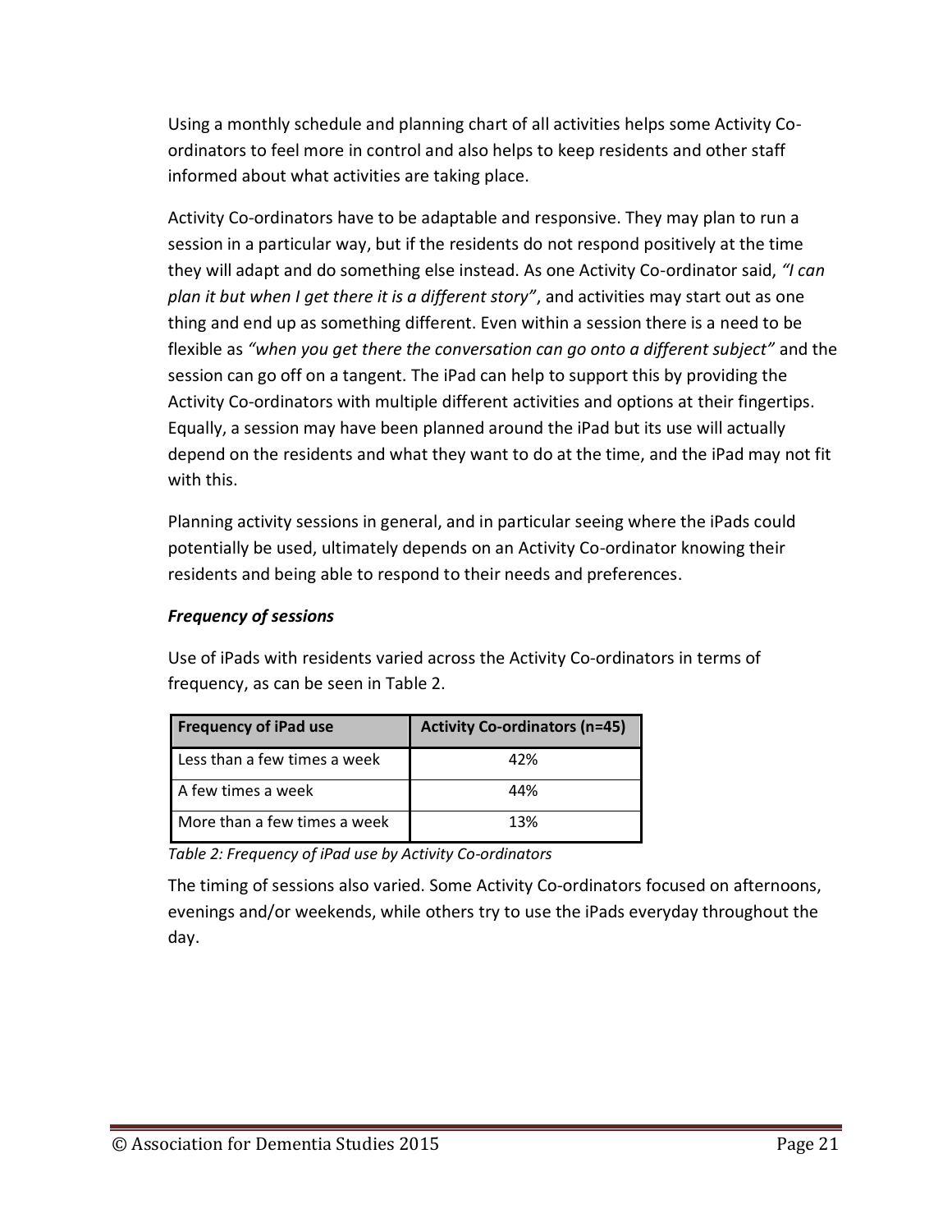Using a monthly schedule and planning chart of all activities helps some Activity Co-ordinators to feel more in control and also helps to keep residents and other staff informed about what activities are taking place.

Activity Co-ordinators have to be adaptable and responsive. They may plan to run a session in a particular way, but if the residents do not respond positively at the time they will adapt and do something else instead. As one Activity Co-ordinator said, *"I can plan it but when I get there it is a different story"*, and activities may start out as one thing and end up as something different. Even within a session there is a need to be flexible as *"when you get there the conversation can go onto a different subject"* and the session can go off on a tangent. The iPad can help to support this by providing the Activity Co-ordinators with multiple different activities and options at their fingertips. Equally, a session may have been planned around the iPad but its use will actually depend on the residents and what they want to do at the time, and the iPad may not fit with this.

Planning activity sessions in general, and in particular seeing where the iPads could potentially be used, ultimately depends on an Activity Co-ordinator knowing their residents and being able to respond to their needs and preferences.

***Frequency of sessions***

Use of iPads with residents varied across the Activity Co-ordinators in terms of frequency, as can be seen in Table 2.

| Frequency of iPad use | Activity Co-ordinators (n=45) |
|---|---|
| Less than a few times a week | 42% |
| A few times a week | 44% |
| More than a few times a week | 13% |

*Table 2: Frequency of iPad use by Activity Co-ordinators*

The timing of sessions also varied. Some Activity Co-ordinators focused on afternoons, evenings and/or weekends, while others try to use the iPads everyday throughout the day.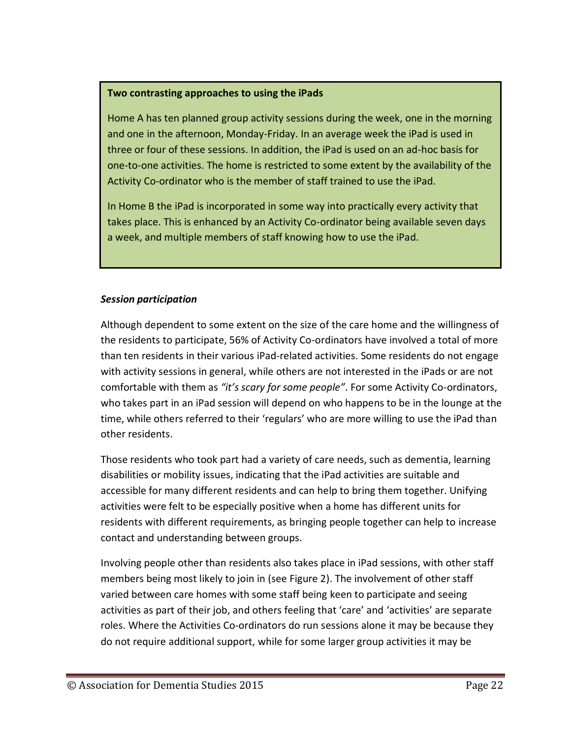**Two contrasting approaches to using the iPads**

Home A has ten planned group activity sessions during the week, one in the morning and one in the afternoon, Monday-Friday. In an average week the iPad is used in three or four of these sessions. In addition, the iPad is used on an ad-hoc basis for one-to-one activities. The home is restricted to some extent by the availability of the Activity Co-ordinator who is the member of staff trained to use the iPad.

In Home B the iPad is incorporated in some way into practically every activity that takes place. This is enhanced by an Activity Co-ordinator being available seven days a week, and multiple members of staff knowing how to use the iPad.

***Session participation***

Although dependent to some extent on the size of the care home and the willingness of the residents to participate, 56% of Activity Co-ordinators have involved a total of more than ten residents in their various iPad-related activities. Some residents do not engage with activity sessions in general, while others are not interested in the iPads or are not comfortable with them as *"it's scary for some people"*. For some Activity Co-ordinators, who takes part in an iPad session will depend on who happens to be in the lounge at the time, while others referred to their 'regulars' who are more willing to use the iPad than other residents.

Those residents who took part had a variety of care needs, such as dementia, learning disabilities or mobility issues, indicating that the iPad activities are suitable and accessible for many different residents and can help to bring them together. Unifying activities were felt to be especially positive when a home has different units for residents with different requirements, as bringing people together can help to increase contact and understanding between groups.

Involving people other than residents also takes place in iPad sessions, with other staff members being most likely to join in (see Figure 2). The involvement of other staff varied between care homes with some staff being keen to participate and seeing activities as part of their job, and others feeling that 'care' and 'activities' are separate roles. Where the Activities Co-ordinators do run sessions alone it may be because they do not require additional support, while for some larger group activities it may be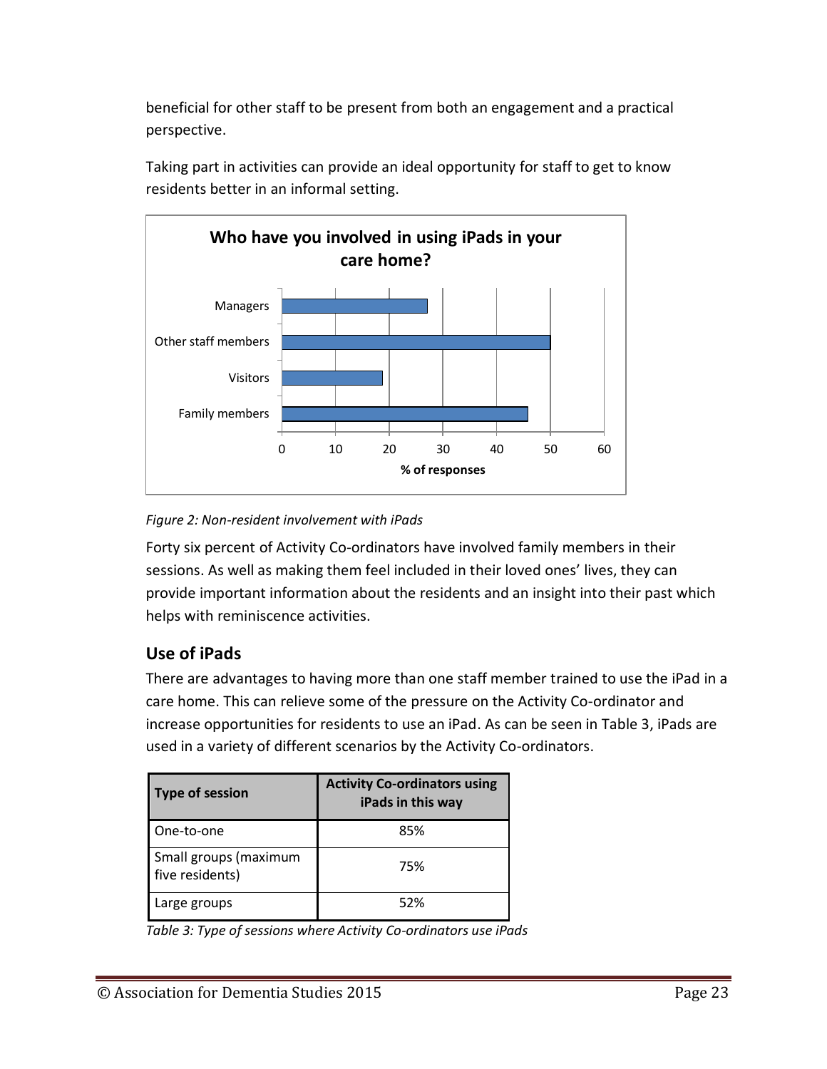beneficial for other staff to be present from both an engagement and a practical perspective.

Taking part in activities can provide an ideal opportunity for staff to get to know residents better in an informal setting.

*Figure 2: Non-resident involvement with iPads*

Forty six percent of Activity Co-ordinators have involved family members in their sessions. As well as making them feel included in their loved ones' lives, they can provide important information about the residents and an insight into their past which helps with reminiscence activities.

## Use of iPads

There are advantages to having more than one staff member trained to use the iPad in a care home. This can relieve some of the pressure on the Activity Co-ordinator and increase opportunities for residents to use an iPad. As can be seen in Table 3, iPads are used in a variety of different scenarios by the Activity Co-ordinators.

| Type of session | Activity Co-ordinators using iPads in this way |
|---|---|
| One-to-one | 85% |
| Small groups (maximum five residents) | 75% |
| Large groups | 52% |

*Table 3: Type of sessions where Activity Co-ordinators use iPads*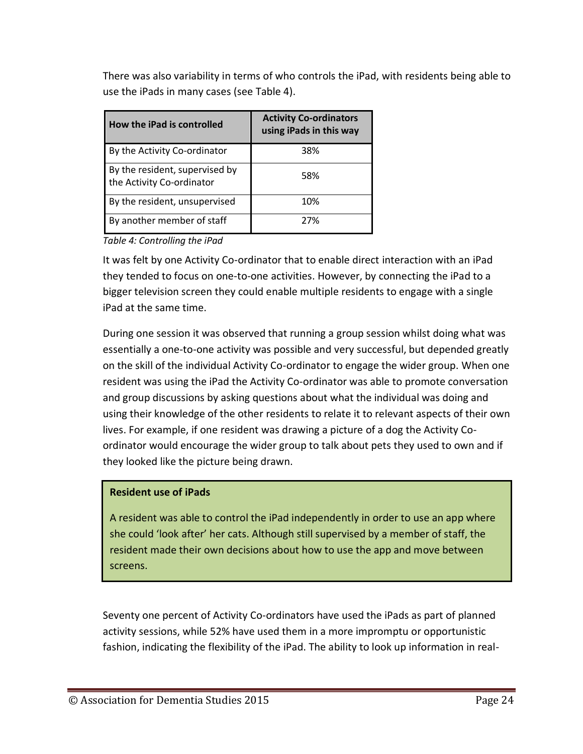There was also variability in terms of who controls the iPad, with residents being able to use the iPads in many cases (see Table 4).

| How the iPad is controlled | Activity Co-ordinators using iPads in this way |
| --- | --- |
| By the Activity Co-ordinator | 38% |
| By the resident, supervised by the Activity Co-ordinator | 58% |
| By the resident, unsupervised | 10% |
| By another member of staff | 27% |

*Table 4: Controlling the iPad*

It was felt by one Activity Co-ordinator that to enable direct interaction with an iPad they tended to focus on one-to-one activities. However, by connecting the iPad to a bigger television screen they could enable multiple residents to engage with a single iPad at the same time.

During one session it was observed that running a group session whilst doing what was essentially a one-to-one activity was possible and very successful, but depended greatly on the skill of the individual Activity Co-ordinator to engage the wider group. When one resident was using the iPad the Activity Co-ordinator was able to promote conversation and group discussions by asking questions about what the individual was doing and using their knowledge of the other residents to relate it to relevant aspects of their own lives. For example, if one resident was drawing a picture of a dog the Activity Co-ordinator would encourage the wider group to talk about pets they used to own and if they looked like the picture being drawn.

**Resident use of iPads**

A resident was able to control the iPad independently in order to use an app where she could 'look after' her cats. Although still supervised by a member of staff, the resident made their own decisions about how to use the app and move between screens.

Seventy one percent of Activity Co-ordinators have used the iPads as part of planned activity sessions, while 52% have used them in a more impromptu or opportunistic fashion, indicating the flexibility of the iPad. The ability to look up information in real-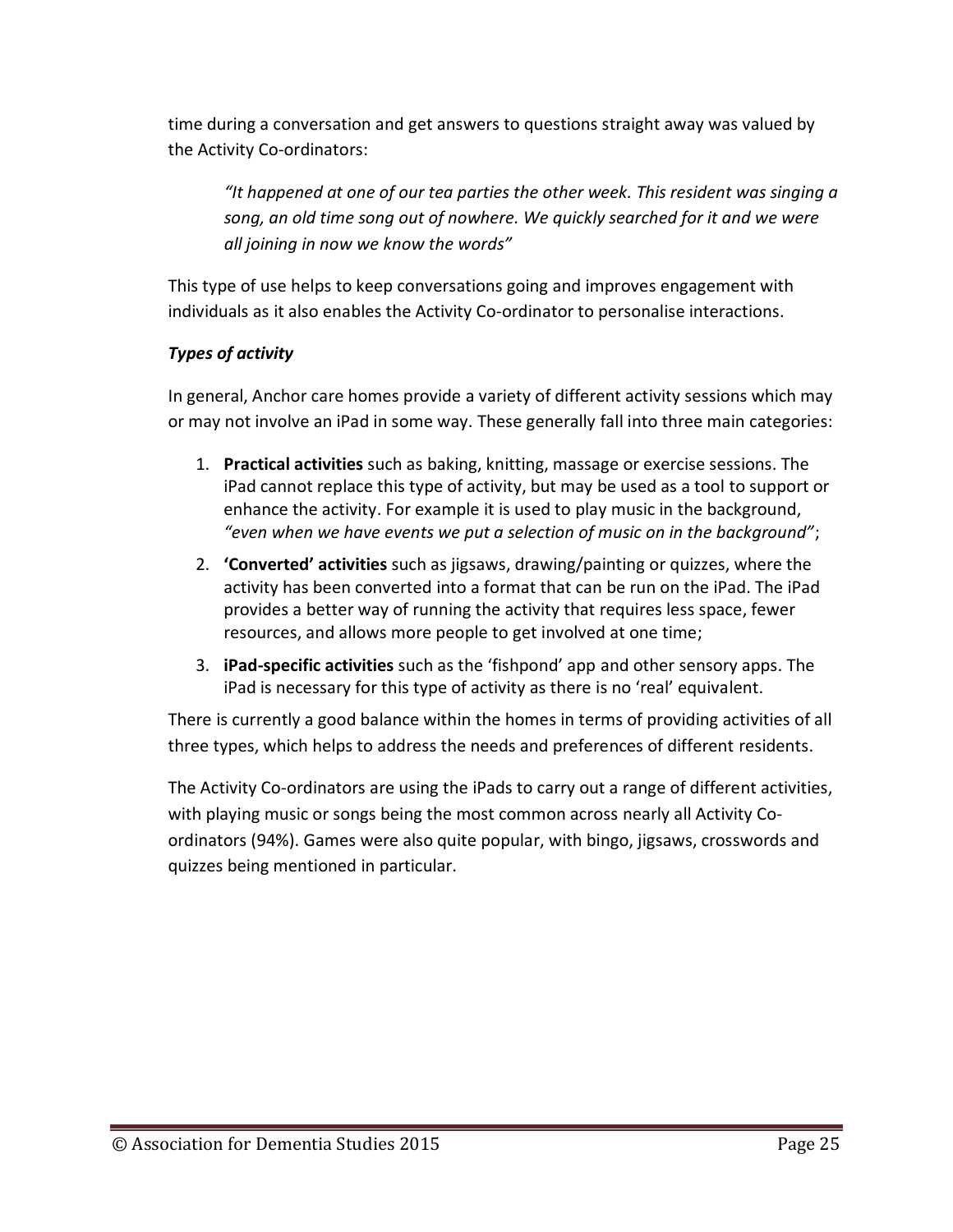time during a conversation and get answers to questions straight away was valued by the Activity Co-ordinators:

> *"It happened at one of our tea parties the other week. This resident was singing a song, an old time song out of nowhere. We quickly searched for it and we were all joining in now we know the words"*

This type of use helps to keep conversations going and improves engagement with individuals as it also enables the Activity Co-ordinator to personalise interactions.

***Types of activity***

In general, Anchor care homes provide a variety of different activity sessions which may or may not involve an iPad in some way. These generally fall into three main categories:

1. **Practical activities** such as baking, knitting, massage or exercise sessions. The iPad cannot replace this type of activity, but may be used as a tool to support or enhance the activity. For example it is used to play music in the background, *"even when we have events we put a selection of music on in the background"*;
2. **'Converted' activities** such as jigsaws, drawing/painting or quizzes, where the activity has been converted into a format that can be run on the iPad. The iPad provides a better way of running the activity that requires less space, fewer resources, and allows more people to get involved at one time;
3. **iPad-specific activities** such as the 'fishpond' app and other sensory apps. The iPad is necessary for this type of activity as there is no 'real' equivalent.

There is currently a good balance within the homes in terms of providing activities of all three types, which helps to address the needs and preferences of different residents.

The Activity Co-ordinators are using the iPads to carry out a range of different activities, with playing music or songs being the most common across nearly all Activity Co-ordinators (94%). Games were also quite popular, with bingo, jigsaws, crosswords and quizzes being mentioned in particular.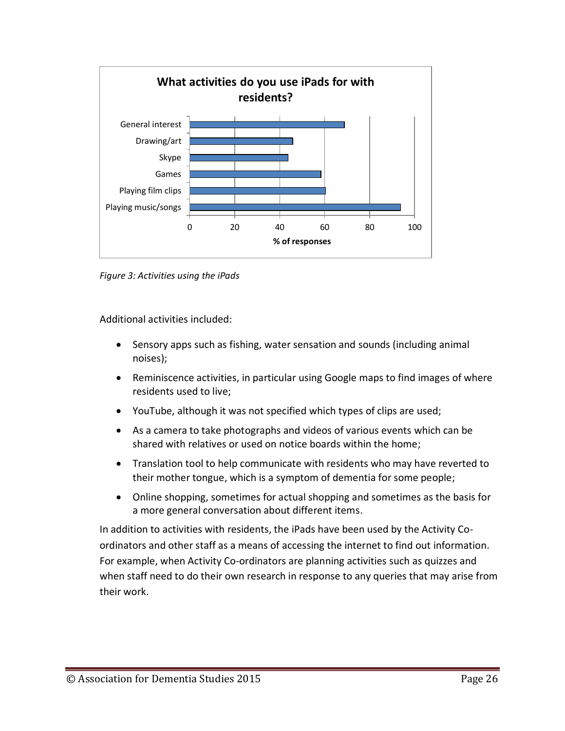**What activities do you use iPads for with residents?**

| Activity | % of responses |
|---|---|
| General interest | ~69 |
| Drawing/art | ~46 |
| Skype | ~44 |
| Games | ~59 |
| Playing film clips | ~61 |
| Playing music/songs | ~94 |

*Figure 3: Activities using the iPads*

Additional activities included:

- Sensory apps such as fishing, water sensation and sounds (including animal noises);
- Reminiscence activities, in particular using Google maps to find images of where residents used to live;
- YouTube, although it was not specified which types of clips are used;
- As a camera to take photographs and videos of various events which can be shared with relatives or used on notice boards within the home;
- Translation tool to help communicate with residents who may have reverted to their mother tongue, which is a symptom of dementia for some people;
- Online shopping, sometimes for actual shopping and sometimes as the basis for a more general conversation about different items.

In addition to activities with residents, the iPads have been used by the Activity Co-ordinators and other staff as a means of accessing the internet to find out information. For example, when Activity Co-ordinators are planning activities such as quizzes and when staff need to do their own research in response to any queries that may arise from their work.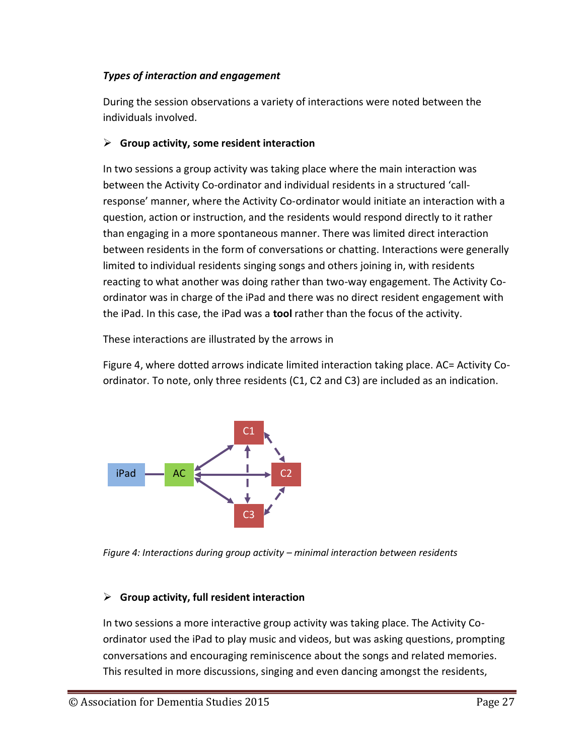***Types of interaction and engagement***

During the session observations a variety of interactions were noted between the individuals involved.

- **Group activity, some resident interaction**

In two sessions a group activity was taking place where the main interaction was between the Activity Co-ordinator and individual residents in a structured 'call-response' manner, where the Activity Co-ordinator would initiate an interaction with a question, action or instruction, and the residents would respond directly to it rather than engaging in a more spontaneous manner. There was limited direct interaction between residents in the form of conversations or chatting. Interactions were generally limited to individual residents singing songs and others joining in, with residents reacting to what another was doing rather than two-way engagement. The Activity Co-ordinator was in charge of the iPad and there was no direct resident engagement with the iPad. In this case, the iPad was a **tool** rather than the focus of the activity.

These interactions are illustrated by the arrows in

Figure 4, where dotted arrows indicate limited interaction taking place. AC= Activity Co-ordinator. To note, only three residents (C1, C2 and C3) are included as an indication.

*Figure 4: Interactions during group activity – minimal interaction between residents*

- **Group activity, full resident interaction**

In two sessions a more interactive group activity was taking place. The Activity Co-ordinator used the iPad to play music and videos, but was asking questions, prompting conversations and encouraging reminiscence about the songs and related memories. This resulted in more discussions, singing and even dancing amongst the residents,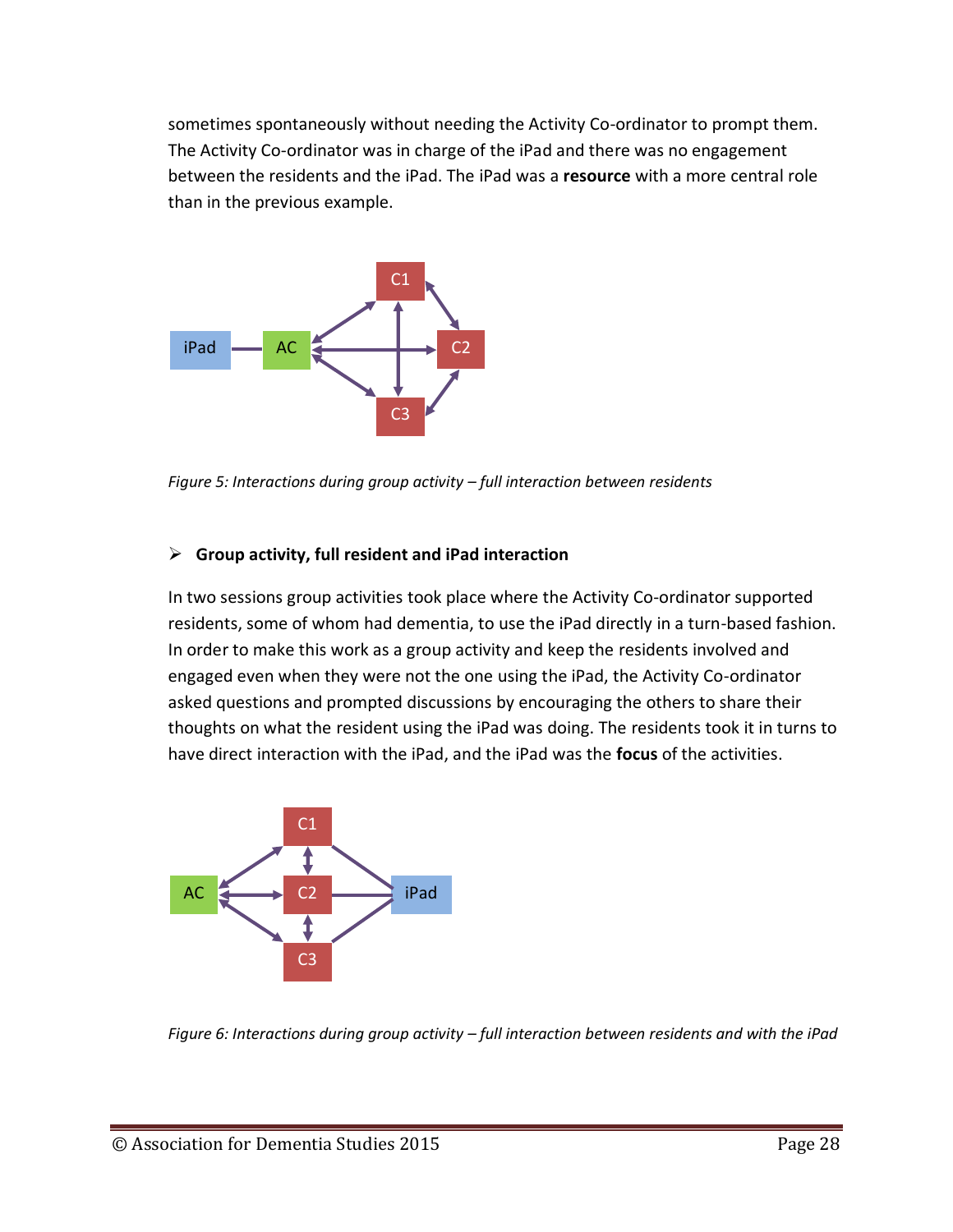sometimes spontaneously without needing the Activity Co-ordinator to prompt them. The Activity Co-ordinator was in charge of the iPad and there was no engagement between the residents and the iPad. The iPad was a **resource** with a more central role than in the previous example.

*Figure 5: Interactions during group activity – full interaction between residents*

- **Group activity, full resident and iPad interaction**

In two sessions group activities took place where the Activity Co-ordinator supported residents, some of whom had dementia, to use the iPad directly in a turn-based fashion. In order to make this work as a group activity and keep the residents involved and engaged even when they were not the one using the iPad, the Activity Co-ordinator asked questions and prompted discussions by encouraging the others to share their thoughts on what the resident using the iPad was doing. The residents took it in turns to have direct interaction with the iPad, and the iPad was the **focus** of the activities.

*Figure 6: Interactions during group activity – full interaction between residents and with the iPad*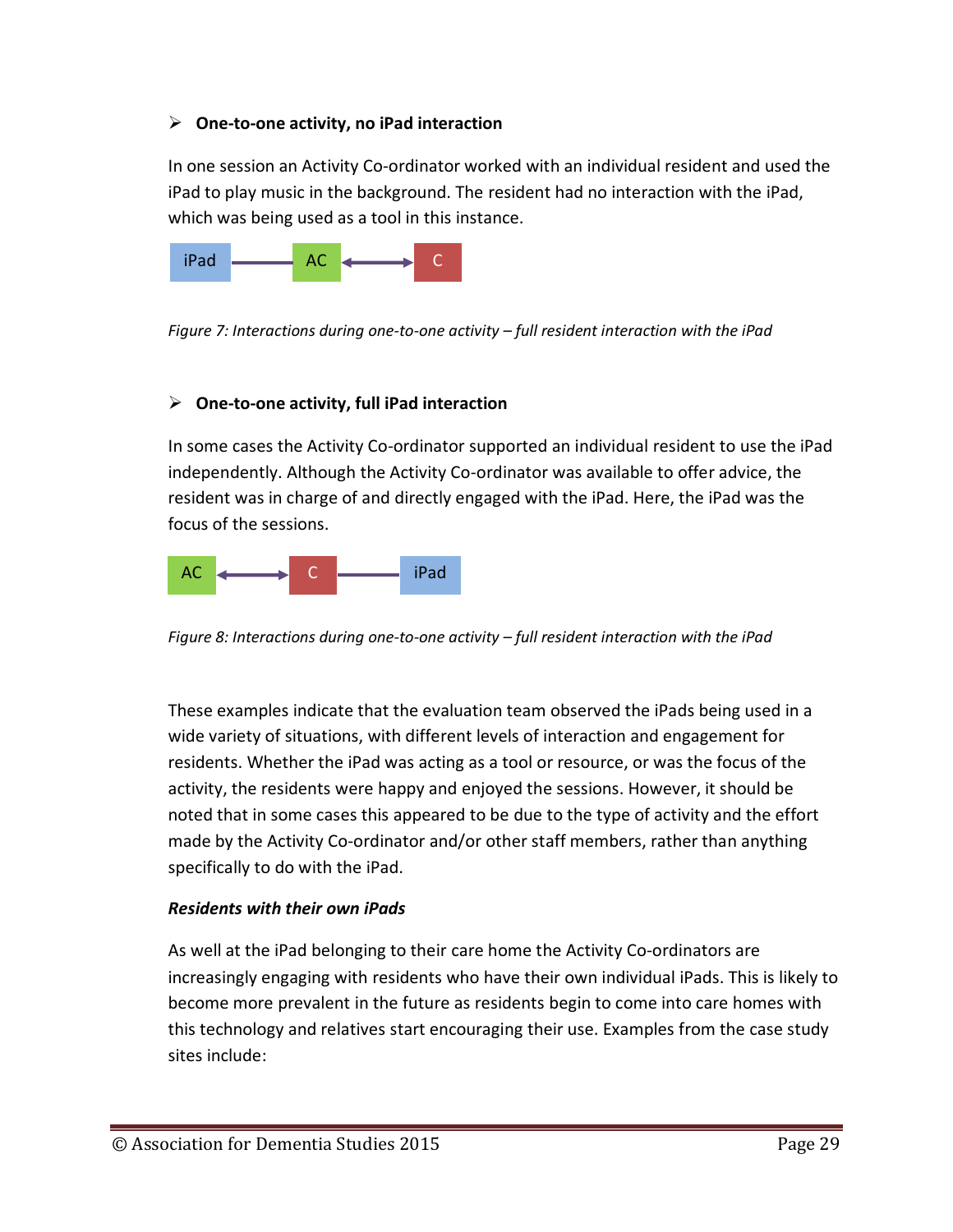- **One-to-one activity, no iPad interaction**

In one session an Activity Co-ordinator worked with an individual resident and used the iPad to play music in the background. The resident had no interaction with the iPad, which was being used as a tool in this instance.

iPad —— AC ←→ C

*Figure 7: Interactions during one-to-one activity – full resident interaction with the iPad*

- **One-to-one activity, full iPad interaction**

In some cases the Activity Co-ordinator supported an individual resident to use the iPad independently. Although the Activity Co-ordinator was available to offer advice, the resident was in charge of and directly engaged with the iPad. Here, the iPad was the focus of the sessions.

AC ←→ C —— iPad

*Figure 8: Interactions during one-to-one activity – full resident interaction with the iPad*

These examples indicate that the evaluation team observed the iPads being used in a wide variety of situations, with different levels of interaction and engagement for residents. Whether the iPad was acting as a tool or resource, or was the focus of the activity, the residents were happy and enjoyed the sessions. However, it should be noted that in some cases this appeared to be due to the type of activity and the effort made by the Activity Co-ordinator and/or other staff members, rather than anything specifically to do with the iPad.

***Residents with their own iPads***

As well at the iPad belonging to their care home the Activity Co-ordinators are increasingly engaging with residents who have their own individual iPads. This is likely to become more prevalent in the future as residents begin to come into care homes with this technology and relatives start encouraging their use. Examples from the case study sites include: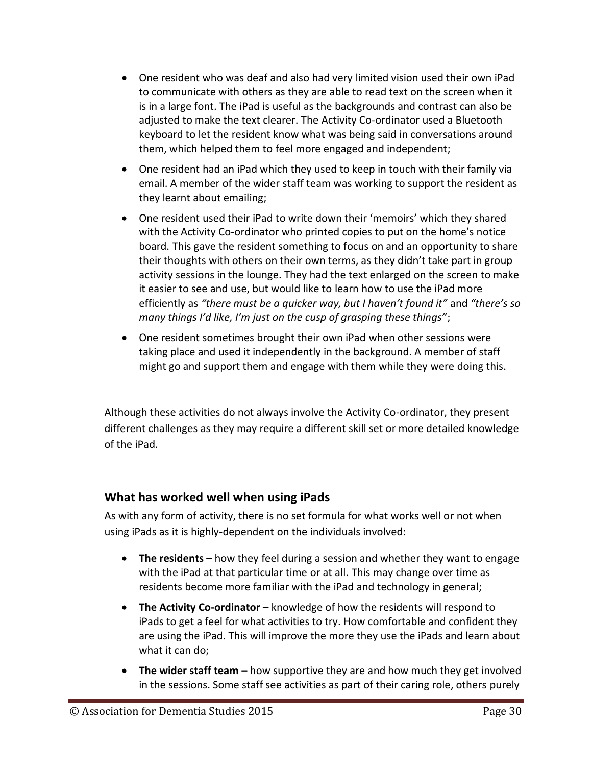- One resident who was deaf and also had very limited vision used their own iPad to communicate with others as they are able to read text on the screen when it is in a large font. The iPad is useful as the backgrounds and contrast can also be adjusted to make the text clearer. The Activity Co-ordinator used a Bluetooth keyboard to let the resident know what was being said in conversations around them, which helped them to feel more engaged and independent;
- One resident had an iPad which they used to keep in touch with their family via email. A member of the wider staff team was working to support the resident as they learnt about emailing;
- One resident used their iPad to write down their 'memoirs' which they shared with the Activity Co-ordinator who printed copies to put on the home's notice board. This gave the resident something to focus on and an opportunity to share their thoughts with others on their own terms, as they didn't take part in group activity sessions in the lounge. They had the text enlarged on the screen to make it easier to see and use, but would like to learn how to use the iPad more efficiently as *"there must be a quicker way, but I haven't found it"* and *"there's so many things I'd like, I'm just on the cusp of grasping these things"*;
- One resident sometimes brought their own iPad when other sessions were taking place and used it independently in the background. A member of staff might go and support them and engage with them while they were doing this.

Although these activities do not always involve the Activity Co-ordinator, they present different challenges as they may require a different skill set or more detailed knowledge of the iPad.

## What has worked well when using iPads

As with any form of activity, there is no set formula for what works well or not when using iPads as it is highly-dependent on the individuals involved:

- **The residents –** how they feel during a session and whether they want to engage with the iPad at that particular time or at all. This may change over time as residents become more familiar with the iPad and technology in general;
- **The Activity Co-ordinator –** knowledge of how the residents will respond to iPads to get a feel for what activities to try. How comfortable and confident they are using the iPad. This will improve the more they use the iPads and learn about what it can do;
- **The wider staff team –** how supportive they are and how much they get involved in the sessions. Some staff see activities as part of their caring role, others purely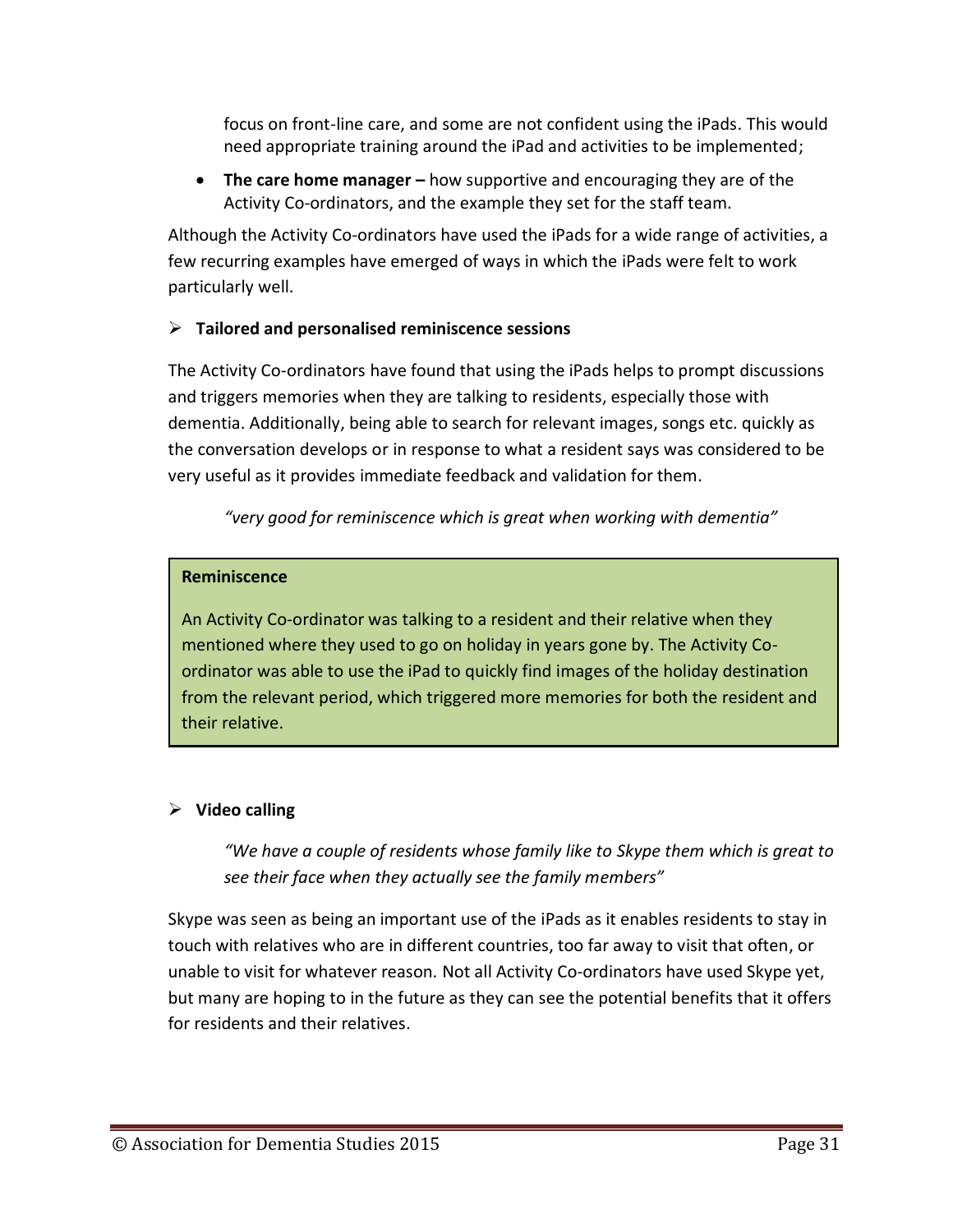focus on front-line care, and some are not confident using the iPads. This would need appropriate training around the iPad and activities to be implemented;

- **The care home manager –** how supportive and encouraging they are of the Activity Co-ordinators, and the example they set for the staff team.

Although the Activity Co-ordinators have used the iPads for a wide range of activities, a few recurring examples have emerged of ways in which the iPads were felt to work particularly well.

- **Tailored and personalised reminiscence sessions**

The Activity Co-ordinators have found that using the iPads helps to prompt discussions and triggers memories when they are talking to residents, especially those with dementia. Additionally, being able to search for relevant images, songs etc. quickly as the conversation develops or in response to what a resident says was considered to be very useful as it provides immediate feedback and validation for them.

> *"very good for reminiscence which is great when working with dementia"*

> **Reminiscence**
>
> An Activity Co-ordinator was talking to a resident and their relative when they mentioned where they used to go on holiday in years gone by. The Activity Co-ordinator was able to use the iPad to quickly find images of the holiday destination from the relevant period, which triggered more memories for both the resident and their relative.

- **Video calling**

> *"We have a couple of residents whose family like to Skype them which is great to see their face when they actually see the family members"*

Skype was seen as being an important use of the iPads as it enables residents to stay in touch with relatives who are in different countries, too far away to visit that often, or unable to visit for whatever reason. Not all Activity Co-ordinators have used Skype yet, but many are hoping to in the future as they can see the potential benefits that it offers for residents and their relatives.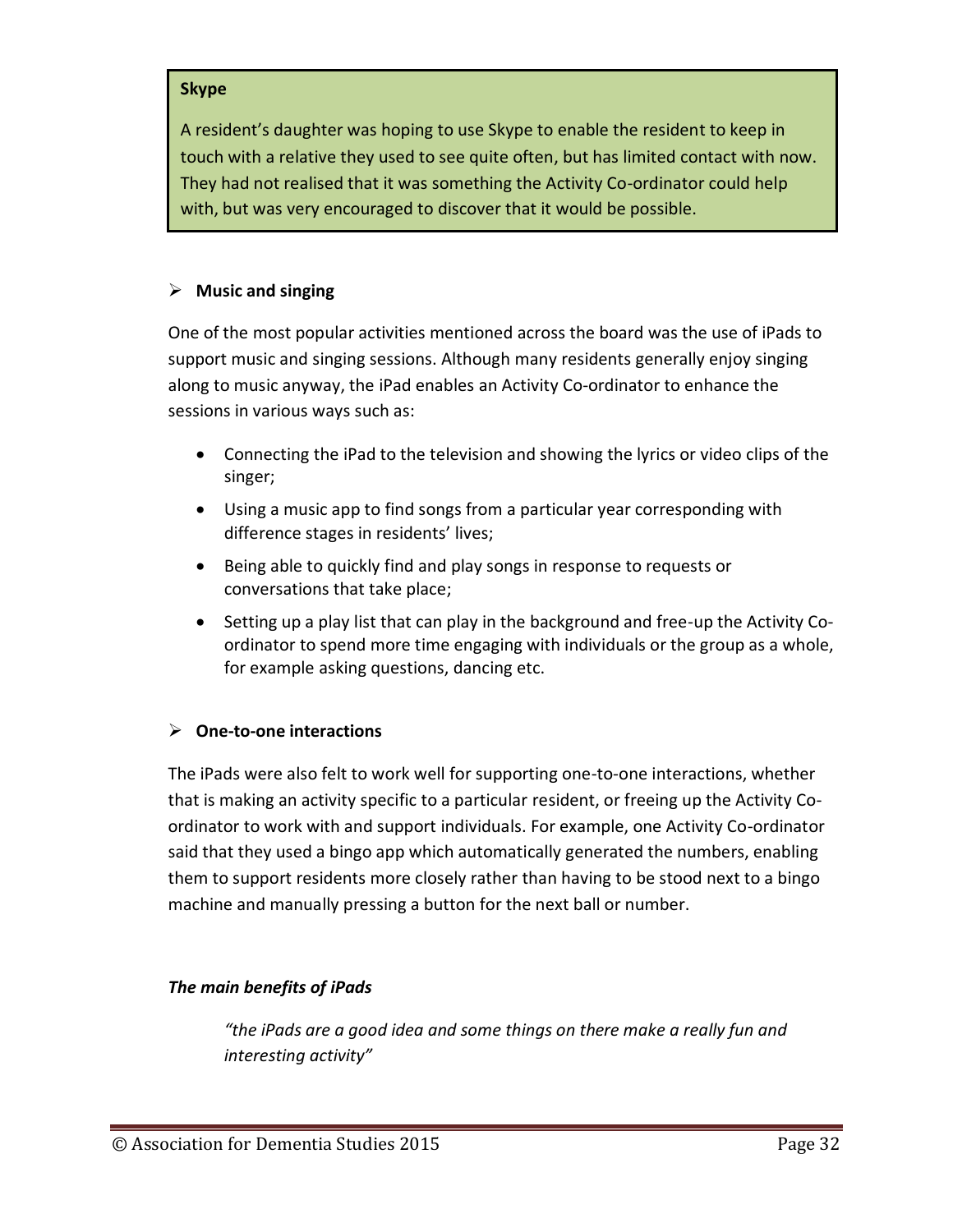**Skype**

A resident's daughter was hoping to use Skype to enable the resident to keep in touch with a relative they used to see quite often, but has limited contact with now. They had not realised that it was something the Activity Co-ordinator could help with, but was very encouraged to discover that it would be possible.

- **Music and singing**

One of the most popular activities mentioned across the board was the use of iPads to support music and singing sessions. Although many residents generally enjoy singing along to music anyway, the iPad enables an Activity Co-ordinator to enhance the sessions in various ways such as:

- Connecting the iPad to the television and showing the lyrics or video clips of the singer;
- Using a music app to find songs from a particular year corresponding with difference stages in residents' lives;
- Being able to quickly find and play songs in response to requests or conversations that take place;
- Setting up a play list that can play in the background and free-up the Activity Co-ordinator to spend more time engaging with individuals or the group as a whole, for example asking questions, dancing etc.

- **One-to-one interactions**

The iPads were also felt to work well for supporting one-to-one interactions, whether that is making an activity specific to a particular resident, or freeing up the Activity Co-ordinator to work with and support individuals. For example, one Activity Co-ordinator said that they used a bingo app which automatically generated the numbers, enabling them to support residents more closely rather than having to be stood next to a bingo machine and manually pressing a button for the next ball or number.

***The main benefits of iPads***

> *"the iPads are a good idea and some things on there make a really fun and interesting activity"*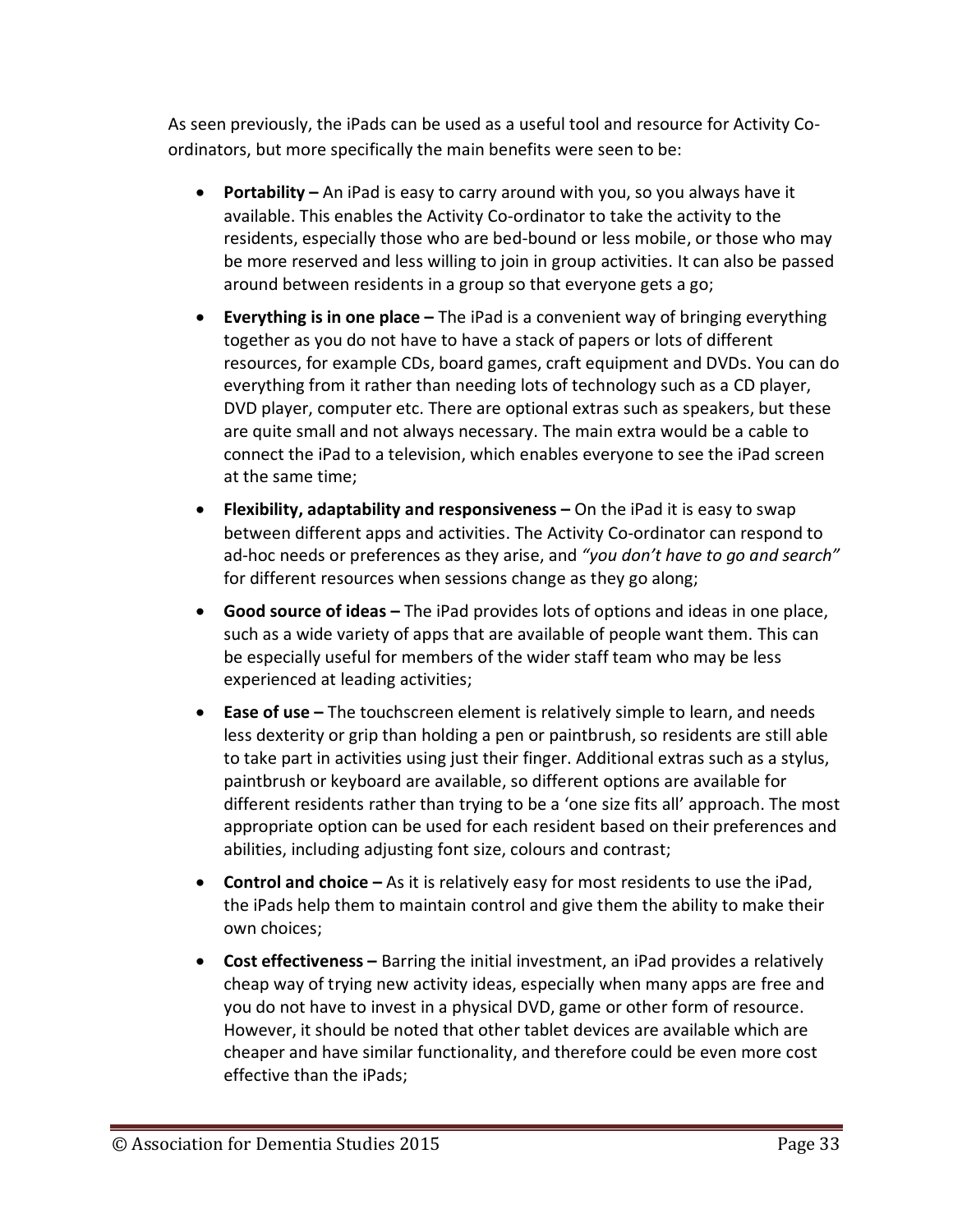As seen previously, the iPads can be used as a useful tool and resource for Activity Co-ordinators, but more specifically the main benefits were seen to be:

- **Portability –** An iPad is easy to carry around with you, so you always have it available. This enables the Activity Co-ordinator to take the activity to the residents, especially those who are bed-bound or less mobile, or those who may be more reserved and less willing to join in group activities. It can also be passed around between residents in a group so that everyone gets a go;
- **Everything is in one place –** The iPad is a convenient way of bringing everything together as you do not have to have a stack of papers or lots of different resources, for example CDs, board games, craft equipment and DVDs. You can do everything from it rather than needing lots of technology such as a CD player, DVD player, computer etc. There are optional extras such as speakers, but these are quite small and not always necessary. The main extra would be a cable to connect the iPad to a television, which enables everyone to see the iPad screen at the same time;
- **Flexibility, adaptability and responsiveness –** On the iPad it is easy to swap between different apps and activities. The Activity Co-ordinator can respond to ad-hoc needs or preferences as they arise, and *"you don't have to go and search"* for different resources when sessions change as they go along;
- **Good source of ideas –** The iPad provides lots of options and ideas in one place, such as a wide variety of apps that are available of people want them. This can be especially useful for members of the wider staff team who may be less experienced at leading activities;
- **Ease of use –** The touchscreen element is relatively simple to learn, and needs less dexterity or grip than holding a pen or paintbrush, so residents are still able to take part in activities using just their finger. Additional extras such as a stylus, paintbrush or keyboard are available, so different options are available for different residents rather than trying to be a 'one size fits all' approach. The most appropriate option can be used for each resident based on their preferences and abilities, including adjusting font size, colours and contrast;
- **Control and choice –** As it is relatively easy for most residents to use the iPad, the iPads help them to maintain control and give them the ability to make their own choices;
- **Cost effectiveness –** Barring the initial investment, an iPad provides a relatively cheap way of trying new activity ideas, especially when many apps are free and you do not have to invest in a physical DVD, game or other form of resource. However, it should be noted that other tablet devices are available which are cheaper and have similar functionality, and therefore could be even more cost effective than the iPads;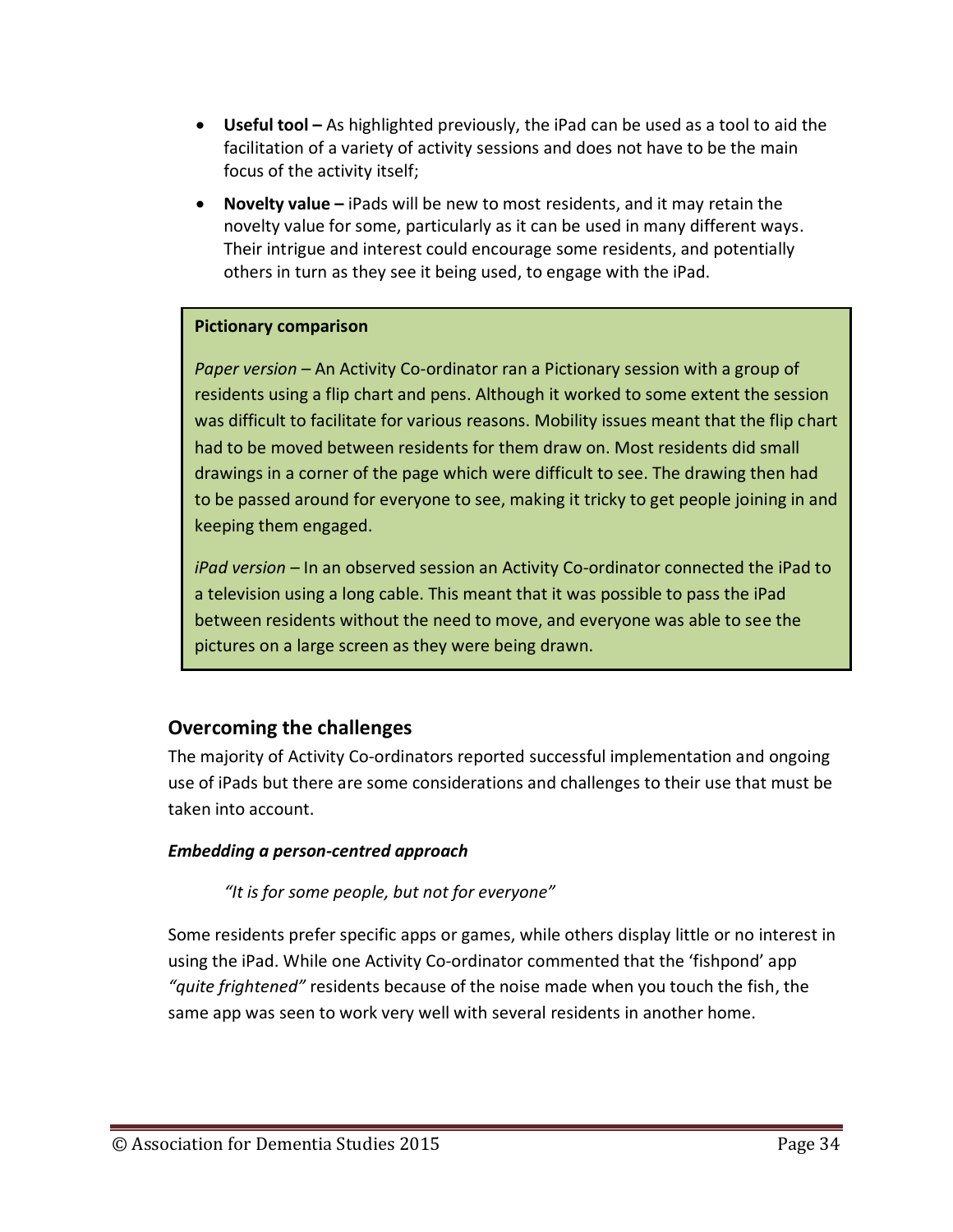- **Useful tool –** As highlighted previously, the iPad can be used as a tool to aid the facilitation of a variety of activity sessions and does not have to be the main focus of the activity itself;
- **Novelty value –** iPads will be new to most residents, and it may retain the novelty value for some, particularly as it can be used in many different ways. Their intrigue and interest could encourage some residents, and potentially others in turn as they see it being used, to engage with the iPad.

> **Pictionary comparison**
>
> *Paper version* – An Activity Co-ordinator ran a Pictionary session with a group of residents using a flip chart and pens. Although it worked to some extent the session was difficult to facilitate for various reasons. Mobility issues meant that the flip chart had to be moved between residents for them draw on. Most residents did small drawings in a corner of the page which were difficult to see. The drawing then had to be passed around for everyone to see, making it tricky to get people joining in and keeping them engaged.
>
> *iPad version* – In an observed session an Activity Co-ordinator connected the iPad to a television using a long cable. This meant that it was possible to pass the iPad between residents without the need to move, and everyone was able to see the pictures on a large screen as they were being drawn.

## Overcoming the challenges

The majority of Activity Co-ordinators reported successful implementation and ongoing use of iPads but there are some considerations and challenges to their use that must be taken into account.

### *Embedding a person-centred approach*

> *"It is for some people, but not for everyone"*

Some residents prefer specific apps or games, while others display little or no interest in using the iPad. While one Activity Co-ordinator commented that the 'fishpond' app *"quite frightened"* residents because of the noise made when you touch the fish, the same app was seen to work very well with several residents in another home.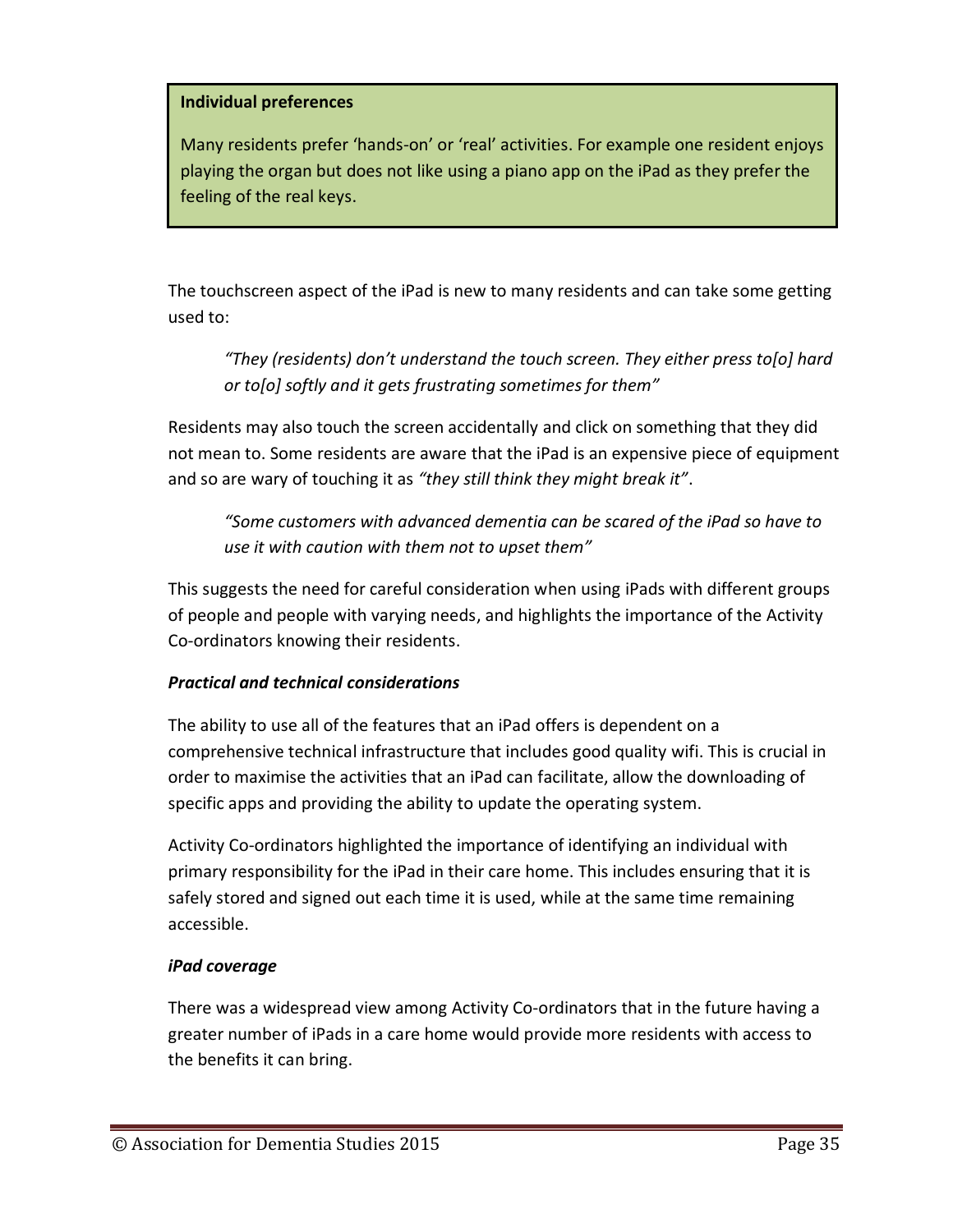**Individual preferences**

Many residents prefer 'hands-on' or 'real' activities. For example one resident enjoys playing the organ but does not like using a piano app on the iPad as they prefer the feeling of the real keys.

The touchscreen aspect of the iPad is new to many residents and can take some getting used to:

> *"They (residents) don't understand the touch screen. They either press to[o] hard or to[o] softly and it gets frustrating sometimes for them"*

Residents may also touch the screen accidentally and click on something that they did not mean to. Some residents are aware that the iPad is an expensive piece of equipment and so are wary of touching it as *"they still think they might break it"*.

> *"Some customers with advanced dementia can be scared of the iPad so have to use it with caution with them not to upset them"*

This suggests the need for careful consideration when using iPads with different groups of people and people with varying needs, and highlights the importance of the Activity Co-ordinators knowing their residents.

***Practical and technical considerations***

The ability to use all of the features that an iPad offers is dependent on a comprehensive technical infrastructure that includes good quality wifi. This is crucial in order to maximise the activities that an iPad can facilitate, allow the downloading of specific apps and providing the ability to update the operating system.

Activity Co-ordinators highlighted the importance of identifying an individual with primary responsibility for the iPad in their care home. This includes ensuring that it is safely stored and signed out each time it is used, while at the same time remaining accessible.

***iPad coverage***

There was a widespread view among Activity Co-ordinators that in the future having a greater number of iPads in a care home would provide more residents with access to the benefits it can bring.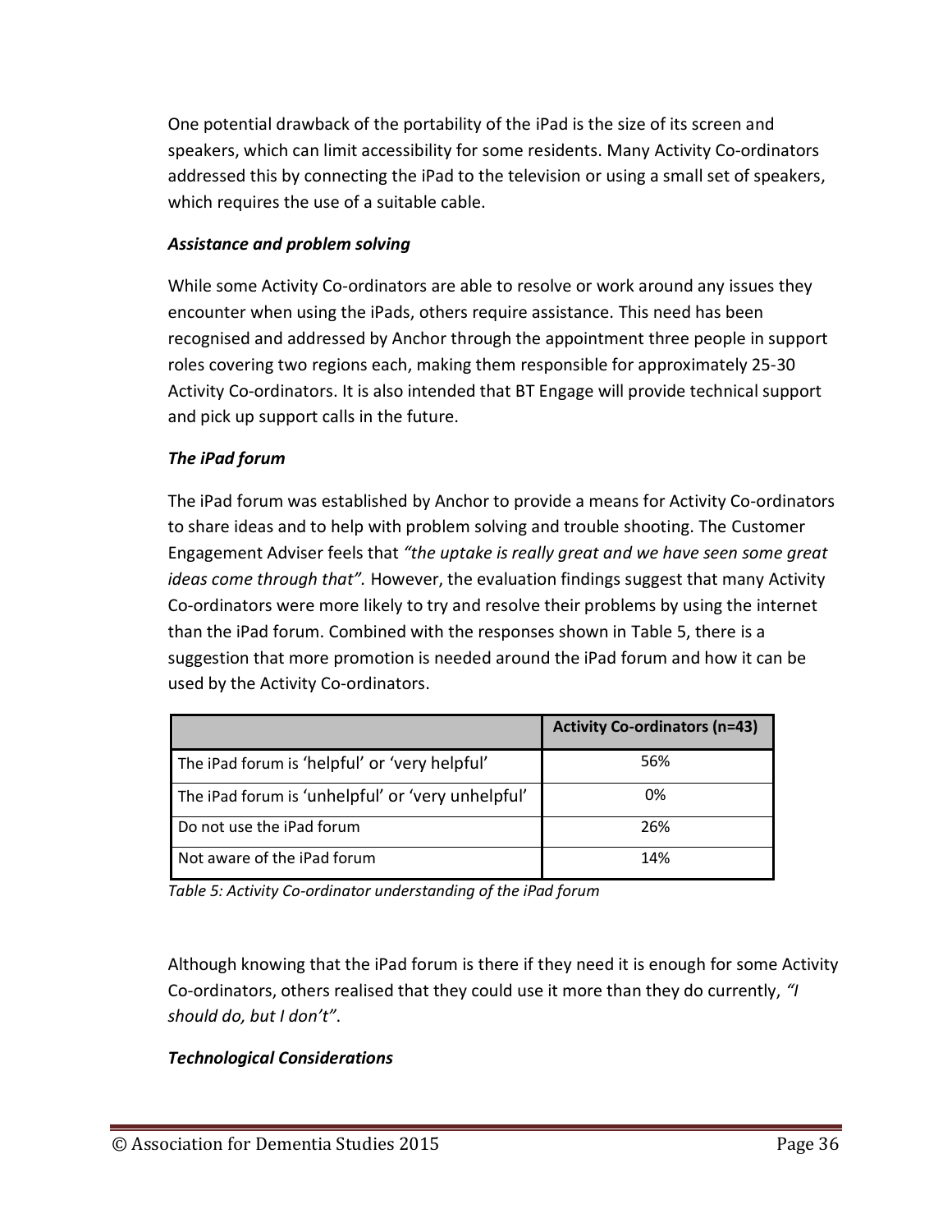One potential drawback of the portability of the iPad is the size of its screen and speakers, which can limit accessibility for some residents. Many Activity Co-ordinators addressed this by connecting the iPad to the television or using a small set of speakers, which requires the use of a suitable cable.

***Assistance and problem solving***

While some Activity Co-ordinators are able to resolve or work around any issues they encounter when using the iPads, others require assistance. This need has been recognised and addressed by Anchor through the appointment three people in support roles covering two regions each, making them responsible for approximately 25-30 Activity Co-ordinators. It is also intended that BT Engage will provide technical support and pick up support calls in the future.

***The iPad forum***

The iPad forum was established by Anchor to provide a means for Activity Co-ordinators to share ideas and to help with problem solving and trouble shooting. The Customer Engagement Adviser feels that *"the uptake is really great and we have seen some great ideas come through that"*. However, the evaluation findings suggest that many Activity Co-ordinators were more likely to try and resolve their problems by using the internet than the iPad forum. Combined with the responses shown in Table 5, there is a suggestion that more promotion is needed around the iPad forum and how it can be used by the Activity Co-ordinators.

| | **Activity Co-ordinators (n=43)** |
|---|---|
| The iPad forum is 'helpful' or 'very helpful' | 56% |
| The iPad forum is 'unhelpful' or 'very unhelpful' | 0% |
| Do not use the iPad forum | 26% |
| Not aware of the iPad forum | 14% |

*Table 5: Activity Co-ordinator understanding of the iPad forum*

Although knowing that the iPad forum is there if they need it is enough for some Activity Co-ordinators, others realised that they could use it more than they do currently, *"I should do, but I don't"*.

***Technological Considerations***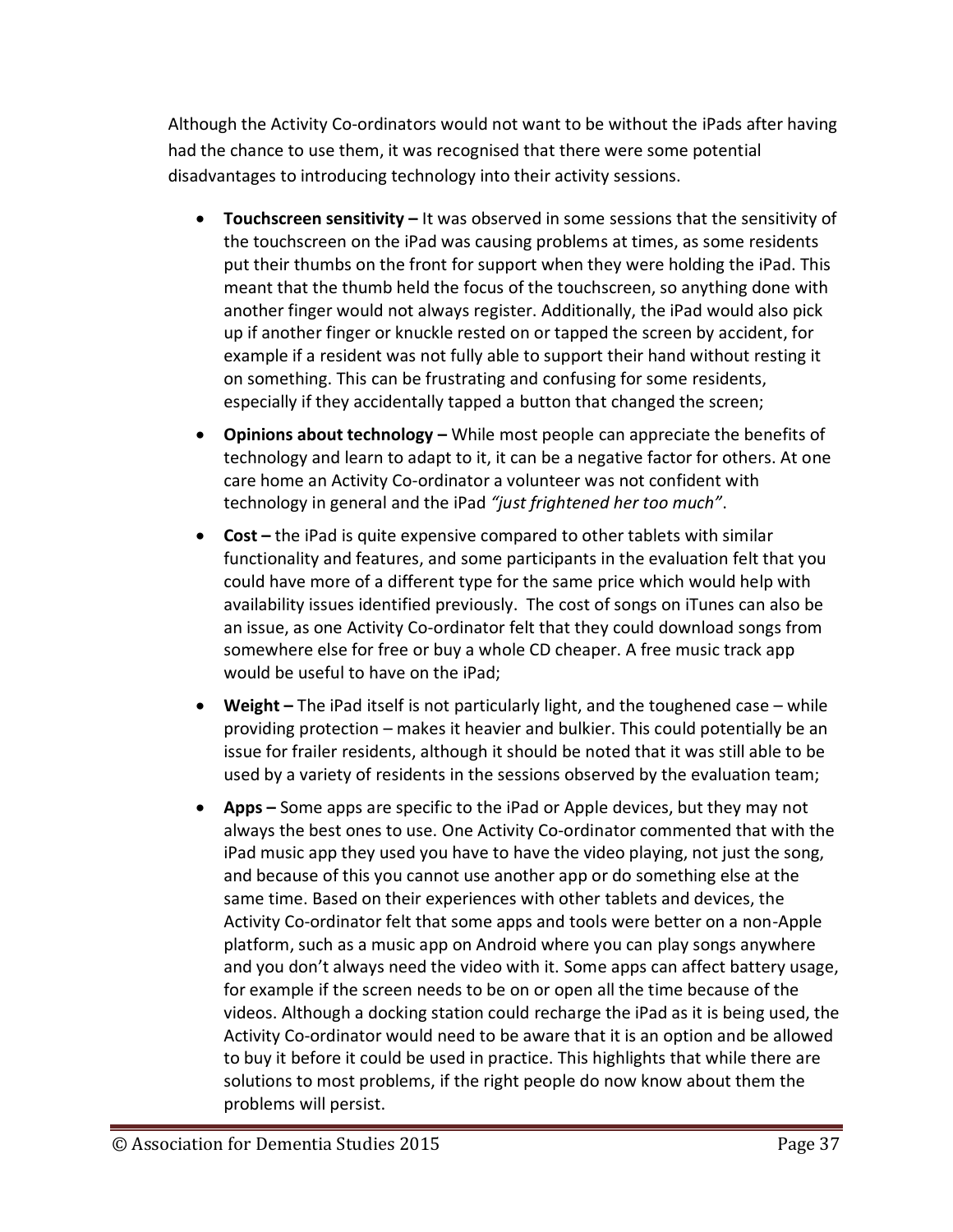Although the Activity Co-ordinators would not want to be without the iPads after having had the chance to use them, it was recognised that there were some potential disadvantages to introducing technology into their activity sessions.

- **Touchscreen sensitivity –** It was observed in some sessions that the sensitivity of the touchscreen on the iPad was causing problems at times, as some residents put their thumbs on the front for support when they were holding the iPad. This meant that the thumb held the focus of the touchscreen, so anything done with another finger would not always register. Additionally, the iPad would also pick up if another finger or knuckle rested on or tapped the screen by accident, for example if a resident was not fully able to support their hand without resting it on something. This can be frustrating and confusing for some residents, especially if they accidentally tapped a button that changed the screen;
- **Opinions about technology –** While most people can appreciate the benefits of technology and learn to adapt to it, it can be a negative factor for others. At one care home an Activity Co-ordinator a volunteer was not confident with technology in general and the iPad *"just frightened her too much"*.
- **Cost –** the iPad is quite expensive compared to other tablets with similar functionality and features, and some participants in the evaluation felt that you could have more of a different type for the same price which would help with availability issues identified previously. The cost of songs on iTunes can also be an issue, as one Activity Co-ordinator felt that they could download songs from somewhere else for free or buy a whole CD cheaper. A free music track app would be useful to have on the iPad;
- **Weight –** The iPad itself is not particularly light, and the toughened case – while providing protection – makes it heavier and bulkier. This could potentially be an issue for frailer residents, although it should be noted that it was still able to be used by a variety of residents in the sessions observed by the evaluation team;
- **Apps –** Some apps are specific to the iPad or Apple devices, but they may not always the best ones to use. One Activity Co-ordinator commented that with the iPad music app they used you have to have the video playing, not just the song, and because of this you cannot use another app or do something else at the same time. Based on their experiences with other tablets and devices, the Activity Co-ordinator felt that some apps and tools were better on a non-Apple platform, such as a music app on Android where you can play songs anywhere and you don't always need the video with it. Some apps can affect battery usage, for example if the screen needs to be on or open all the time because of the videos. Although a docking station could recharge the iPad as it is being used, the Activity Co-ordinator would need to be aware that it is an option and be allowed to buy it before it could be used in practice. This highlights that while there are solutions to most problems, if the right people do now know about them the problems will persist.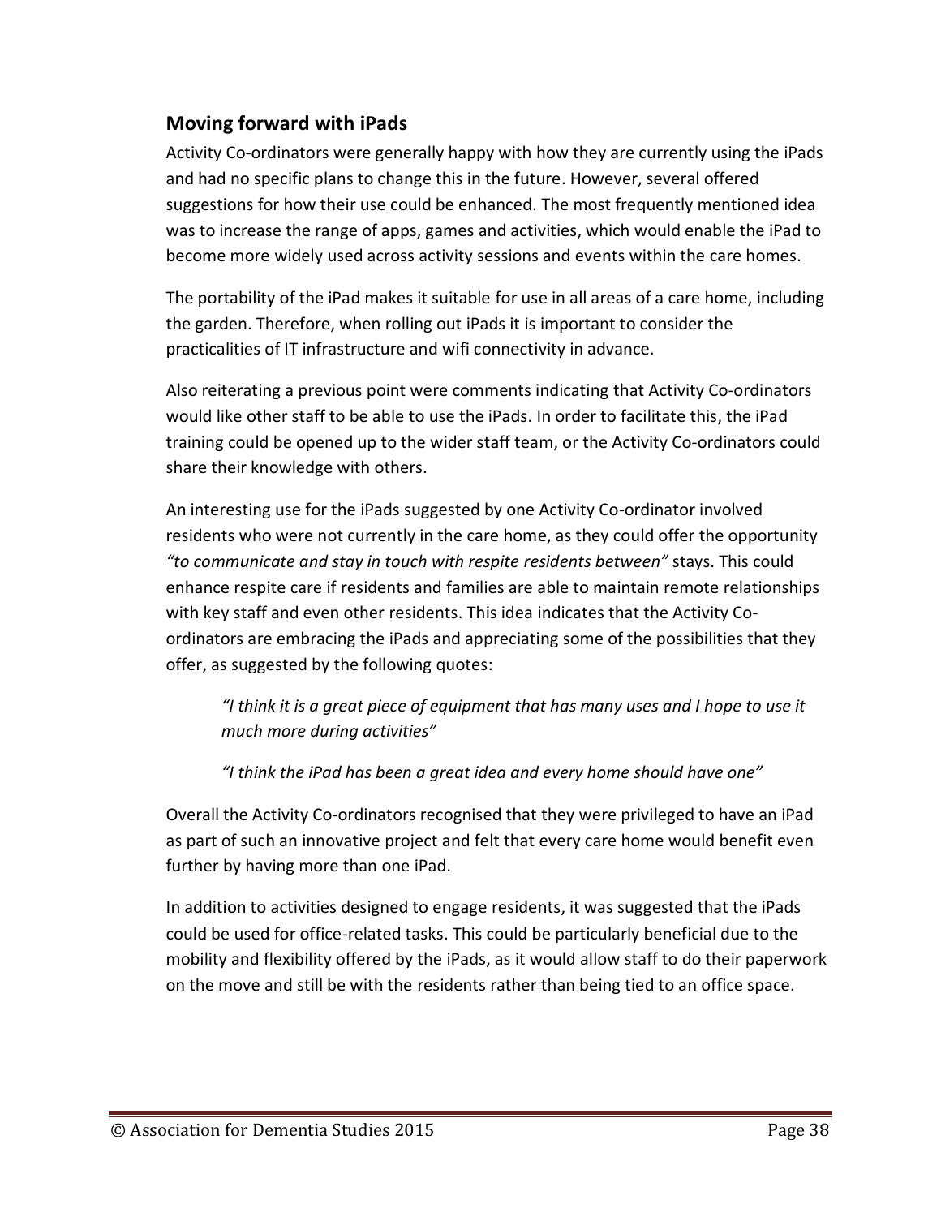## Moving forward with iPads

Activity Co-ordinators were generally happy with how they are currently using the iPads and had no specific plans to change this in the future. However, several offered suggestions for how their use could be enhanced. The most frequently mentioned idea was to increase the range of apps, games and activities, which would enable the iPad to become more widely used across activity sessions and events within the care homes.

The portability of the iPad makes it suitable for use in all areas of a care home, including the garden. Therefore, when rolling out iPads it is important to consider the practicalities of IT infrastructure and wifi connectivity in advance.

Also reiterating a previous point were comments indicating that Activity Co-ordinators would like other staff to be able to use the iPads. In order to facilitate this, the iPad training could be opened up to the wider staff team, or the Activity Co-ordinators could share their knowledge with others.

An interesting use for the iPads suggested by one Activity Co-ordinator involved residents who were not currently in the care home, as they could offer the opportunity *"to communicate and stay in touch with respite residents between"* stays. This could enhance respite care if residents and families are able to maintain remote relationships with key staff and even other residents. This idea indicates that the Activity Co-ordinators are embracing the iPads and appreciating some of the possibilities that they offer, as suggested by the following quotes:

> *"I think it is a great piece of equipment that has many uses and I hope to use it much more during activities"*
>
> *"I think the iPad has been a great idea and every home should have one"*

Overall the Activity Co-ordinators recognised that they were privileged to have an iPad as part of such an innovative project and felt that every care home would benefit even further by having more than one iPad.

In addition to activities designed to engage residents, it was suggested that the iPads could be used for office-related tasks. This could be particularly beneficial due to the mobility and flexibility offered by the iPads, as it would allow staff to do their paperwork on the move and still be with the residents rather than being tied to an office space.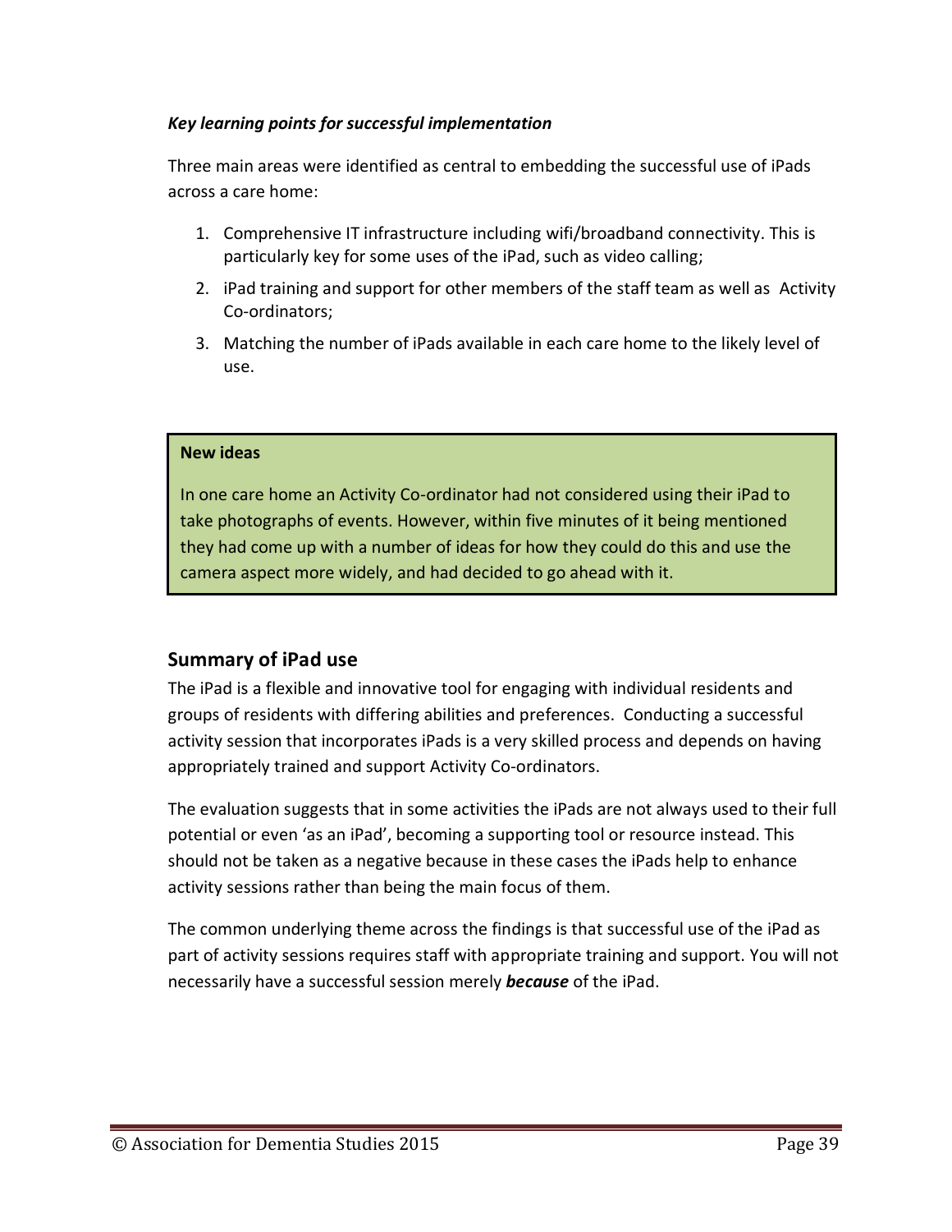***Key learning points for successful implementation***

Three main areas were identified as central to embedding the successful use of iPads across a care home:

1. Comprehensive IT infrastructure including wifi/broadband connectivity. This is particularly key for some uses of the iPad, such as video calling;
2. iPad training and support for other members of the staff team as well as Activity Co-ordinators;
3. Matching the number of iPads available in each care home to the likely level of use.

> **New ideas**
>
> In one care home an Activity Co-ordinator had not considered using their iPad to take photographs of events. However, within five minutes of it being mentioned they had come up with a number of ideas for how they could do this and use the camera aspect more widely, and had decided to go ahead with it.

## Summary of iPad use

The iPad is a flexible and innovative tool for engaging with individual residents and groups of residents with differing abilities and preferences. Conducting a successful activity session that incorporates iPads is a very skilled process and depends on having appropriately trained and support Activity Co-ordinators.

The evaluation suggests that in some activities the iPads are not always used to their full potential or even 'as an iPad', becoming a supporting tool or resource instead. This should not be taken as a negative because in these cases the iPads help to enhance activity sessions rather than being the main focus of them.

The common underlying theme across the findings is that successful use of the iPad as part of activity sessions requires staff with appropriate training and support. You will not necessarily have a successful session merely ***because*** of the iPad.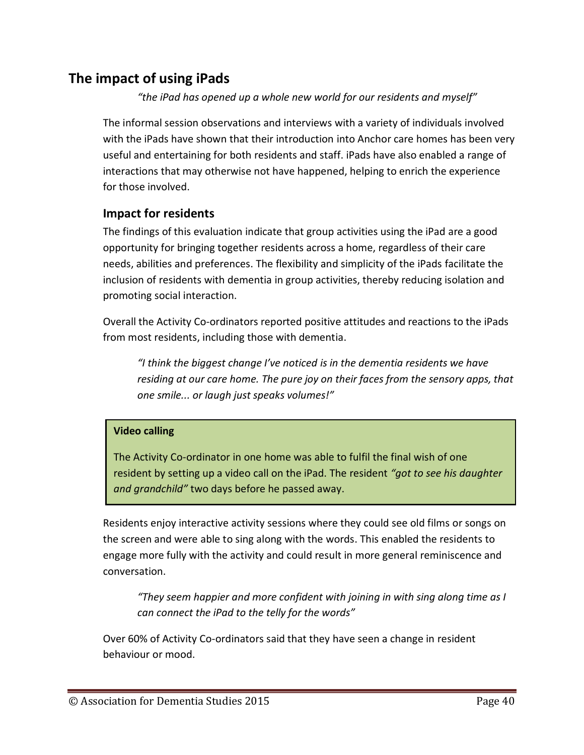## The impact of using iPads

*"the iPad has opened up a whole new world for our residents and myself"*

The informal session observations and interviews with a variety of individuals involved with the iPads have shown that their introduction into Anchor care homes has been very useful and entertaining for both residents and staff. iPads have also enabled a range of interactions that may otherwise not have happened, helping to enrich the experience for those involved.

### Impact for residents

The findings of this evaluation indicate that group activities using the iPad are a good opportunity for bringing together residents across a home, regardless of their care needs, abilities and preferences. The flexibility and simplicity of the iPads facilitate the inclusion of residents with dementia in group activities, thereby reducing isolation and promoting social interaction.

Overall the Activity Co-ordinators reported positive attitudes and reactions to the iPads from most residents, including those with dementia.

> *"I think the biggest change I've noticed is in the dementia residents we have residing at our care home. The pure joy on their faces from the sensory apps, that one smile... or laugh just speaks volumes!"*

**Video calling**

The Activity Co-ordinator in one home was able to fulfil the final wish of one resident by setting up a video call on the iPad. The resident *"got to see his daughter and grandchild"* two days before he passed away.

Residents enjoy interactive activity sessions where they could see old films or songs on the screen and were able to sing along with the words. This enabled the residents to engage more fully with the activity and could result in more general reminiscence and conversation.

> *"They seem happier and more confident with joining in with sing along time as I can connect the iPad to the telly for the words"*

Over 60% of Activity Co-ordinators said that they have seen a change in resident behaviour or mood.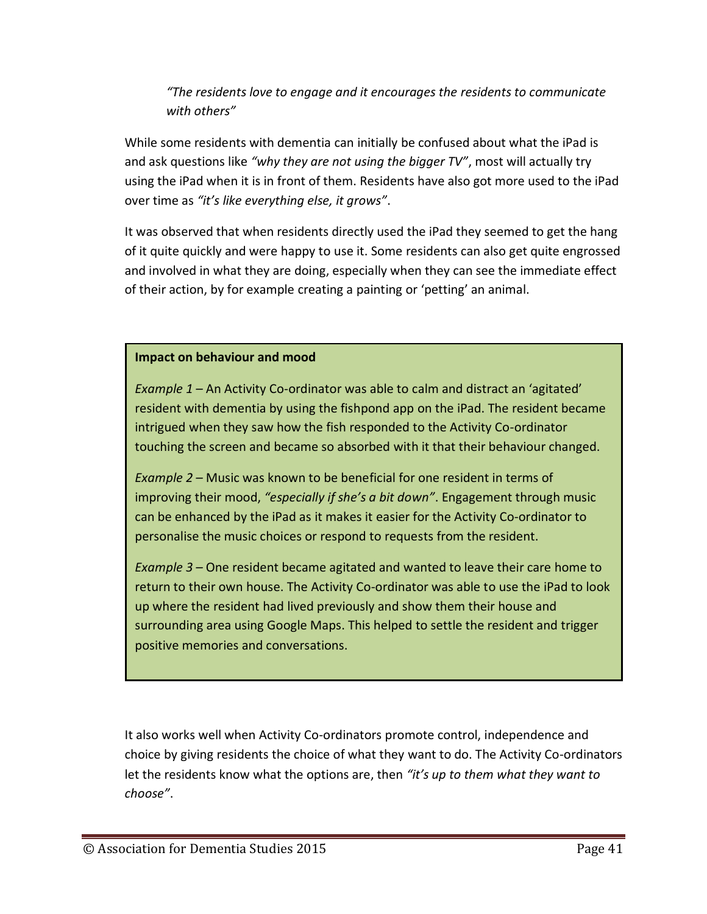> *"The residents love to engage and it encourages the residents to communicate with others"*

While some residents with dementia can initially be confused about what the iPad is and ask questions like *"why they are not using the bigger TV"*, most will actually try using the iPad when it is in front of them. Residents have also got more used to the iPad over time as *"it's like everything else, it grows"*.

It was observed that when residents directly used the iPad they seemed to get the hang of it quite quickly and were happy to use it. Some residents can also get quite engrossed and involved in what they are doing, especially when they can see the immediate effect of their action, by for example creating a painting or 'petting' an animal.

**Impact on behaviour and mood**

*Example 1* – An Activity Co-ordinator was able to calm and distract an 'agitated' resident with dementia by using the fishpond app on the iPad. The resident became intrigued when they saw how the fish responded to the Activity Co-ordinator touching the screen and became so absorbed with it that their behaviour changed.

*Example 2* – Music was known to be beneficial for one resident in terms of improving their mood, *"especially if she's a bit down"*. Engagement through music can be enhanced by the iPad as it makes it easier for the Activity Co-ordinator to personalise the music choices or respond to requests from the resident.

*Example 3* – One resident became agitated and wanted to leave their care home to return to their own house. The Activity Co-ordinator was able to use the iPad to look up where the resident had lived previously and show them their house and surrounding area using Google Maps. This helped to settle the resident and trigger positive memories and conversations.

It also works well when Activity Co-ordinators promote control, independence and choice by giving residents the choice of what they want to do. The Activity Co-ordinators let the residents know what the options are, then *"it's up to them what they want to choose"*.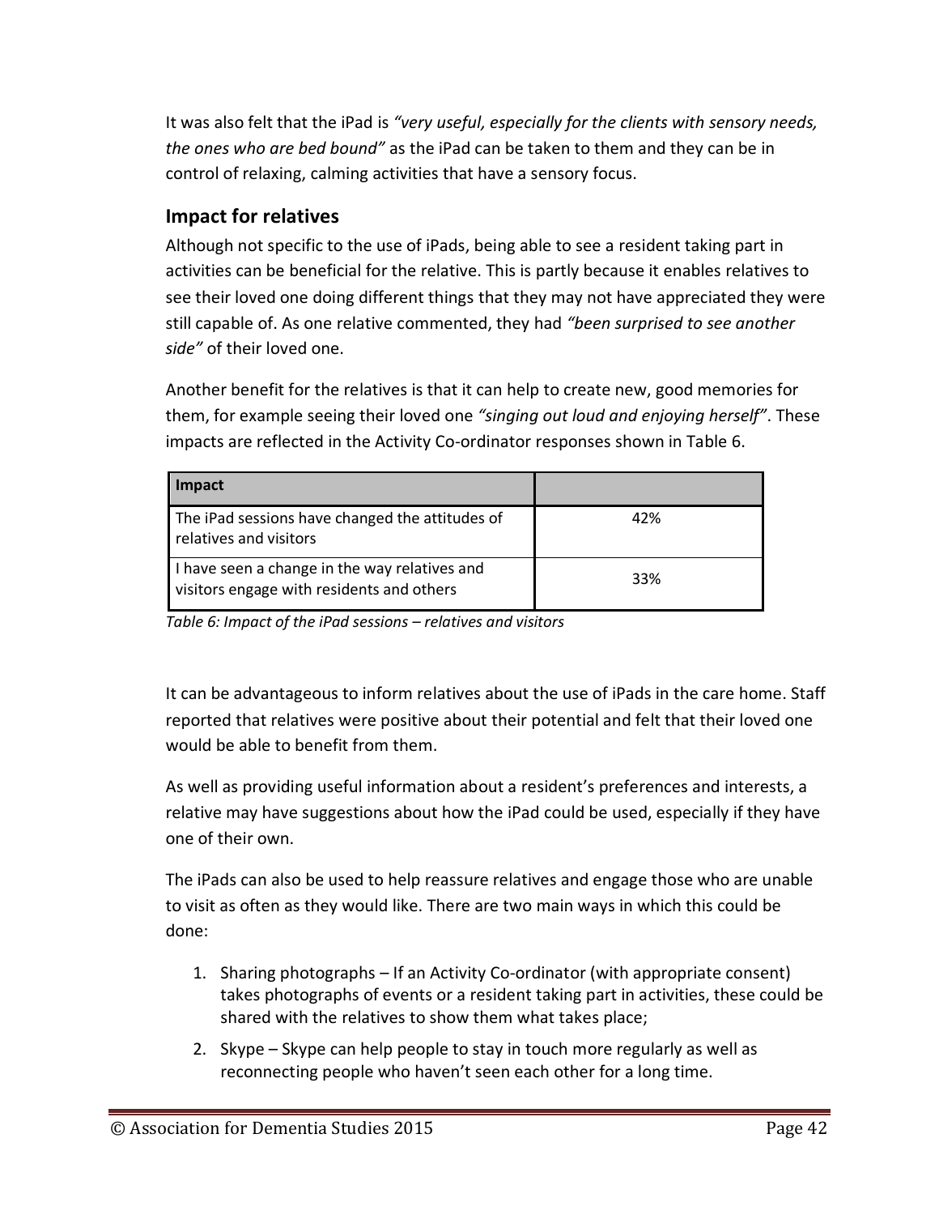It was also felt that the iPad is *"very useful, especially for the clients with sensory needs, the ones who are bed bound"* as the iPad can be taken to them and they can be in control of relaxing, calming activities that have a sensory focus.

## Impact for relatives

Although not specific to the use of iPads, being able to see a resident taking part in activities can be beneficial for the relative. This is partly because it enables relatives to see their loved one doing different things that they may not have appreciated they were still capable of. As one relative commented, they had *"been surprised to see another side"* of their loved one.

Another benefit for the relatives is that it can help to create new, good memories for them, for example seeing their loved one *"singing out loud and enjoying herself"*. These impacts are reflected in the Activity Co-ordinator responses shown in Table 6.

| Impact | |
|---|---|
| The iPad sessions have changed the attitudes of relatives and visitors | 42% |
| I have seen a change in the way relatives and visitors engage with residents and others | 33% |

*Table 6: Impact of the iPad sessions – relatives and visitors*

It can be advantageous to inform relatives about the use of iPads in the care home. Staff reported that relatives were positive about their potential and felt that their loved one would be able to benefit from them.

As well as providing useful information about a resident's preferences and interests, a relative may have suggestions about how the iPad could be used, especially if they have one of their own.

The iPads can also be used to help reassure relatives and engage those who are unable to visit as often as they would like. There are two main ways in which this could be done:

1. Sharing photographs – If an Activity Co-ordinator (with appropriate consent) takes photographs of events or a resident taking part in activities, these could be shared with the relatives to show them what takes place;
2. Skype – Skype can help people to stay in touch more regularly as well as reconnecting people who haven't seen each other for a long time.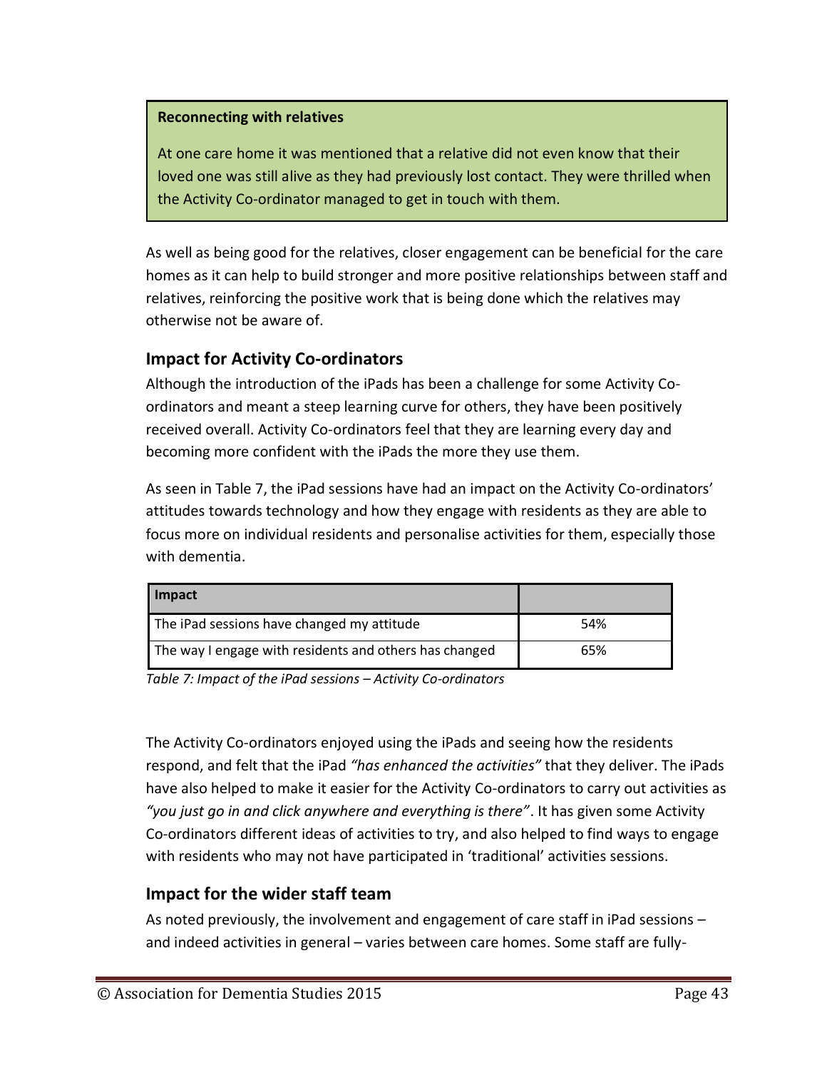**Reconnecting with relatives**

At one care home it was mentioned that a relative did not even know that their loved one was still alive as they had previously lost contact. They were thrilled when the Activity Co-ordinator managed to get in touch with them.

As well as being good for the relatives, closer engagement can be beneficial for the care homes as it can help to build stronger and more positive relationships between staff and relatives, reinforcing the positive work that is being done which the relatives may otherwise not be aware of.

## Impact for Activity Co-ordinators

Although the introduction of the iPads has been a challenge for some Activity Co-ordinators and meant a steep learning curve for others, they have been positively received overall. Activity Co-ordinators feel that they are learning every day and becoming more confident with the iPads the more they use them.

As seen in Table 7, the iPad sessions have had an impact on the Activity Co-ordinators' attitudes towards technology and how they engage with residents as they are able to focus more on individual residents and personalise activities for them, especially those with dementia.

| Impact | |
|---|---|
| The iPad sessions have changed my attitude | 54% |
| The way I engage with residents and others has changed | 65% |

*Table 7: Impact of the iPad sessions – Activity Co-ordinators*

The Activity Co-ordinators enjoyed using the iPads and seeing how the residents respond, and felt that the iPad *"has enhanced the activities"* that they deliver. The iPads have also helped to make it easier for the Activity Co-ordinators to carry out activities as *"you just go in and click anywhere and everything is there"*. It has given some Activity Co-ordinators different ideas of activities to try, and also helped to find ways to engage with residents who may not have participated in 'traditional' activities sessions.

## Impact for the wider staff team

As noted previously, the involvement and engagement of care staff in iPad sessions – and indeed activities in general – varies between care homes. Some staff are fully-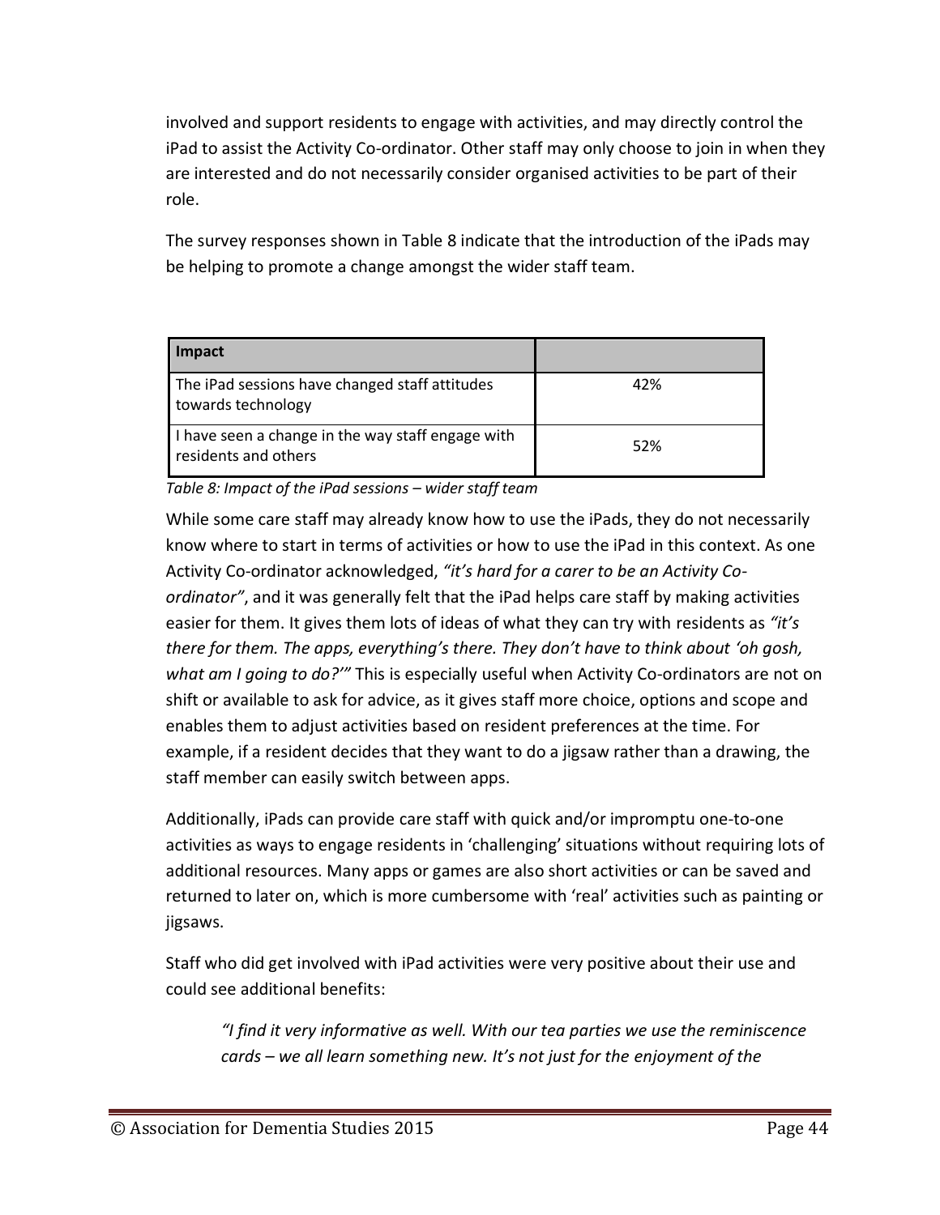involved and support residents to engage with activities, and may directly control the iPad to assist the Activity Co-ordinator. Other staff may only choose to join in when they are interested and do not necessarily consider organised activities to be part of their role.

The survey responses shown in Table 8 indicate that the introduction of the iPads may be helping to promote a change amongst the wider staff team.

| **Impact** | |
|---|---|
| The iPad sessions have changed staff attitudes towards technology | 42% |
| I have seen a change in the way staff engage with residents and others | 52% |

*Table 8: Impact of the iPad sessions – wider staff team*

While some care staff may already know how to use the iPads, they do not necessarily know where to start in terms of activities or how to use the iPad in this context. As one Activity Co-ordinator acknowledged, *"it's hard for a carer to be an Activity Co-ordinator"*, and it was generally felt that the iPad helps care staff by making activities easier for them. It gives them lots of ideas of what they can try with residents as *"it's there for them. The apps, everything's there. They don't have to think about 'oh gosh, what am I going to do?'"* This is especially useful when Activity Co-ordinators are not on shift or available to ask for advice, as it gives staff more choice, options and scope and enables them to adjust activities based on resident preferences at the time. For example, if a resident decides that they want to do a jigsaw rather than a drawing, the staff member can easily switch between apps.

Additionally, iPads can provide care staff with quick and/or impromptu one-to-one activities as ways to engage residents in 'challenging' situations without requiring lots of additional resources. Many apps or games are also short activities or can be saved and returned to later on, which is more cumbersome with 'real' activities such as painting or jigsaws.

Staff who did get involved with iPad activities were very positive about their use and could see additional benefits:

> *"I find it very informative as well. With our tea parties we use the reminiscence cards – we all learn something new. It's not just for the enjoyment of the*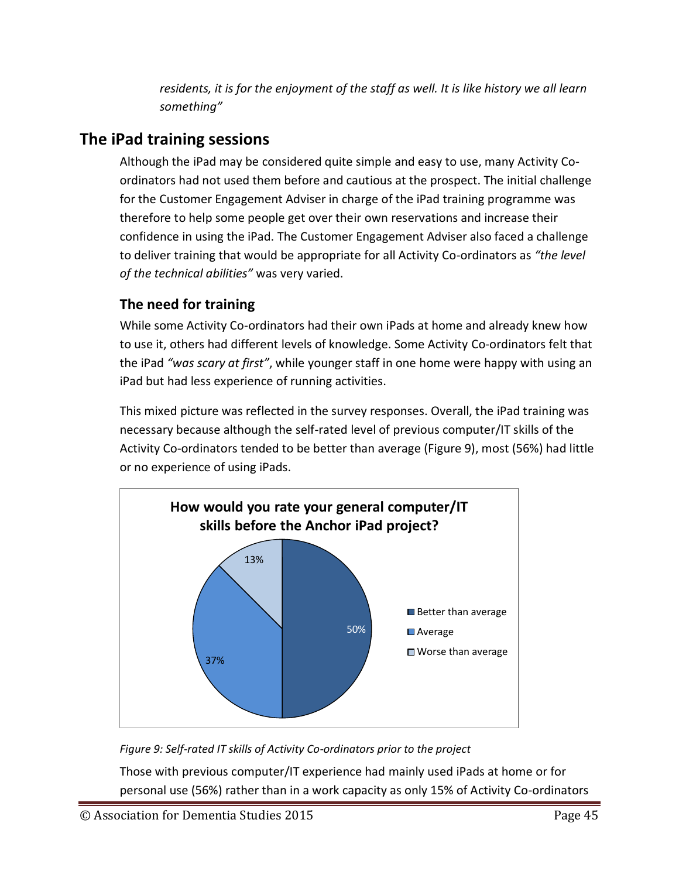*residents, it is for the enjoyment of the staff as well. It is like history we all learn something"*

## The iPad training sessions

Although the iPad may be considered quite simple and easy to use, many Activity Co-ordinators had not used them before and cautious at the prospect. The initial challenge for the Customer Engagement Adviser in charge of the iPad training programme was therefore to help some people get over their own reservations and increase their confidence in using the iPad. The Customer Engagement Adviser also faced a challenge to deliver training that would be appropriate for all Activity Co-ordinators as *"the level of the technical abilities"* was very varied.

### The need for training

While some Activity Co-ordinators had their own iPads at home and already knew how to use it, others had different levels of knowledge. Some Activity Co-ordinators felt that the iPad *"was scary at first"*, while younger staff in one home were happy with using an iPad but had less experience of running activities.

This mixed picture was reflected in the survey responses. Overall, the iPad training was necessary because although the self-rated level of previous computer/IT skills of the Activity Co-ordinators tended to be better than average (Figure 9), most (56%) had little or no experience of using iPads.

**How would you rate your general computer/IT skills before the Anchor iPad project?**

| Rating | Percentage |
|---|---|
| Better than average | 50% |
| Average | 37% |
| Worse than average | 13% |

*Figure 9: Self-rated IT skills of Activity Co-ordinators prior to the project*

Those with previous computer/IT experience had mainly used iPads at home or for personal use (56%) rather than in a work capacity as only 15% of Activity Co-ordinators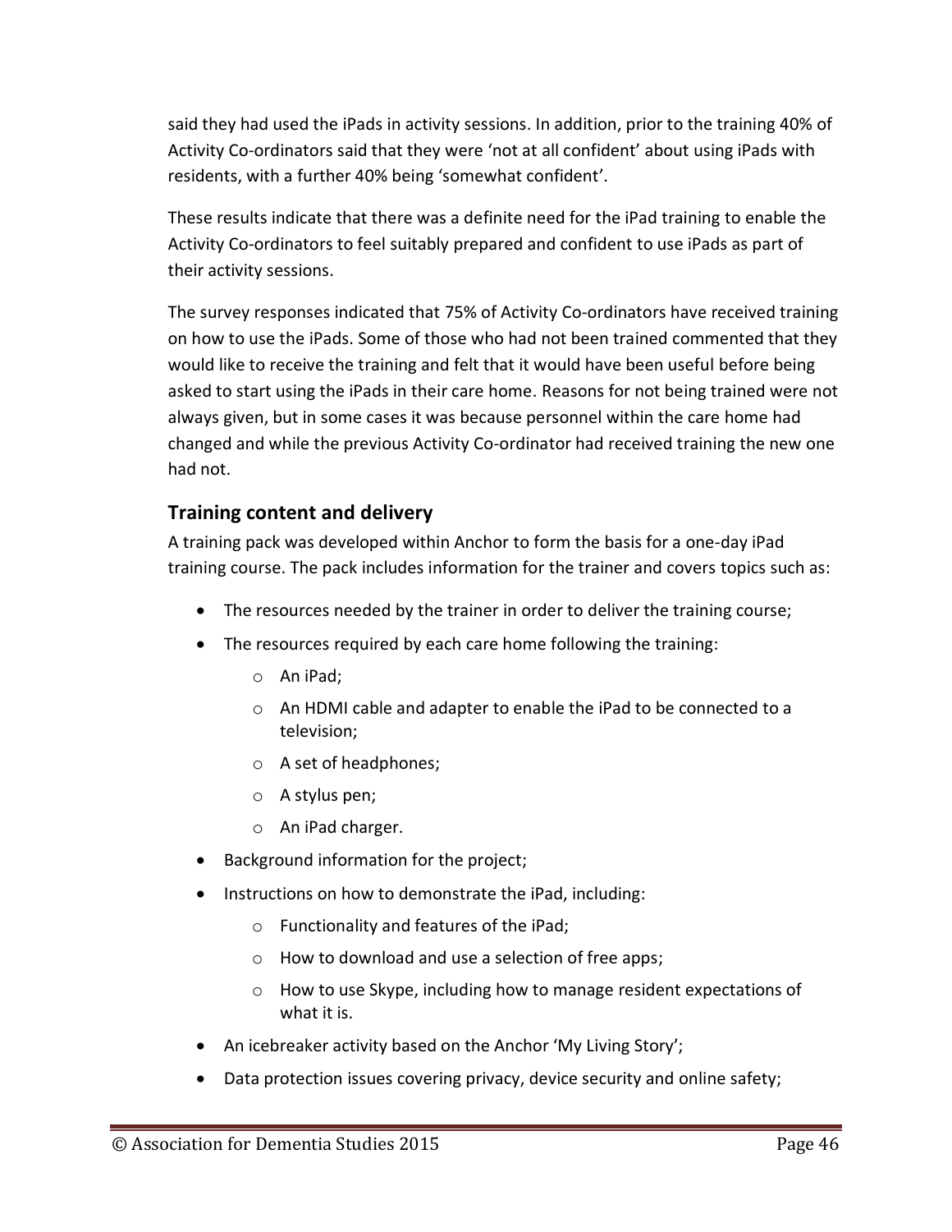said they had used the iPads in activity sessions. In addition, prior to the training 40% of Activity Co-ordinators said that they were 'not at all confident' about using iPads with residents, with a further 40% being 'somewhat confident'.

These results indicate that there was a definite need for the iPad training to enable the Activity Co-ordinators to feel suitably prepared and confident to use iPads as part of their activity sessions.

The survey responses indicated that 75% of Activity Co-ordinators have received training on how to use the iPads. Some of those who had not been trained commented that they would like to receive the training and felt that it would have been useful before being asked to start using the iPads in their care home. Reasons for not being trained were not always given, but in some cases it was because personnel within the care home had changed and while the previous Activity Co-ordinator had received training the new one had not.

## Training content and delivery

A training pack was developed within Anchor to form the basis for a one-day iPad training course. The pack includes information for the trainer and covers topics such as:

- The resources needed by the trainer in order to deliver the training course;
- The resources required by each care home following the training:
  - An iPad;
  - An HDMI cable and adapter to enable the iPad to be connected to a television;
  - A set of headphones;
  - A stylus pen;
  - An iPad charger.
- Background information for the project;
- Instructions on how to demonstrate the iPad, including:
  - Functionality and features of the iPad;
  - How to download and use a selection of free apps;
  - How to use Skype, including how to manage resident expectations of what it is.
- An icebreaker activity based on the Anchor 'My Living Story';
- Data protection issues covering privacy, device security and online safety;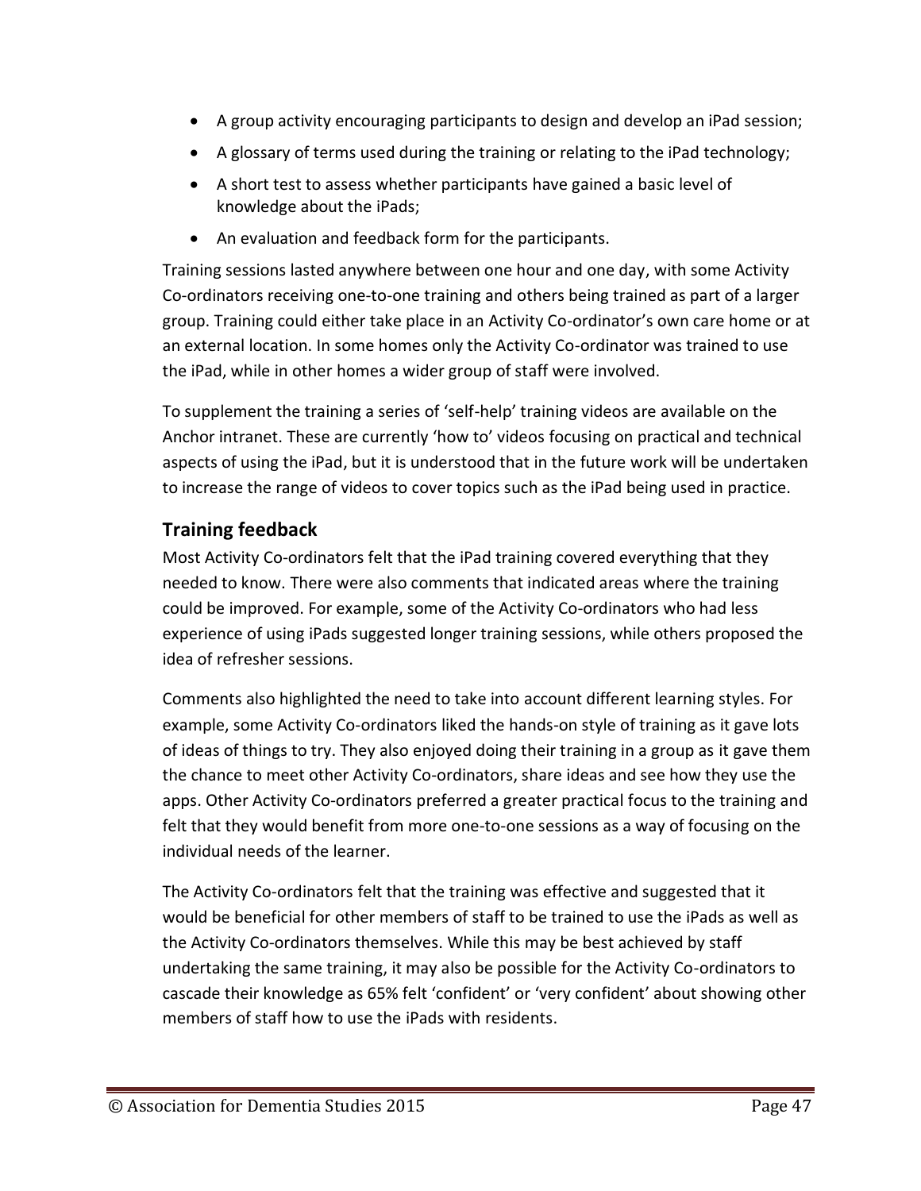- A group activity encouraging participants to design and develop an iPad session;
- A glossary of terms used during the training or relating to the iPad technology;
- A short test to assess whether participants have gained a basic level of knowledge about the iPads;
- An evaluation and feedback form for the participants.

Training sessions lasted anywhere between one hour and one day, with some Activity Co-ordinators receiving one-to-one training and others being trained as part of a larger group. Training could either take place in an Activity Co-ordinator's own care home or at an external location. In some homes only the Activity Co-ordinator was trained to use the iPad, while in other homes a wider group of staff were involved.

To supplement the training a series of 'self-help' training videos are available on the Anchor intranet. These are currently 'how to' videos focusing on practical and technical aspects of using the iPad, but it is understood that in the future work will be undertaken to increase the range of videos to cover topics such as the iPad being used in practice.

## Training feedback

Most Activity Co-ordinators felt that the iPad training covered everything that they needed to know. There were also comments that indicated areas where the training could be improved. For example, some of the Activity Co-ordinators who had less experience of using iPads suggested longer training sessions, while others proposed the idea of refresher sessions.

Comments also highlighted the need to take into account different learning styles. For example, some Activity Co-ordinators liked the hands-on style of training as it gave lots of ideas of things to try. They also enjoyed doing their training in a group as it gave them the chance to meet other Activity Co-ordinators, share ideas and see how they use the apps. Other Activity Co-ordinators preferred a greater practical focus to the training and felt that they would benefit from more one-to-one sessions as a way of focusing on the individual needs of the learner.

The Activity Co-ordinators felt that the training was effective and suggested that it would be beneficial for other members of staff to be trained to use the iPads as well as the Activity Co-ordinators themselves. While this may be best achieved by staff undertaking the same training, it may also be possible for the Activity Co-ordinators to cascade their knowledge as 65% felt 'confident' or 'very confident' about showing other members of staff how to use the iPads with residents.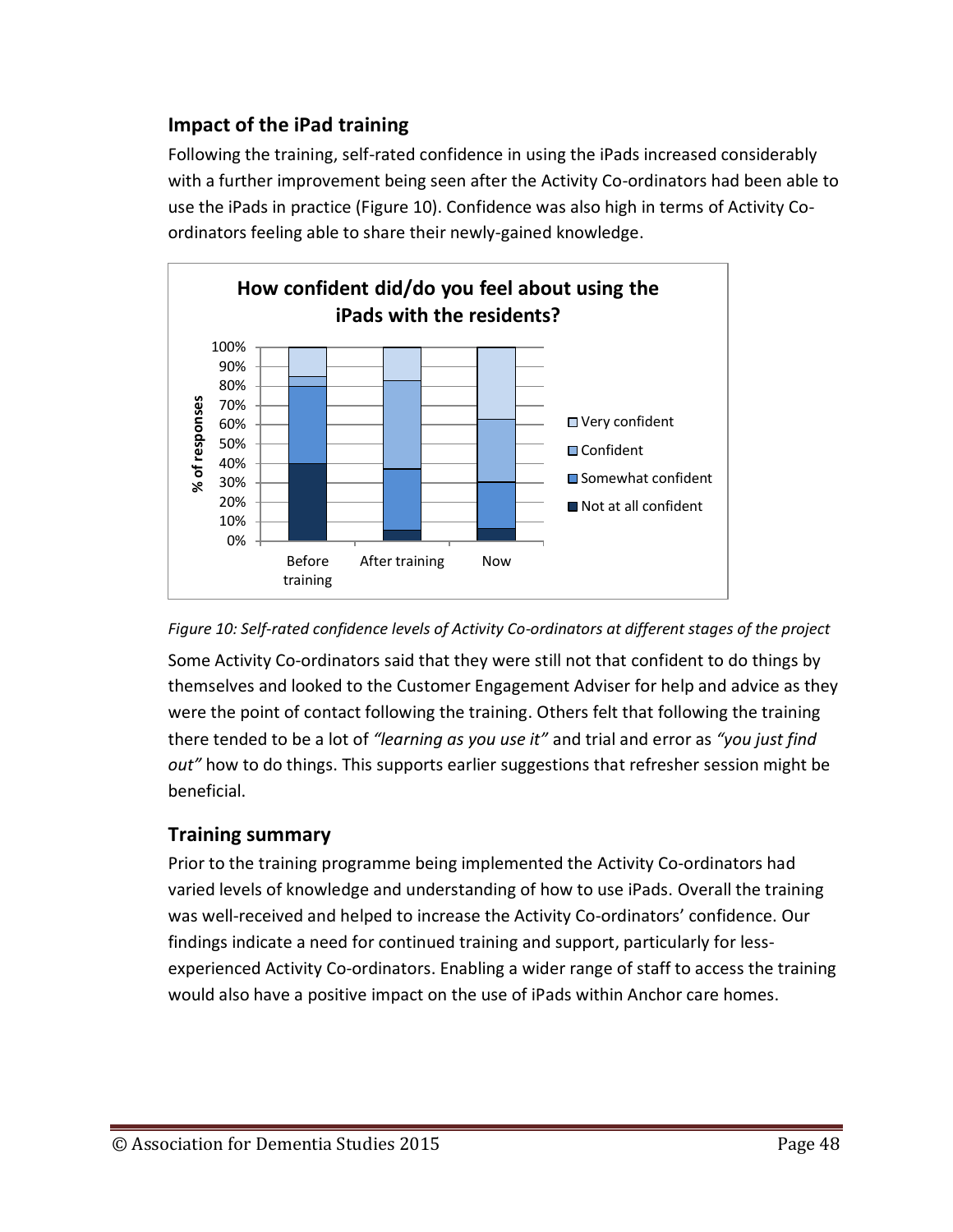## Impact of the iPad training

Following the training, self-rated confidence in using the iPads increased considerably with a further improvement being seen after the Activity Co-ordinators had been able to use the iPads in practice (Figure 10). Confidence was also high in terms of Activity Co-ordinators feeling able to share their newly-gained knowledge.

*Figure 10: Self-rated confidence levels of Activity Co-ordinators at different stages of the project*

Some Activity Co-ordinators said that they were still not that confident to do things by themselves and looked to the Customer Engagement Adviser for help and advice as they were the point of contact following the training. Others felt that following the training there tended to be a lot of *"learning as you use it"* and trial and error as *"you just find out"* how to do things. This supports earlier suggestions that refresher session might be beneficial.

## Training summary

Prior to the training programme being implemented the Activity Co-ordinators had varied levels of knowledge and understanding of how to use iPads. Overall the training was well-received and helped to increase the Activity Co-ordinators' confidence. Our findings indicate a need for continued training and support, particularly for less-experienced Activity Co-ordinators. Enabling a wider range of staff to access the training would also have a positive impact on the use of iPads within Anchor care homes.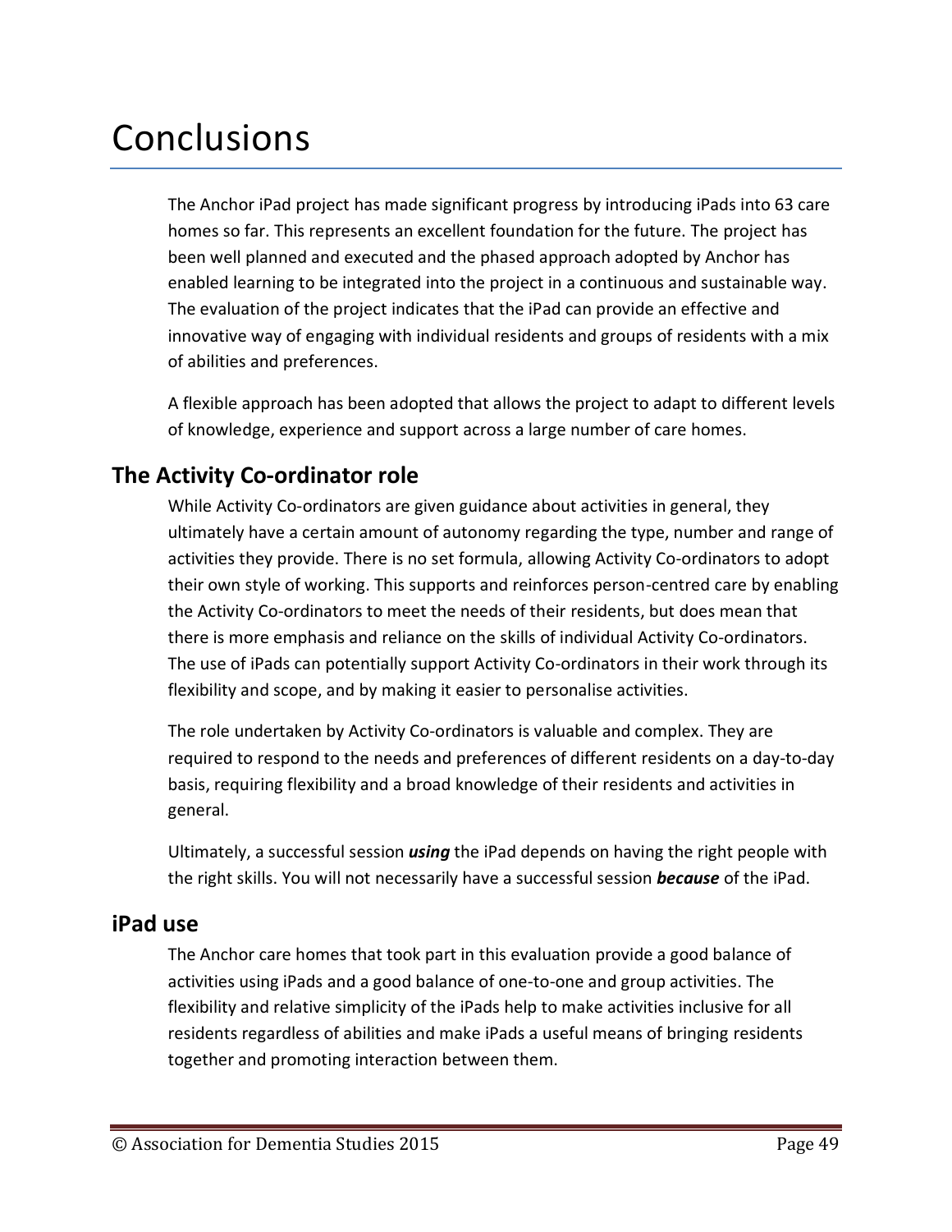# Conclusions

The Anchor iPad project has made significant progress by introducing iPads into 63 care homes so far. This represents an excellent foundation for the future. The project has been well planned and executed and the phased approach adopted by Anchor has enabled learning to be integrated into the project in a continuous and sustainable way. The evaluation of the project indicates that the iPad can provide an effective and innovative way of engaging with individual residents and groups of residents with a mix of abilities and preferences.

A flexible approach has been adopted that allows the project to adapt to different levels of knowledge, experience and support across a large number of care homes.

## The Activity Co-ordinator role

While Activity Co-ordinators are given guidance about activities in general, they ultimately have a certain amount of autonomy regarding the type, number and range of activities they provide. There is no set formula, allowing Activity Co-ordinators to adopt their own style of working. This supports and reinforces person-centred care by enabling the Activity Co-ordinators to meet the needs of their residents, but does mean that there is more emphasis and reliance on the skills of individual Activity Co-ordinators. The use of iPads can potentially support Activity Co-ordinators in their work through its flexibility and scope, and by making it easier to personalise activities.

The role undertaken by Activity Co-ordinators is valuable and complex. They are required to respond to the needs and preferences of different residents on a day-to-day basis, requiring flexibility and a broad knowledge of their residents and activities in general.

Ultimately, a successful session ***using*** the iPad depends on having the right people with the right skills. You will not necessarily have a successful session ***because*** of the iPad.

## iPad use

The Anchor care homes that took part in this evaluation provide a good balance of activities using iPads and a good balance of one-to-one and group activities. The flexibility and relative simplicity of the iPads help to make activities inclusive for all residents regardless of abilities and make iPads a useful means of bringing residents together and promoting interaction between them.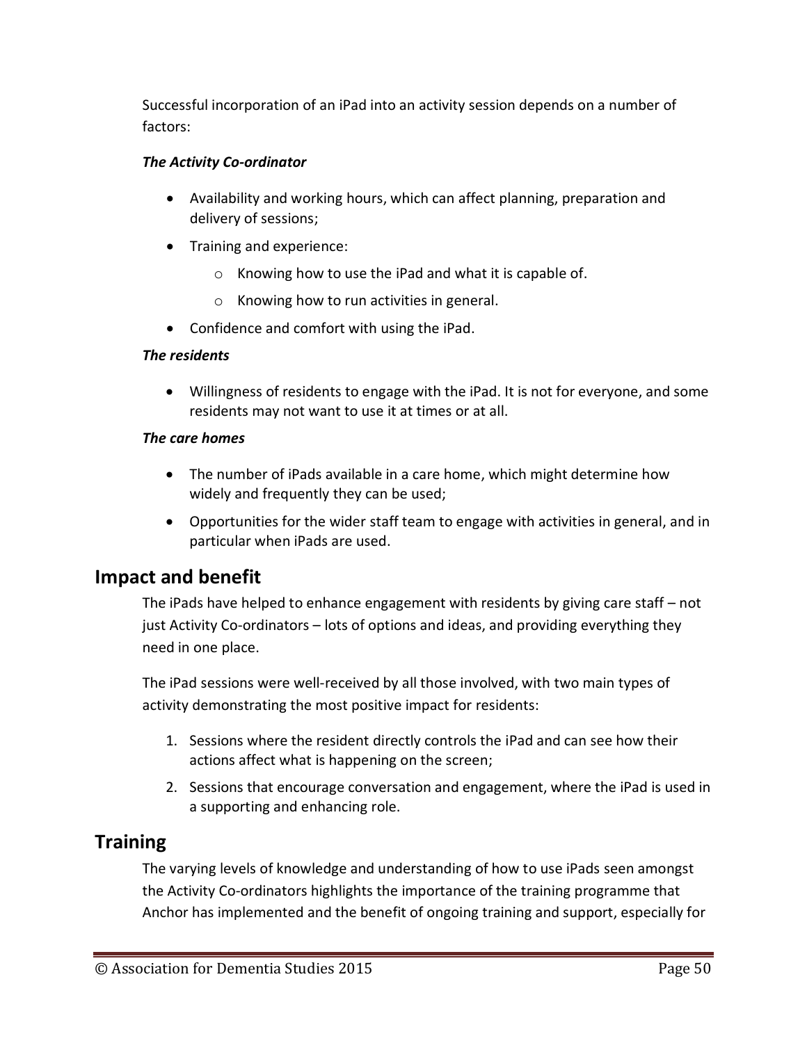Successful incorporation of an iPad into an activity session depends on a number of factors:

***The Activity Co-ordinator***

- Availability and working hours, which can affect planning, preparation and delivery of sessions;
- Training and experience:
    - Knowing how to use the iPad and what it is capable of.
    - Knowing how to run activities in general.
- Confidence and comfort with using the iPad.

***The residents***

- Willingness of residents to engage with the iPad. It is not for everyone, and some residents may not want to use it at times or at all.

***The care homes***

- The number of iPads available in a care home, which might determine how widely and frequently they can be used;
- Opportunities for the wider staff team to engage with activities in general, and in particular when iPads are used.

## Impact and benefit

The iPads have helped to enhance engagement with residents by giving care staff – not just Activity Co-ordinators – lots of options and ideas, and providing everything they need in one place.

The iPad sessions were well-received by all those involved, with two main types of activity demonstrating the most positive impact for residents:

1. Sessions where the resident directly controls the iPad and can see how their actions affect what is happening on the screen;
2. Sessions that encourage conversation and engagement, where the iPad is used in a supporting and enhancing role.

## Training

The varying levels of knowledge and understanding of how to use iPads seen amongst the Activity Co-ordinators highlights the importance of the training programme that Anchor has implemented and the benefit of ongoing training and support, especially for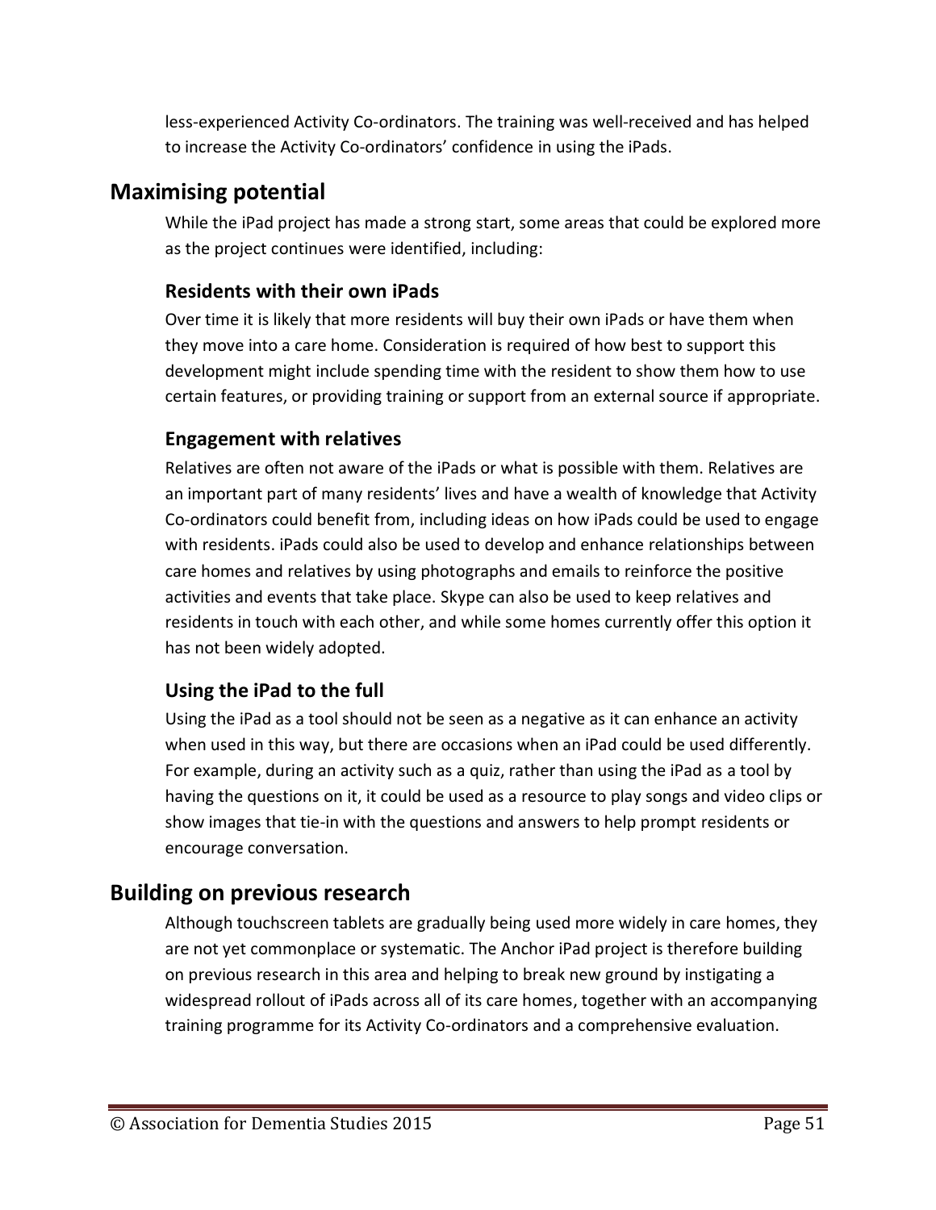less-experienced Activity Co-ordinators. The training was well-received and has helped to increase the Activity Co-ordinators' confidence in using the iPads.

## Maximising potential

While the iPad project has made a strong start, some areas that could be explored more as the project continues were identified, including:

### Residents with their own iPads

Over time it is likely that more residents will buy their own iPads or have them when they move into a care home. Consideration is required of how best to support this development might include spending time with the resident to show them how to use certain features, or providing training or support from an external source if appropriate.

### Engagement with relatives

Relatives are often not aware of the iPads or what is possible with them. Relatives are an important part of many residents' lives and have a wealth of knowledge that Activity Co-ordinators could benefit from, including ideas on how iPads could be used to engage with residents. iPads could also be used to develop and enhance relationships between care homes and relatives by using photographs and emails to reinforce the positive activities and events that take place. Skype can also be used to keep relatives and residents in touch with each other, and while some homes currently offer this option it has not been widely adopted.

### Using the iPad to the full

Using the iPad as a tool should not be seen as a negative as it can enhance an activity when used in this way, but there are occasions when an iPad could be used differently. For example, during an activity such as a quiz, rather than using the iPad as a tool by having the questions on it, it could be used as a resource to play songs and video clips or show images that tie-in with the questions and answers to help prompt residents or encourage conversation.

## Building on previous research

Although touchscreen tablets are gradually being used more widely in care homes, they are not yet commonplace or systematic. The Anchor iPad project is therefore building on previous research in this area and helping to break new ground by instigating a widespread rollout of iPads across all of its care homes, together with an accompanying training programme for its Activity Co-ordinators and a comprehensive evaluation.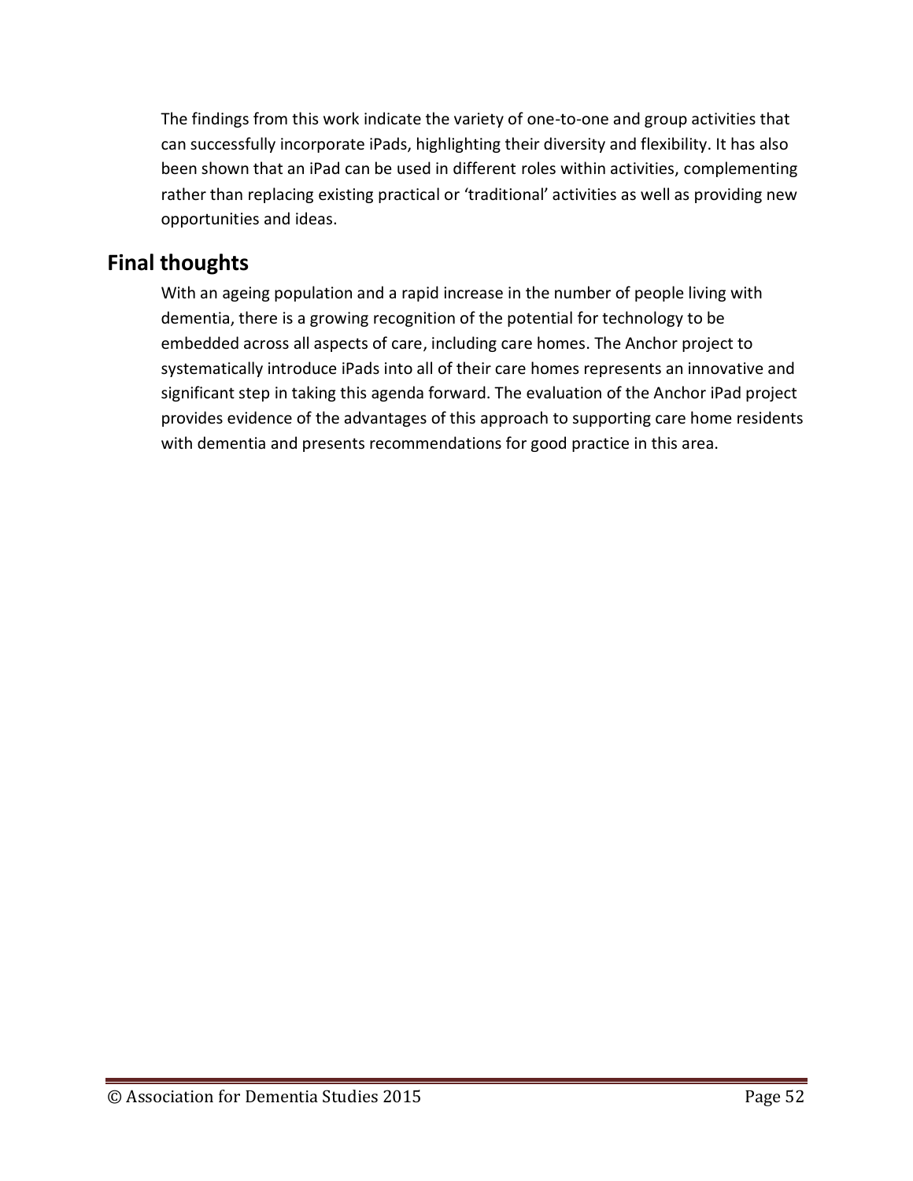The findings from this work indicate the variety of one-to-one and group activities that can successfully incorporate iPads, highlighting their diversity and flexibility. It has also been shown that an iPad can be used in different roles within activities, complementing rather than replacing existing practical or 'traditional' activities as well as providing new opportunities and ideas.

## Final thoughts

With an ageing population and a rapid increase in the number of people living with dementia, there is a growing recognition of the potential for technology to be embedded across all aspects of care, including care homes. The Anchor project to systematically introduce iPads into all of their care homes represents an innovative and significant step in taking this agenda forward. The evaluation of the Anchor iPad project provides evidence of the advantages of this approach to supporting care home residents with dementia and presents recommendations for good practice in this area.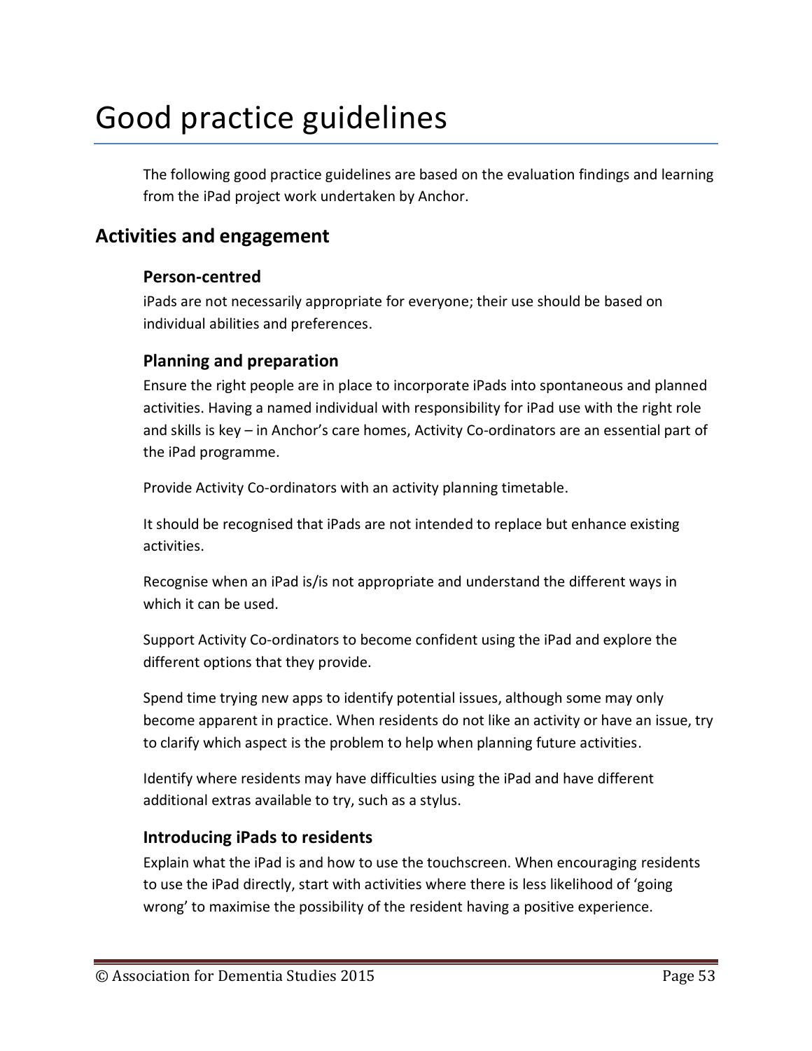# Good practice guidelines

The following good practice guidelines are based on the evaluation findings and learning from the iPad project work undertaken by Anchor.

## Activities and engagement

### Person-centred

iPads are not necessarily appropriate for everyone; their use should be based on individual abilities and preferences.

### Planning and preparation

Ensure the right people are in place to incorporate iPads into spontaneous and planned activities. Having a named individual with responsibility for iPad use with the right role and skills is key – in Anchor's care homes, Activity Co-ordinators are an essential part of the iPad programme.

Provide Activity Co-ordinators with an activity planning timetable.

It should be recognised that iPads are not intended to replace but enhance existing activities.

Recognise when an iPad is/is not appropriate and understand the different ways in which it can be used.

Support Activity Co-ordinators to become confident using the iPad and explore the different options that they provide.

Spend time trying new apps to identify potential issues, although some may only become apparent in practice. When residents do not like an activity or have an issue, try to clarify which aspect is the problem to help when planning future activities.

Identify where residents may have difficulties using the iPad and have different additional extras available to try, such as a stylus.

### Introducing iPads to residents

Explain what the iPad is and how to use the touchscreen. When encouraging residents to use the iPad directly, start with activities where there is less likelihood of 'going wrong' to maximise the possibility of the resident having a positive experience.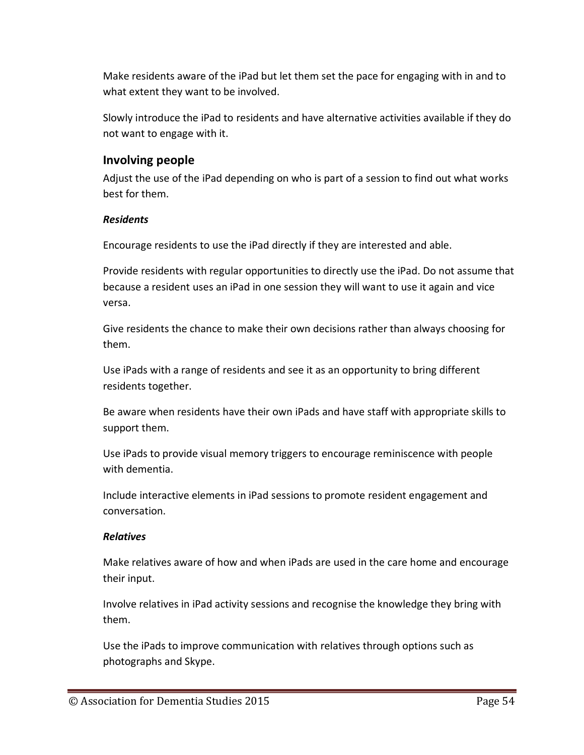Make residents aware of the iPad but let them set the pace for engaging with in and to what extent they want to be involved.

Slowly introduce the iPad to residents and have alternative activities available if they do not want to engage with it.

## Involving people

Adjust the use of the iPad depending on who is part of a session to find out what works best for them.

***Residents***

Encourage residents to use the iPad directly if they are interested and able.

Provide residents with regular opportunities to directly use the iPad. Do not assume that because a resident uses an iPad in one session they will want to use it again and vice versa.

Give residents the chance to make their own decisions rather than always choosing for them.

Use iPads with a range of residents and see it as an opportunity to bring different residents together.

Be aware when residents have their own iPads and have staff with appropriate skills to support them.

Use iPads to provide visual memory triggers to encourage reminiscence with people with dementia.

Include interactive elements in iPad sessions to promote resident engagement and conversation.

***Relatives***

Make relatives aware of how and when iPads are used in the care home and encourage their input.

Involve relatives in iPad activity sessions and recognise the knowledge they bring with them.

Use the iPads to improve communication with relatives through options such as photographs and Skype.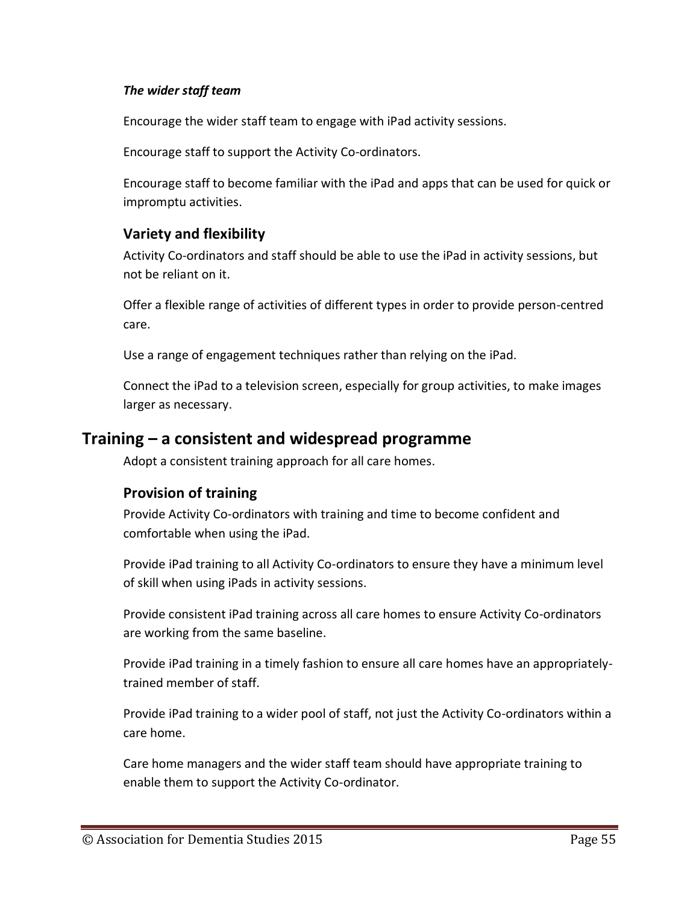***The wider staff team***

Encourage the wider staff team to engage with iPad activity sessions.

Encourage staff to support the Activity Co-ordinators.

Encourage staff to become familiar with the iPad and apps that can be used for quick or impromptu activities.

### Variety and flexibility

Activity Co-ordinators and staff should be able to use the iPad in activity sessions, but not be reliant on it.

Offer a flexible range of activities of different types in order to provide person-centred care.

Use a range of engagement techniques rather than relying on the iPad.

Connect the iPad to a television screen, especially for group activities, to make images larger as necessary.

## Training – a consistent and widespread programme

Adopt a consistent training approach for all care homes.

### Provision of training

Provide Activity Co-ordinators with training and time to become confident and comfortable when using the iPad.

Provide iPad training to all Activity Co-ordinators to ensure they have a minimum level of skill when using iPads in activity sessions.

Provide consistent iPad training across all care homes to ensure Activity Co-ordinators are working from the same baseline.

Provide iPad training in a timely fashion to ensure all care homes have an appropriately-trained member of staff.

Provide iPad training to a wider pool of staff, not just the Activity Co-ordinators within a care home.

Care home managers and the wider staff team should have appropriate training to enable them to support the Activity Co-ordinator.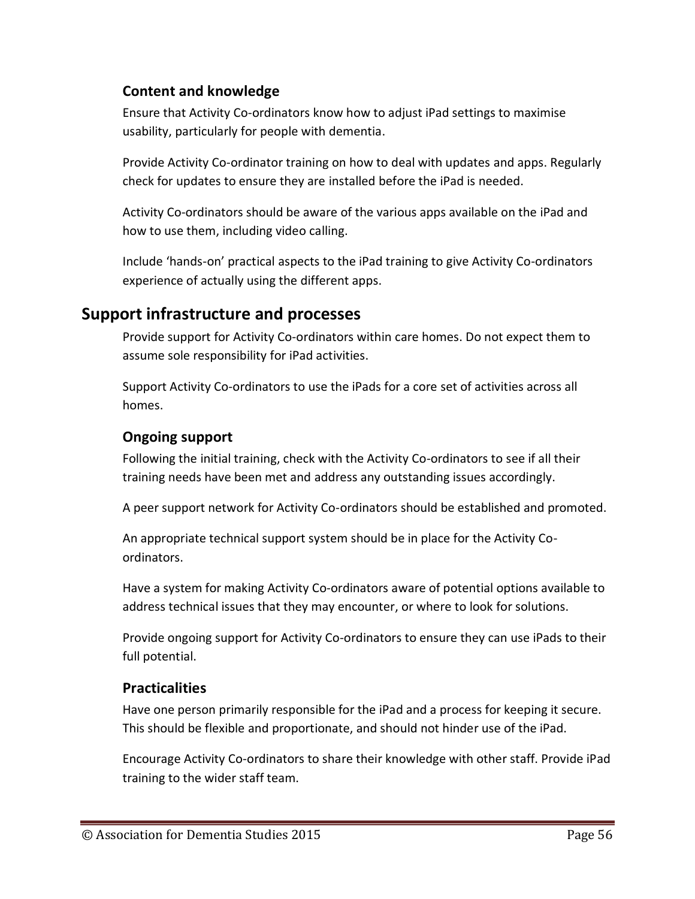### Content and knowledge

Ensure that Activity Co-ordinators know how to adjust iPad settings to maximise usability, particularly for people with dementia.

Provide Activity Co-ordinator training on how to deal with updates and apps. Regularly check for updates to ensure they are installed before the iPad is needed.

Activity Co-ordinators should be aware of the various apps available on the iPad and how to use them, including video calling.

Include 'hands-on' practical aspects to the iPad training to give Activity Co-ordinators experience of actually using the different apps.

## Support infrastructure and processes

Provide support for Activity Co-ordinators within care homes. Do not expect them to assume sole responsibility for iPad activities.

Support Activity Co-ordinators to use the iPads for a core set of activities across all homes.

### Ongoing support

Following the initial training, check with the Activity Co-ordinators to see if all their training needs have been met and address any outstanding issues accordingly.

A peer support network for Activity Co-ordinators should be established and promoted.

An appropriate technical support system should be in place for the Activity Co-ordinators.

Have a system for making Activity Co-ordinators aware of potential options available to address technical issues that they may encounter, or where to look for solutions.

Provide ongoing support for Activity Co-ordinators to ensure they can use iPads to their full potential.

### Practicalities

Have one person primarily responsible for the iPad and a process for keeping it secure. This should be flexible and proportionate, and should not hinder use of the iPad.

Encourage Activity Co-ordinators to share their knowledge with other staff. Provide iPad training to the wider staff team.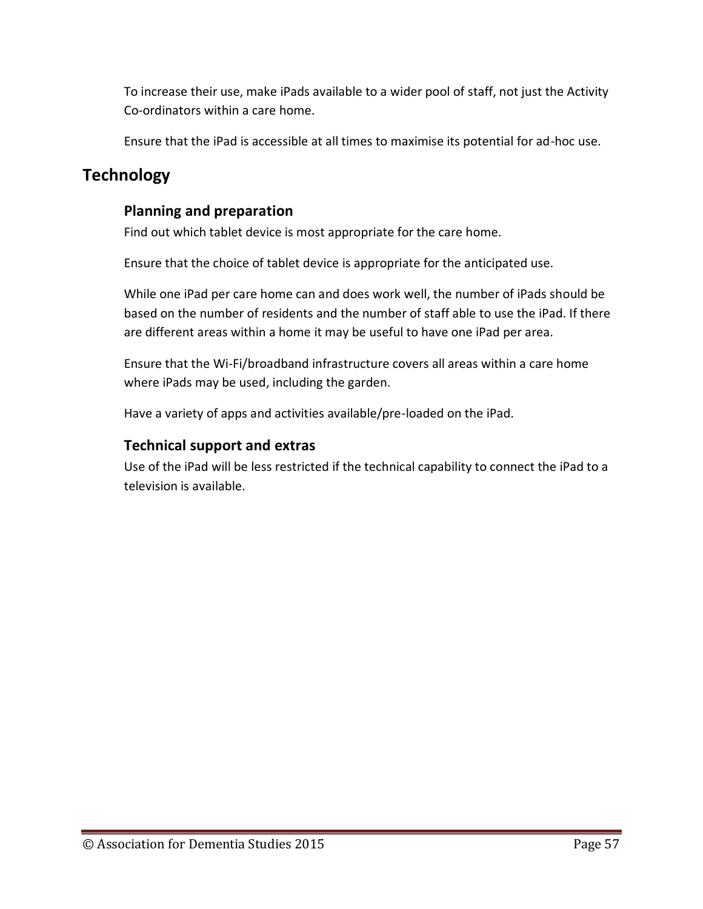To increase their use, make iPads available to a wider pool of staff, not just the Activity Co-ordinators within a care home.

Ensure that the iPad is accessible at all times to maximise its potential for ad-hoc use.

## Technology

### Planning and preparation

Find out which tablet device is most appropriate for the care home.

Ensure that the choice of tablet device is appropriate for the anticipated use.

While one iPad per care home can and does work well, the number of iPads should be based on the number of residents and the number of staff able to use the iPad. If there are different areas within a home it may be useful to have one iPad per area.

Ensure that the Wi-Fi/broadband infrastructure covers all areas within a care home where iPads may be used, including the garden.

Have a variety of apps and activities available/pre-loaded on the iPad.

### Technical support and extras

Use of the iPad will be less restricted if the technical capability to connect the iPad to a television is available.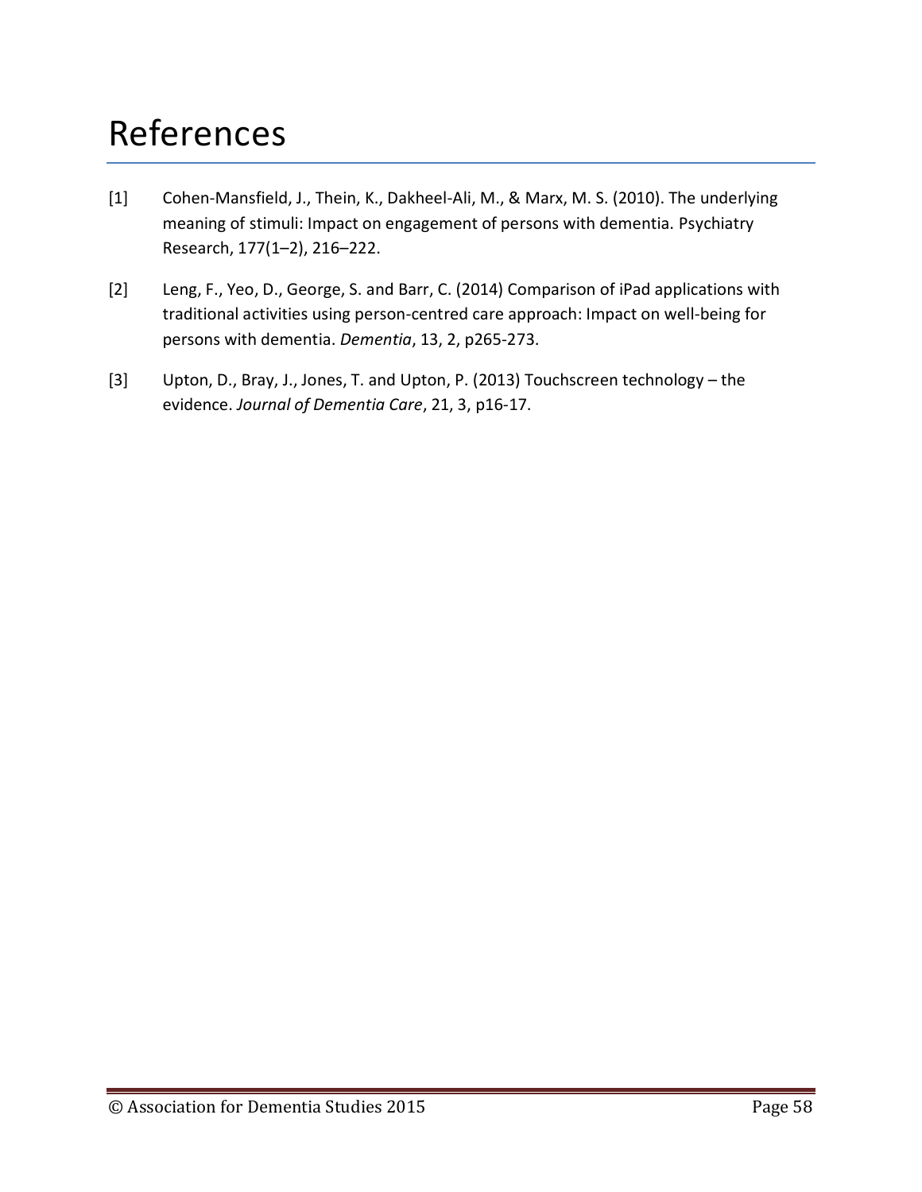# References

[1] Cohen-Mansfield, J., Thein, K., Dakheel-Ali, M., & Marx, M. S. (2010). The underlying meaning of stimuli: Impact on engagement of persons with dementia. Psychiatry Research, 177(1–2), 216–222.

[2] Leng, F., Yeo, D., George, S. and Barr, C. (2014) Comparison of iPad applications with traditional activities using person-centred care approach: Impact on well-being for persons with dementia. *Dementia*, 13, 2, p265-273.

[3] Upton, D., Bray, J., Jones, T. and Upton, P. (2013) Touchscreen technology – the evidence. *Journal of Dementia Care*, 21, 3, p16-17.